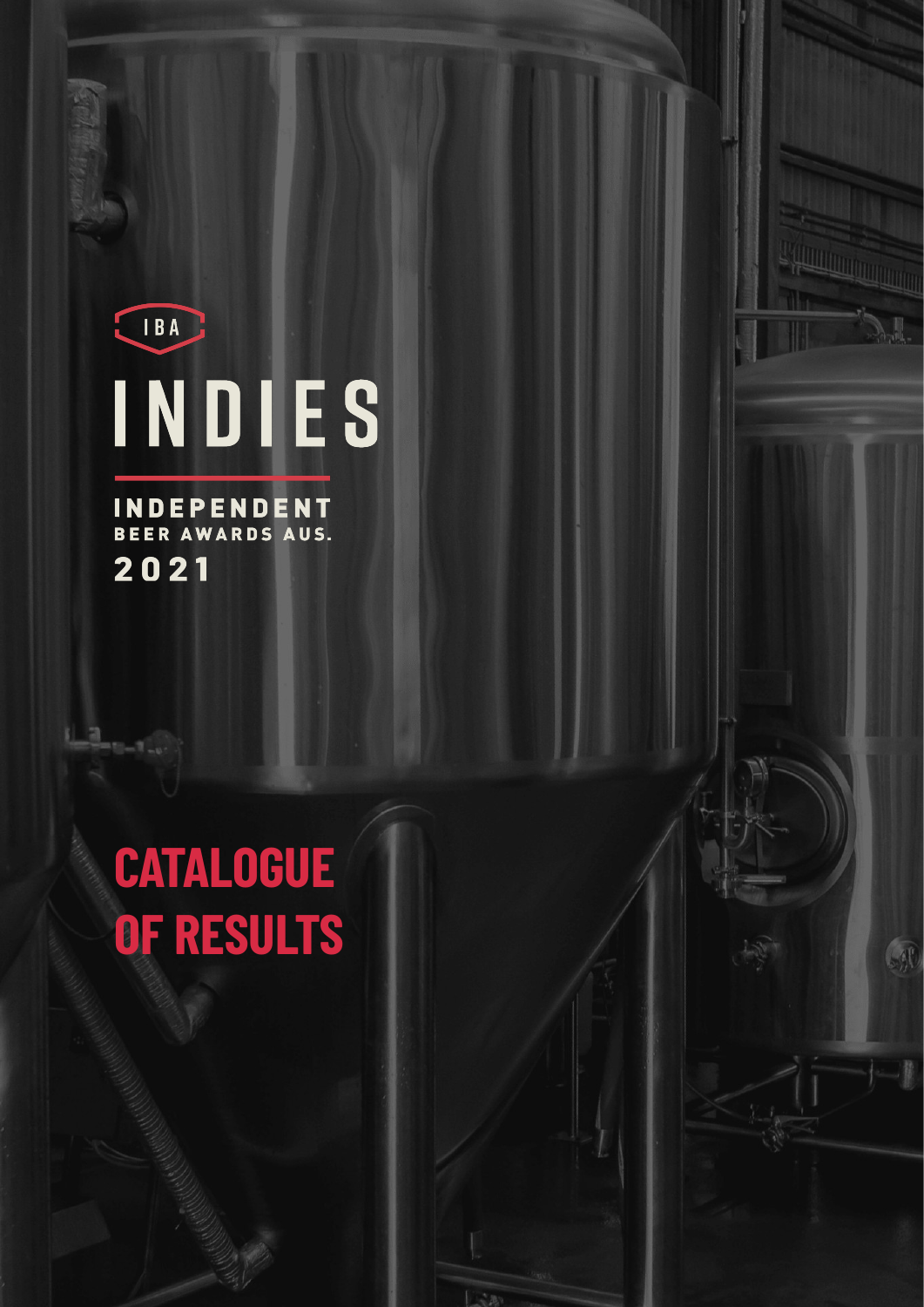IBA

# INDIES

INDEPENDENT
BEER AWARDS AUS.
2021

# CATALOGUE OF RESULTS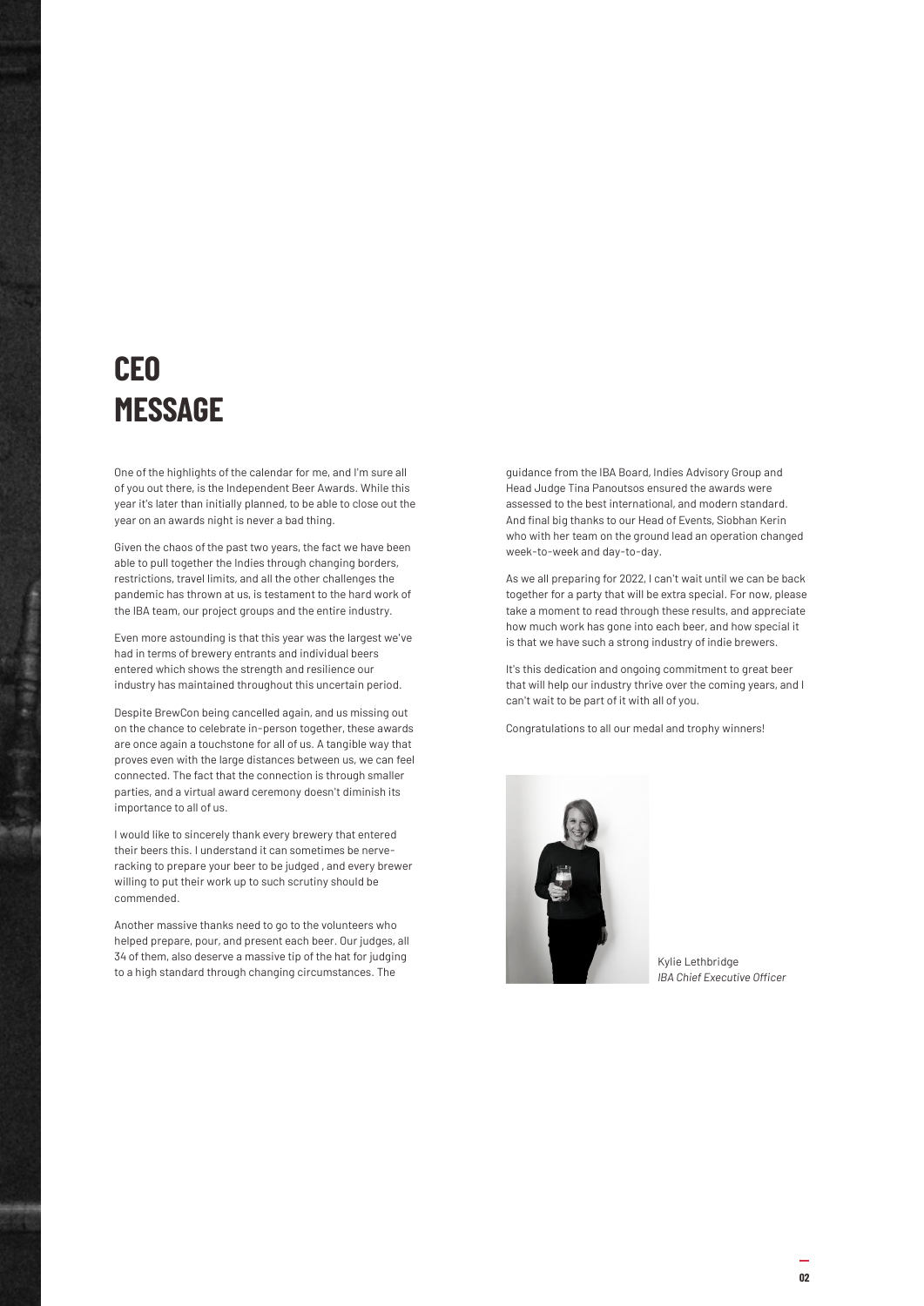# CEO MESSAGE

One of the highlights of the calendar for me, and I'm sure all of you out there, is the Independent Beer Awards. While this year it's later than initially planned, to be able to close out the year on an awards night is never a bad thing.

Given the chaos of the past two years, the fact we have been able to pull together the Indies through changing borders, restrictions, travel limits, and all the other challenges the pandemic has thrown at us, is testament to the hard work of the IBA team, our project groups and the entire industry.

Even more astounding is that this year was the largest we've had in terms of brewery entrants and individual beers entered which shows the strength and resilience our industry has maintained throughout this uncertain period.

Despite BrewCon being cancelled again, and us missing out on the chance to celebrate in-person together, these awards are once again a touchstone for all of us. A tangible way that proves even with the large distances between us, we can feel connected. The fact that the connection is through smaller parties, and a virtual award ceremony doesn't diminish its importance to all of us.

I would like to sincerely thank every brewery that entered their beers this. I understand it can sometimes be nerve-racking to prepare your beer to be judged , and every brewer willing to put their work up to such scrutiny should be commended.

Another massive thanks need to go to the volunteers who helped prepare, pour, and present each beer. Our judges, all 34 of them, also deserve a massive tip of the hat for judging to a high standard through changing circumstances. The guidance from the IBA Board, Indies Advisory Group and Head Judge Tina Panoutsos ensured the awards were assessed to the best international, and modern standard. And final big thanks to our Head of Events, Siobhan Kerin who with her team on the ground lead an operation changed week-to-week and day-to-day.

As we all preparing for 2022, I can't wait until we can be back together for a party that will be extra special. For now, please take a moment to read through these results, and appreciate how much work has gone into each beer, and how special it is that we have such a strong industry of indie brewers.

It's this dedication and ongoing commitment to great beer that will help our industry thrive over the coming years, and I can't wait to be part of it with all of you.

Congratulations to all our medal and trophy winners!

Kylie Lethbridge
*IBA Chief Executive Officer*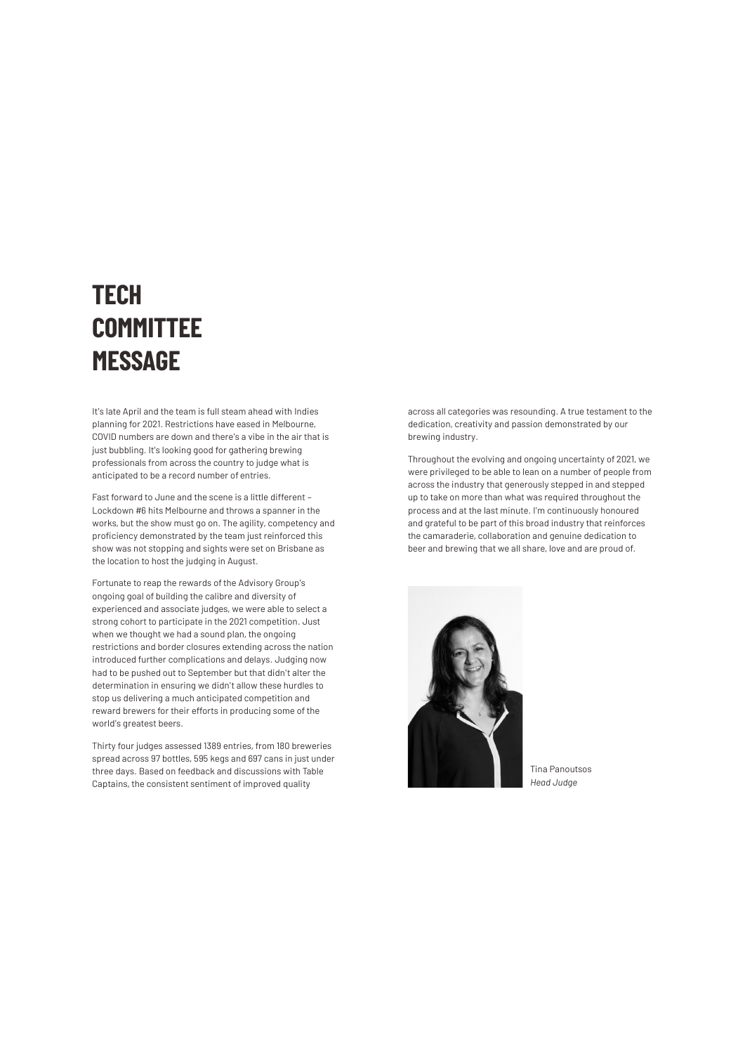# TECH COMMITTEE MESSAGE

It's late April and the team is full steam ahead with Indies planning for 2021. Restrictions have eased in Melbourne, COVID numbers are down and there's a vibe in the air that is just bubbling. It's looking good for gathering brewing professionals from across the country to judge what is anticipated to be a record number of entries.

Fast forward to June and the scene is a little different – Lockdown #6 hits Melbourne and throws a spanner in the works, but the show must go on. The agility, competency and proficiency demonstrated by the team just reinforced this show was not stopping and sights were set on Brisbane as the location to host the judging in August.

Fortunate to reap the rewards of the Advisory Group's ongoing goal of building the calibre and diversity of experienced and associate judges, we were able to select a strong cohort to participate in the 2021 competition. Just when we thought we had a sound plan, the ongoing restrictions and border closures extending across the nation introduced further complications and delays. Judging now had to be pushed out to September but that didn't alter the determination in ensuring we didn't allow these hurdles to stop us delivering a much anticipated competition and reward brewers for their efforts in producing some of the world's greatest beers.

Thirty four judges assessed 1389 entries, from 180 breweries spread across 97 bottles, 595 kegs and 697 cans in just under three days. Based on feedback and discussions with Table Captains, the consistent sentiment of improved quality across all categories was resounding. A true testament to the dedication, creativity and passion demonstrated by our brewing industry.

Throughout the evolving and ongoing uncertainty of 2021, we were privileged to be able to lean on a number of people from across the industry that generously stepped in and stepped up to take on more than what was required throughout the process and at the last minute. I'm continuously honoured and grateful to be part of this broad industry that reinforces the camaraderie, collaboration and genuine dedication to beer and brewing that we all share, love and are proud of.

Tina Panoutsos
*Head Judge*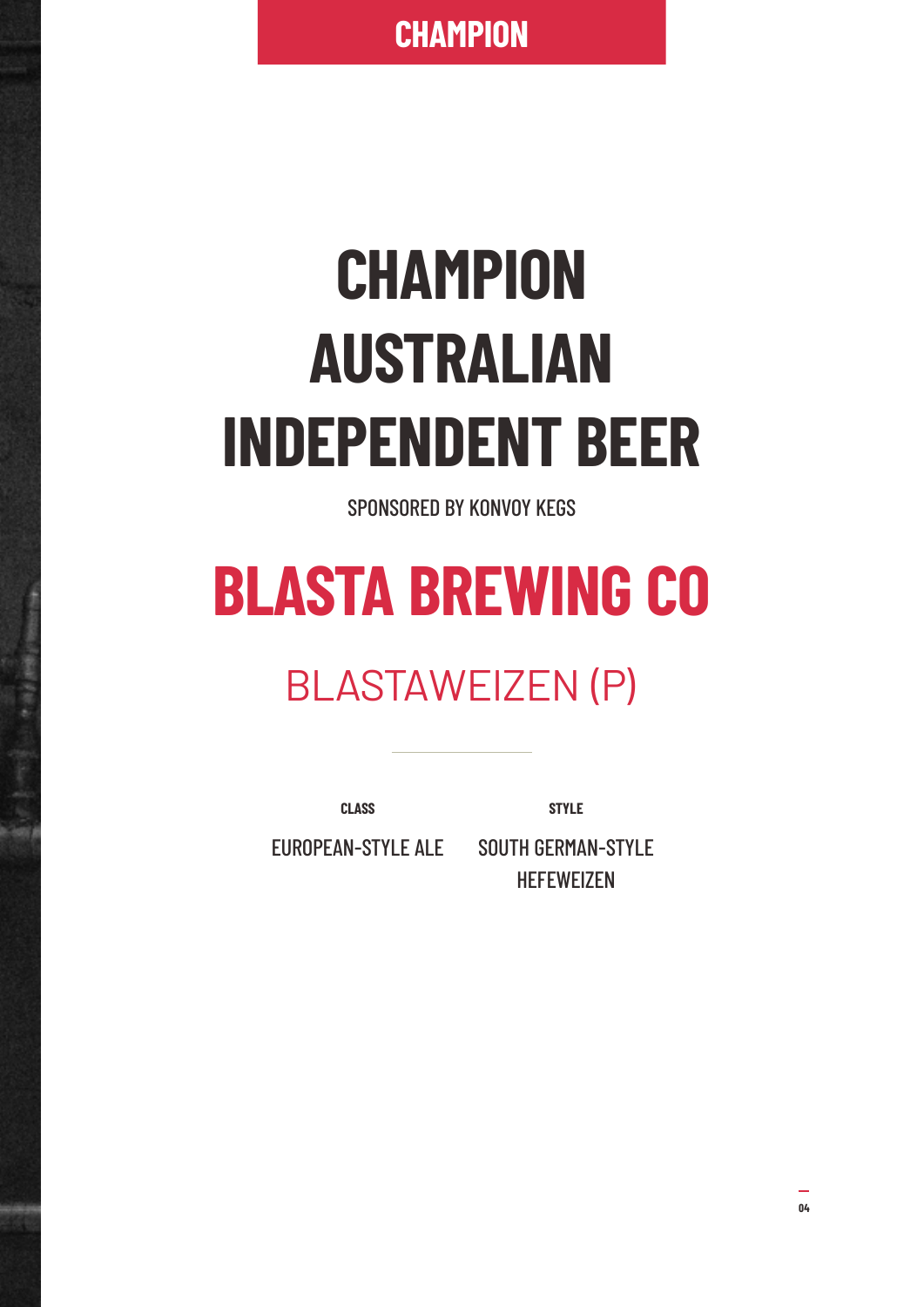**CHAMPION**

# CHAMPION AUSTRALIAN INDEPENDENT BEER

SPONSORED BY KONVOY KEGS

## BLASTA BREWING CO

### BLASTAWEIZEN (P)

---

| CLASS | STYLE |
|---|---|
| EUROPEAN-STYLE ALE | SOUTH GERMAN-STYLE HEFEWEIZEN |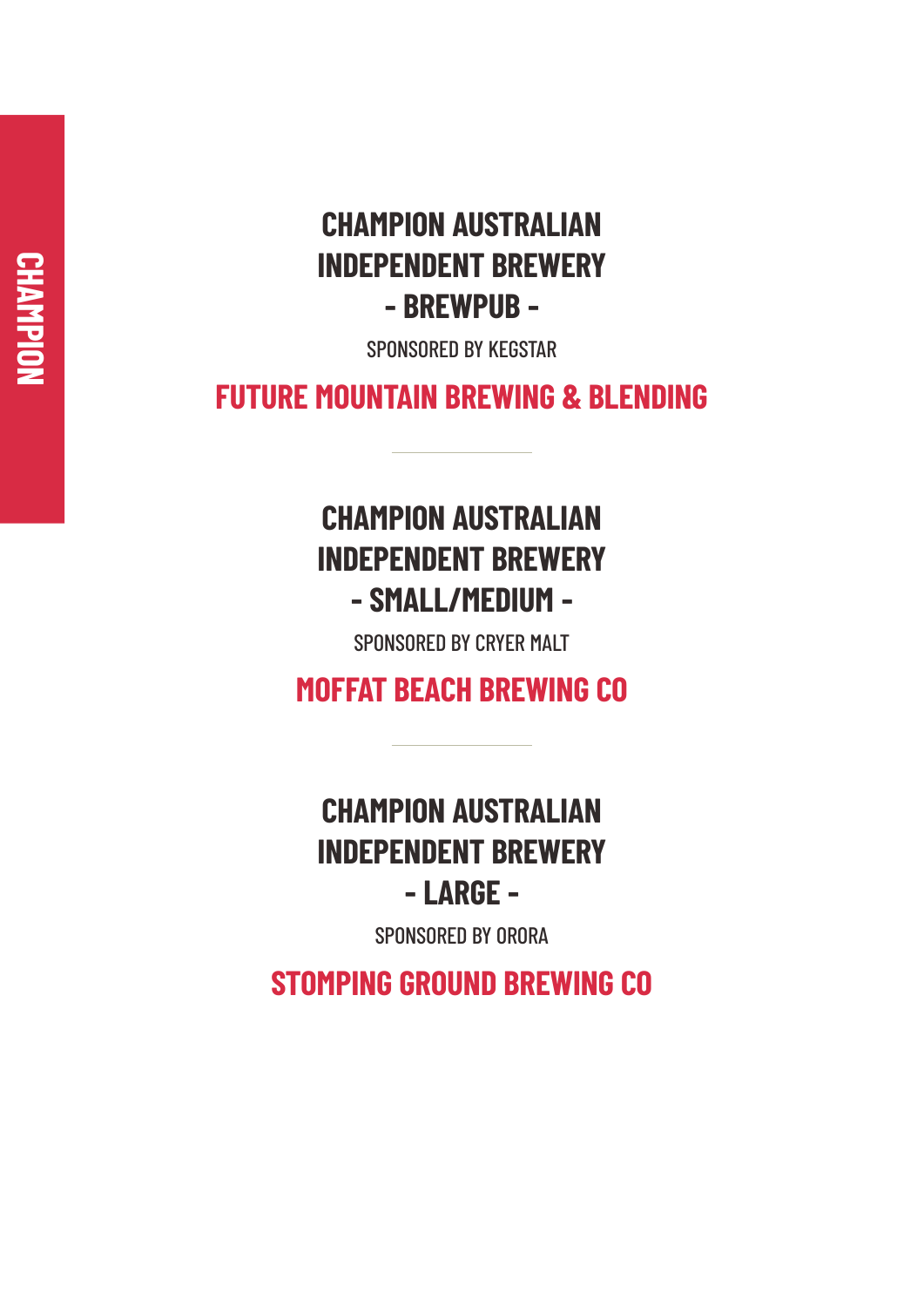CHAMPION

## CHAMPION AUSTRALIAN INDEPENDENT BREWERY - BREWPUB -

SPONSORED BY KEGSTAR

**FUTURE MOUNTAIN BREWING & BLENDING**

---

## CHAMPION AUSTRALIAN INDEPENDENT BREWERY - SMALL/MEDIUM -

SPONSORED BY CRYER MALT

**MOFFAT BEACH BREWING CO**

---

## CHAMPION AUSTRALIAN INDEPENDENT BREWERY - LARGE -

SPONSORED BY ORORA

**STOMPING GROUND BREWING CO**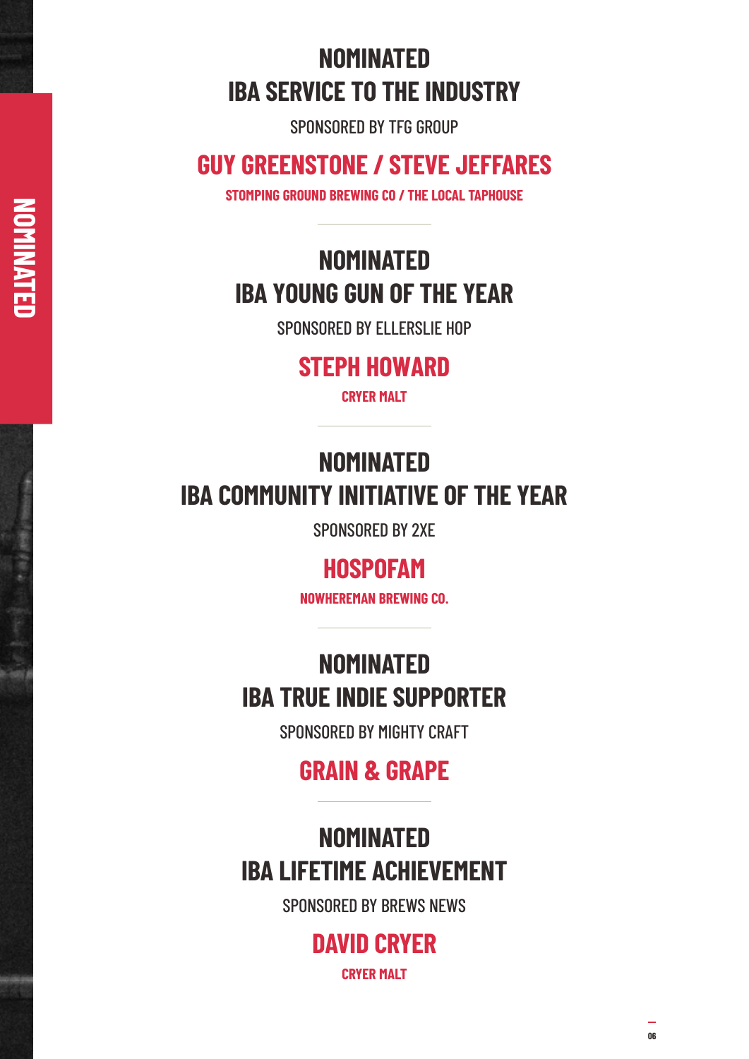## NOMINATED
## IBA SERVICE TO THE INDUSTRY

SPONSORED BY TFG GROUP

### GUY GREENSTONE / STEVE JEFFARES

**STOMPING GROUND BREWING CO / THE LOCAL TAPHOUSE**

---

## NOMINATED
## IBA YOUNG GUN OF THE YEAR

SPONSORED BY ELLERSLIE HOP

### STEPH HOWARD

**CRYER MALT**

---

## NOMINATED
## IBA COMMUNITY INITIATIVE OF THE YEAR

SPONSORED BY 2XE

### HOSPOFAM

**NOWHEREMAN BREWING CO.**

---

## NOMINATED
## IBA TRUE INDIE SUPPORTER

SPONSORED BY MIGHTY CRAFT

### GRAIN & GRAPE

---

## NOMINATED
## IBA LIFETIME ACHIEVEMENT

SPONSORED BY BREWS NEWS

### DAVID CRYER

**CRYER MALT**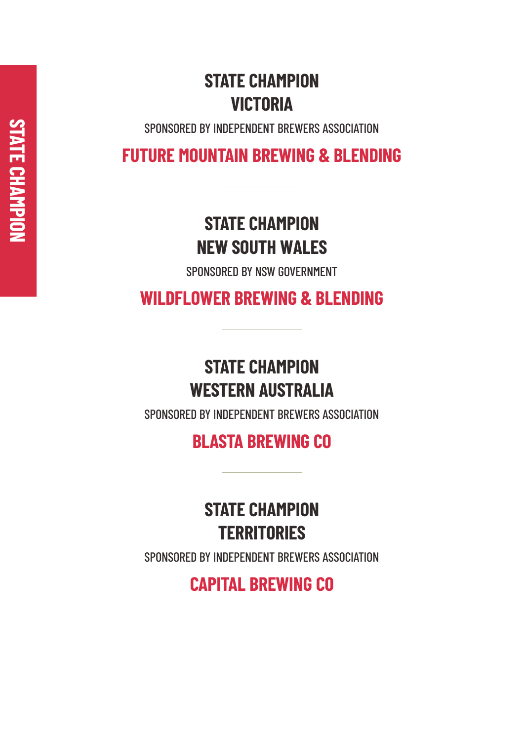STATE CHAMPION

## STATE CHAMPION
## VICTORIA

SPONSORED BY INDEPENDENT BREWERS ASSOCIATION

**FUTURE MOUNTAIN BREWING & BLENDING**

---

## STATE CHAMPION
## NEW SOUTH WALES

SPONSORED BY NSW GOVERNMENT

**WILDFLOWER BREWING & BLENDING**

---

## STATE CHAMPION
## WESTERN AUSTRALIA

SPONSORED BY INDEPENDENT BREWERS ASSOCIATION

**BLASTA BREWING CO**

---

## STATE CHAMPION
## TERRITORIES

SPONSORED BY INDEPENDENT BREWERS ASSOCIATION

**CAPITAL BREWING CO**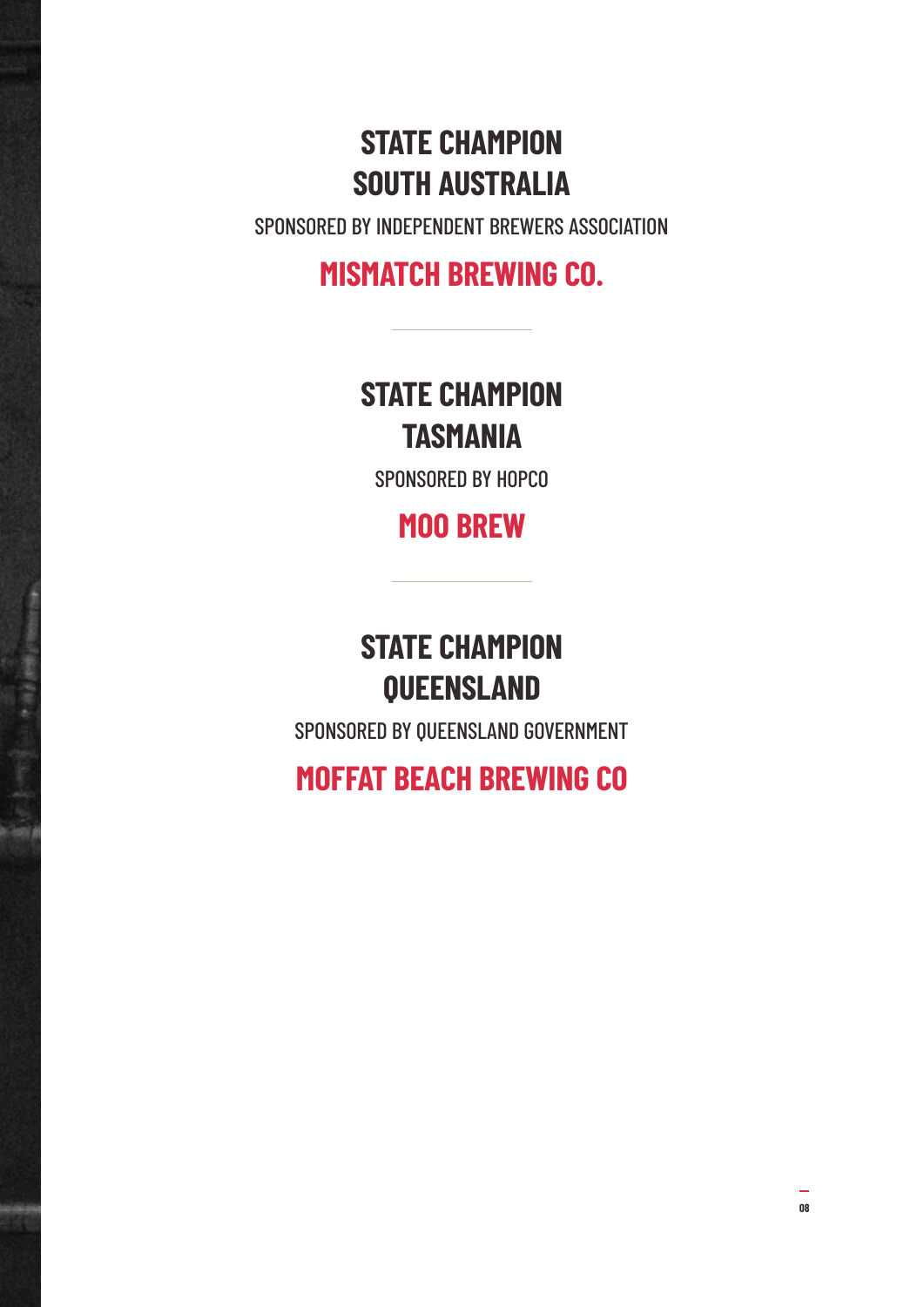## STATE CHAMPION
## SOUTH AUSTRALIA

SPONSORED BY INDEPENDENT BREWERS ASSOCIATION

**MISMATCH BREWING CO.**

---

## STATE CHAMPION
## TASMANIA

SPONSORED BY HOPCO

**MOO BREW**

---

## STATE CHAMPION
## QUEENSLAND

SPONSORED BY QUEENSLAND GOVERNMENT

**MOFFAT BEACH BREWING CO**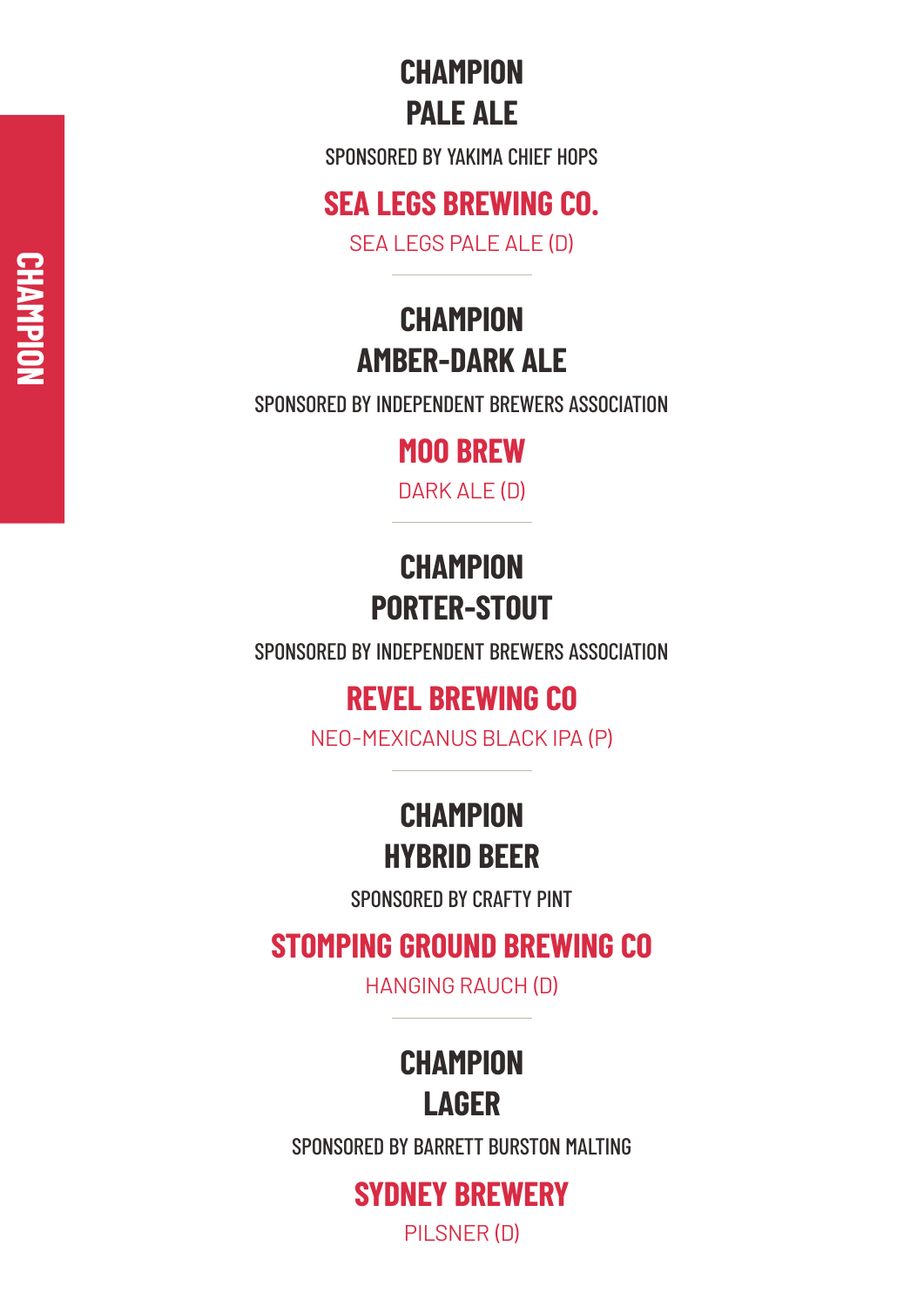CHAMPION

## CHAMPION PALE ALE

SPONSORED BY YAKIMA CHIEF HOPS

### SEA LEGS BREWING CO.

SEA LEGS PALE ALE (D)

---

## CHAMPION AMBER-DARK ALE

SPONSORED BY INDEPENDENT BREWERS ASSOCIATION

### MOO BREW

DARK ALE (D)

---

## CHAMPION PORTER-STOUT

SPONSORED BY INDEPENDENT BREWERS ASSOCIATION

### REVEL BREWING CO

NEO-MEXICANUS BLACK IPA (P)

---

## CHAMPION HYBRID BEER

SPONSORED BY CRAFTY PINT

### STOMPING GROUND BREWING CO

HANGING RAUCH (D)

---

## CHAMPION LAGER

SPONSORED BY BARRETT BURSTON MALTING

### SYDNEY BREWERY

PILSNER (D)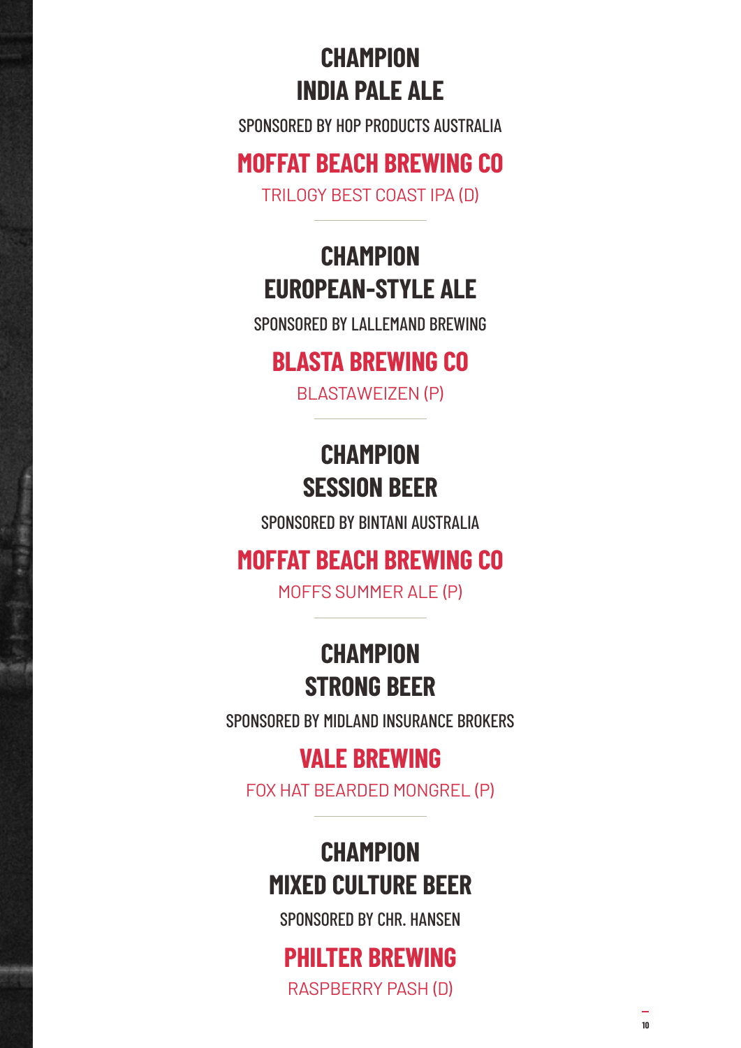## CHAMPION INDIA PALE ALE

SPONSORED BY HOP PRODUCTS AUSTRALIA

### MOFFAT BEACH BREWING CO

TRILOGY BEST COAST IPA (D)

---

## CHAMPION EUROPEAN-STYLE ALE

SPONSORED BY LALLEMAND BREWING

### BLASTA BREWING CO

BLASTAWEIZEN (P)

---

## CHAMPION SESSION BEER

SPONSORED BY BINTANI AUSTRALIA

### MOFFAT BEACH BREWING CO

MOFFS SUMMER ALE (P)

---

## CHAMPION STRONG BEER

SPONSORED BY MIDLAND INSURANCE BROKERS

### VALE BREWING

FOX HAT BEARDED MONGREL (P)

---

## CHAMPION MIXED CULTURE BEER

SPONSORED BY CHR. HANSEN

### PHILTER BREWING

RASPBERRY PASH (D)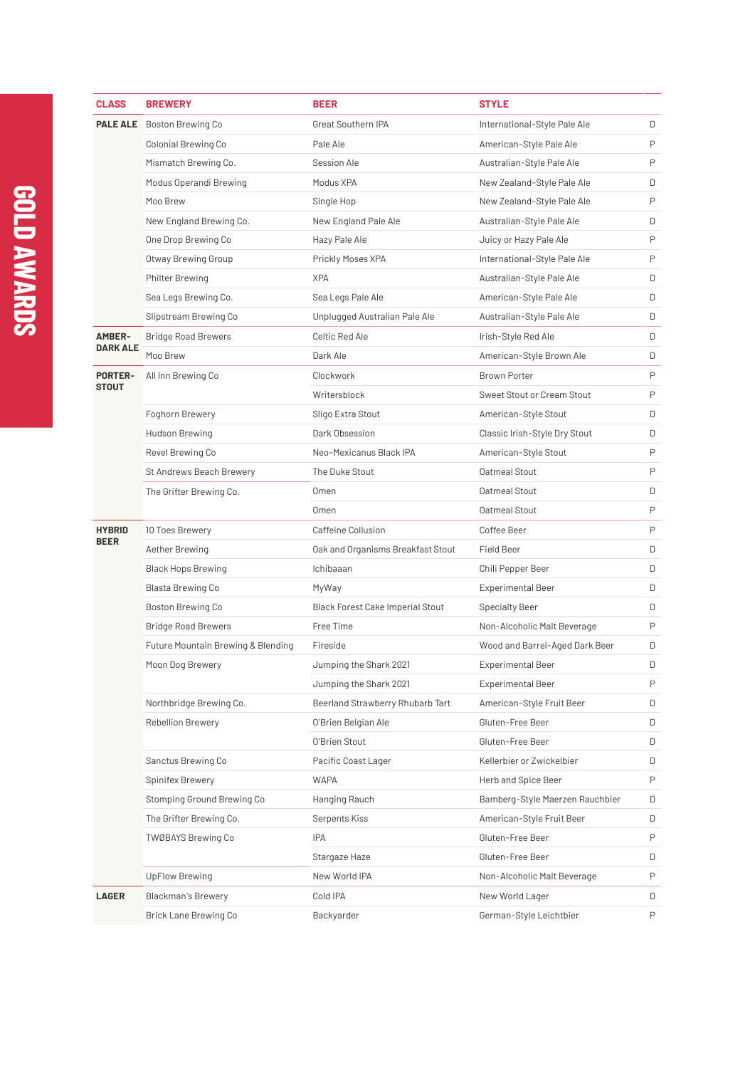# GOLD AWARDS

| CLASS | BREWERY | BEER | STYLE | |
|---|---|---|---|---|
| PALE ALE | Boston Brewing Co | Great Southern IPA | International-Style Pale Ale | D |
| | Colonial Brewing Co | Pale Ale | American-Style Pale Ale | P |
| | Mismatch Brewing Co. | Session Ale | Australian-Style Pale Ale | P |
| | Modus Operandi Brewing | Modus XPA | New Zealand-Style Pale Ale | D |
| | Moo Brew | Single Hop | New Zealand-Style Pale Ale | P |
| | New England Brewing Co. | New England Pale Ale | Australian-Style Pale Ale | D |
| | One Drop Brewing Co | Hazy Pale Ale | Juicy or Hazy Pale Ale | P |
| | Otway Brewing Group | Prickly Moses XPA | International-Style Pale Ale | P |
| | Philter Brewing | XPA | Australian-Style Pale Ale | D |
| | Sea Legs Brewing Co. | Sea Legs Pale Ale | American-Style Pale Ale | D |
| | Slipstream Brewing Co | Unplugged Australian Pale Ale | Australian-Style Pale Ale | D |
| AMBER-DARK ALE | Bridge Road Brewers | Celtic Red Ale | Irish-Style Red Ale | D |
| | Moo Brew | Dark Ale | American-Style Brown Ale | D |
| PORTER-STOUT | All Inn Brewing Co | Clockwork | Brown Porter | P |
| | | Writersblock | Sweet Stout or Cream Stout | P |
| | Foghorn Brewery | Sligo Extra Stout | American-Style Stout | D |
| | Hudson Brewing | Dark Obsession | Classic Irish-Style Dry Stout | D |
| | Revel Brewing Co | Neo-Mexicanus Black IPA | American-Style Stout | P |
| | St Andrews Beach Brewery | The Duke Stout | Oatmeal Stout | P |
| | The Grifter Brewing Co. | Omen | Oatmeal Stout | D |
| | | Omen | Oatmeal Stout | P |
| HYBRID BEER | 10 Toes Brewery | Caffeine Collusion | Coffee Beer | P |
| | Aether Brewing | Oak and Organisms Breakfast Stout | Field Beer | D |
| | Black Hops Brewing | Ichibaaan | Chili Pepper Beer | D |
| | Blasta Brewing Co | MyWay | Experimental Beer | D |
| | Boston Brewing Co | Black Forest Cake Imperial Stout | Specialty Beer | D |
| | Bridge Road Brewers | Free Time | Non-Alcoholic Malt Beverage | P |
| | Future Mountain Brewing & Blending | Fireside | Wood and Barrel-Aged Dark Beer | D |
| | Moon Dog Brewery | Jumping the Shark 2021 | Experimental Beer | D |
| | | Jumping the Shark 2021 | Experimental Beer | P |
| | Northbridge Brewing Co. | Beerland Strawberry Rhubarb Tart | American-Style Fruit Beer | D |
| | Rebellion Brewery | O'Brien Belgian Ale | Gluten-Free Beer | D |
| | | O'Brien Stout | Gluten-Free Beer | D |
| | Sanctus Brewing Co | Pacific Coast Lager | Kellerbier or Zwickelbier | D |
| | Spinifex Brewery | WAPA | Herb and Spice Beer | P |
| | Stomping Ground Brewing Co | Hanging Rauch | Bamberg-Style Maerzen Rauchbier | D |
| | The Grifter Brewing Co. | Serpents Kiss | American-Style Fruit Beer | D |
| | TWØBAYS Brewing Co | IPA | Gluten-Free Beer | P |
| | | Stargaze Haze | Gluten-Free Beer | D |
| | UpFlow Brewing | New World IPA | Non-Alcoholic Malt Beverage | P |
| LAGER | Blackman's Brewery | Cold IPA | New World Lager | D |
| | Brick Lane Brewing Co | Backyarder | German-Style Leichtbier | P |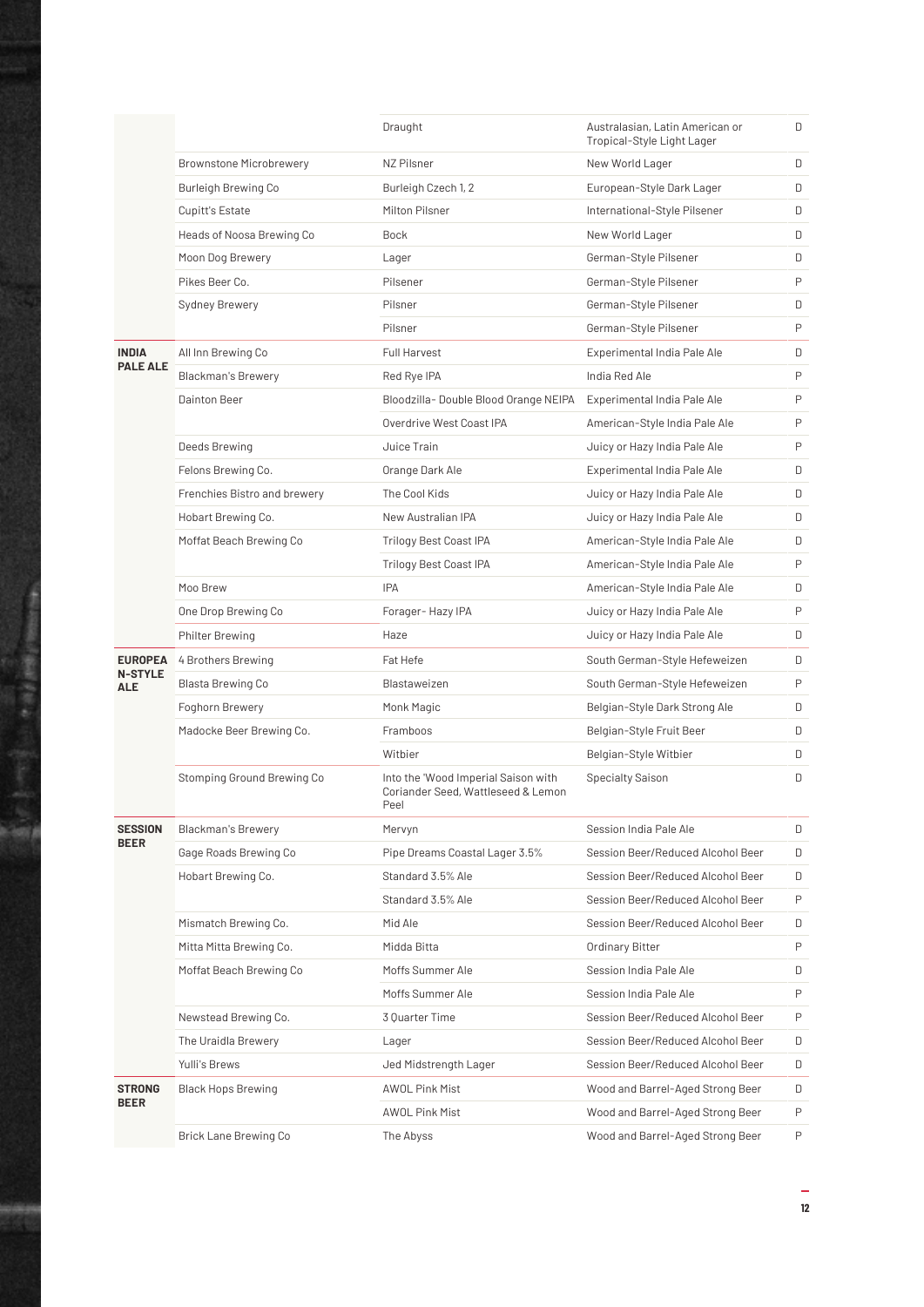| | | | | |
|---|---|---|---|---|
| | | Draught | Australasian, Latin American or Tropical-Style Light Lager | D |
| | Brownstone Microbrewery | NZ Pilsner | New World Lager | D |
| | Burleigh Brewing Co | Burleigh Czech 1, 2 | European-Style Dark Lager | D |
| | Cupitt's Estate | Milton Pilsner | International-Style Pilsener | D |
| | Heads of Noosa Brewing Co | Bock | New World Lager | D |
| | Moon Dog Brewery | Lager | German-Style Pilsener | D |
| | Pikes Beer Co. | Pilsener | German-Style Pilsener | P |
| | Sydney Brewery | Pilsner | German-Style Pilsener | D |
| | | Pilsner | German-Style Pilsener | P |
| **INDIA PALE ALE** | All Inn Brewing Co | Full Harvest | Experimental India Pale Ale | D |
| | Blackman's Brewery | Red Rye IPA | India Red Ale | P |
| | Dainton Beer | Bloodzilla- Double Blood Orange NEIPA | Experimental India Pale Ale | P |
| | | Overdrive West Coast IPA | American-Style India Pale Ale | P |
| | Deeds Brewing | Juice Train | Juicy or Hazy India Pale Ale | P |
| | Felons Brewing Co. | Orange Dark Ale | Experimental India Pale Ale | D |
| | Frenchies Bistro and brewery | The Cool Kids | Juicy or Hazy India Pale Ale | D |
| | Hobart Brewing Co. | New Australian IPA | Juicy or Hazy India Pale Ale | D |
| | Moffat Beach Brewing Co | Trilogy Best Coast IPA | American-Style India Pale Ale | D |
| | | Trilogy Best Coast IPA | American-Style India Pale Ale | P |
| | Moo Brew | IPA | American-Style India Pale Ale | D |
| | One Drop Brewing Co | Forager- Hazy IPA | Juicy or Hazy India Pale Ale | P |
| | Philter Brewing | Haze | Juicy or Hazy India Pale Ale | D |
| **EUROPEAN-STYLE ALE** | 4 Brothers Brewing | Fat Hefe | South German-Style Hefeweizen | D |
| | Blasta Brewing Co | Blastaweizen | South German-Style Hefeweizen | P |
| | Foghorn Brewery | Monk Magic | Belgian-Style Dark Strong Ale | D |
| | Madocke Beer Brewing Co. | Framboos | Belgian-Style Fruit Beer | D |
| | | Witbier | Belgian-Style Witbier | D |
| | Stomping Ground Brewing Co | Into the 'Wood Imperial Saison with Coriander Seed, Wattleseed & Lemon Peel | Specialty Saison | D |
| **SESSION BEER** | Blackman's Brewery | Mervyn | Session India Pale Ale | D |
| | Gage Roads Brewing Co | Pipe Dreams Coastal Lager 3.5% | Session Beer/Reduced Alcohol Beer | D |
| | Hobart Brewing Co. | Standard 3.5% Ale | Session Beer/Reduced Alcohol Beer | D |
| | | Standard 3.5% Ale | Session Beer/Reduced Alcohol Beer | P |
| | Mismatch Brewing Co. | Mid Ale | Session Beer/Reduced Alcohol Beer | D |
| | Mitta Mitta Brewing Co. | Midda Bitta | Ordinary Bitter | P |
| | Moffat Beach Brewing Co | Moffs Summer Ale | Session India Pale Ale | D |
| | | Moffs Summer Ale | Session India Pale Ale | P |
| | Newstead Brewing Co. | 3 Quarter Time | Session Beer/Reduced Alcohol Beer | P |
| | The Uraidla Brewery | Lager | Session Beer/Reduced Alcohol Beer | D |
| | Yulli's Brews | Jed Midstrength Lager | Session Beer/Reduced Alcohol Beer | D |
| **STRONG BEER** | Black Hops Brewing | AWOL Pink Mist | Wood and Barrel-Aged Strong Beer | D |
| | | AWOL Pink Mist | Wood and Barrel-Aged Strong Beer | P |
| | Brick Lane Brewing Co | The Abyss | Wood and Barrel-Aged Strong Beer | P |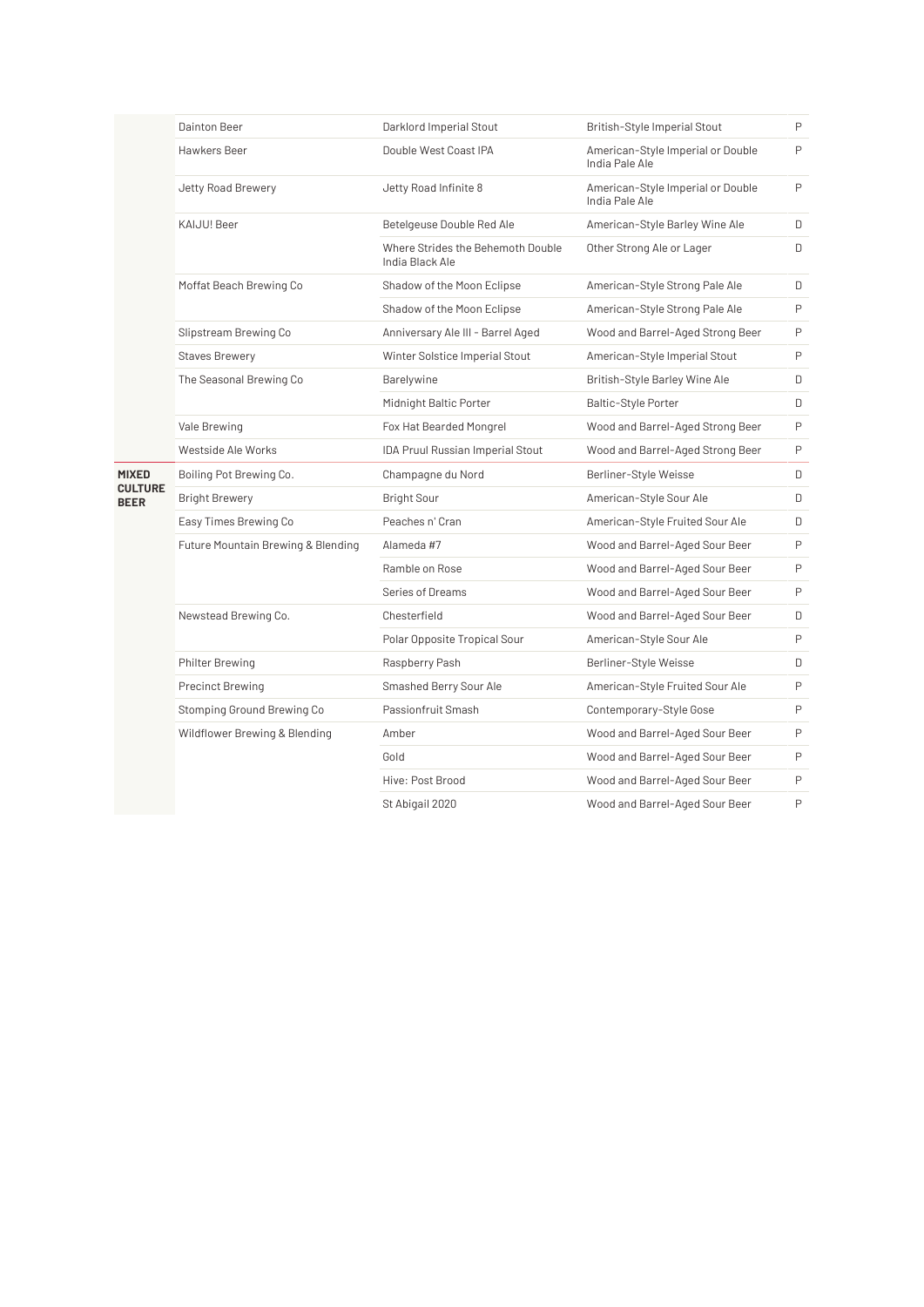| | | | | |
|---|---|---|---|---|
| | Dainton Beer | Darklord Imperial Stout | British-Style Imperial Stout | P |
| | Hawkers Beer | Double West Coast IPA | American-Style Imperial or Double India Pale Ale | P |
| | Jetty Road Brewery | Jetty Road Infinite 8 | American-Style Imperial or Double India Pale Ale | P |
| | KAIJU! Beer | Betelgeuse Double Red Ale | American-Style Barley Wine Ale | D |
| | | Where Strides the Behemoth Double India Black Ale | Other Strong Ale or Lager | D |
| | Moffat Beach Brewing Co | Shadow of the Moon Eclipse | American-Style Strong Pale Ale | D |
| | | Shadow of the Moon Eclipse | American-Style Strong Pale Ale | P |
| | Slipstream Brewing Co | Anniversary Ale III - Barrel Aged | Wood and Barrel-Aged Strong Beer | P |
| | Staves Brewery | Winter Solstice Imperial Stout | American-Style Imperial Stout | P |
| | The Seasonal Brewing Co | Barelywine | British-Style Barley Wine Ale | D |
| | | Midnight Baltic Porter | Baltic-Style Porter | D |
| | Vale Brewing | Fox Hat Bearded Mongrel | Wood and Barrel-Aged Strong Beer | P |
| | Westside Ale Works | IDA Pruul Russian Imperial Stout | Wood and Barrel-Aged Strong Beer | P |
| **MIXED CULTURE BEER** | Boiling Pot Brewing Co. | Champagne du Nord | Berliner-Style Weisse | D |
| | Bright Brewery | Bright Sour | American-Style Sour Ale | D |
| | Easy Times Brewing Co | Peaches n' Cran | American-Style Fruited Sour Ale | D |
| | Future Mountain Brewing & Blending | Alameda #7 | Wood and Barrel-Aged Sour Beer | P |
| | | Ramble on Rose | Wood and Barrel-Aged Sour Beer | P |
| | | Series of Dreams | Wood and Barrel-Aged Sour Beer | P |
| | Newstead Brewing Co. | Chesterfield | Wood and Barrel-Aged Sour Beer | D |
| | | Polar Opposite Tropical Sour | American-Style Sour Ale | P |
| | Philter Brewing | Raspberry Pash | Berliner-Style Weisse | D |
| | Precinct Brewing | Smashed Berry Sour Ale | American-Style Fruited Sour Ale | P |
| | Stomping Ground Brewing Co | Passionfruit Smash | Contemporary-Style Gose | P |
| | Wildflower Brewing & Blending | Amber | Wood and Barrel-Aged Sour Beer | P |
| | | Gold | Wood and Barrel-Aged Sour Beer | P |
| | | Hive: Post Brood | Wood and Barrel-Aged Sour Beer | P |
| | | St Abigail 2020 | Wood and Barrel-Aged Sour Beer | P |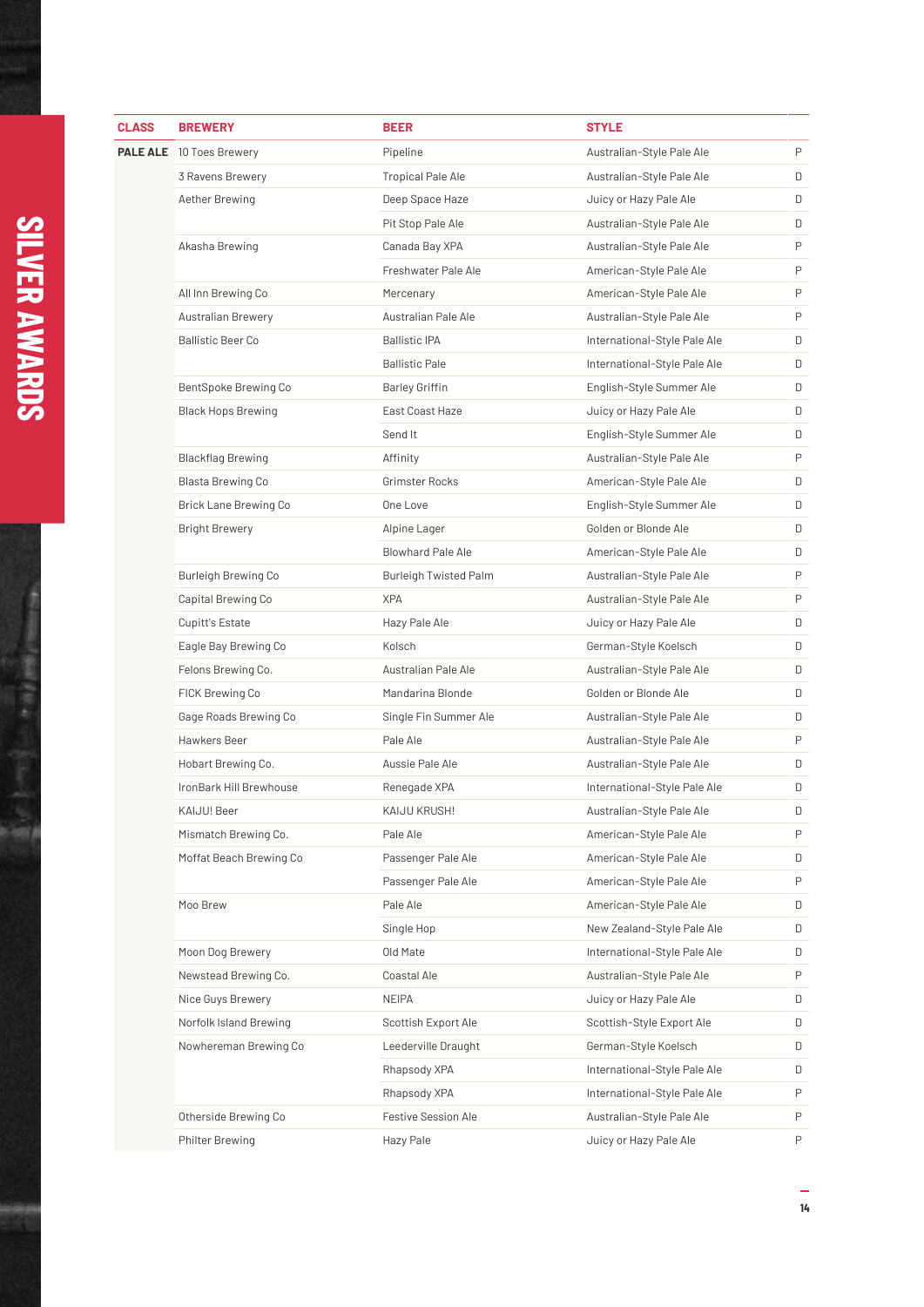# SILVER AWARDS

| CLASS | BREWERY | BEER | STYLE | |
|---|---|---|---|---|
| PALE ALE | 10 Toes Brewery | Pipeline | Australian-Style Pale Ale | P |
| | 3 Ravens Brewery | Tropical Pale Ale | Australian-Style Pale Ale | D |
| | Aether Brewing | Deep Space Haze | Juicy or Hazy Pale Ale | D |
| | | Pit Stop Pale Ale | Australian-Style Pale Ale | D |
| | Akasha Brewing | Canada Bay XPA | Australian-Style Pale Ale | P |
| | | Freshwater Pale Ale | American-Style Pale Ale | P |
| | All Inn Brewing Co | Mercenary | American-Style Pale Ale | P |
| | Australian Brewery | Australian Pale Ale | Australian-Style Pale Ale | P |
| | Ballistic Beer Co | Ballistic IPA | International-Style Pale Ale | D |
| | | Ballistic Pale | International-Style Pale Ale | D |
| | BentSpoke Brewing Co | Barley Griffin | English-Style Summer Ale | D |
| | Black Hops Brewing | East Coast Haze | Juicy or Hazy Pale Ale | D |
| | | Send It | English-Style Summer Ale | D |
| | Blackflag Brewing | Affinity | Australian-Style Pale Ale | P |
| | Blasta Brewing Co | Grimster Rocks | American-Style Pale Ale | D |
| | Brick Lane Brewing Co | One Love | English-Style Summer Ale | D |
| | Bright Brewery | Alpine Lager | Golden or Blonde Ale | D |
| | | Blowhard Pale Ale | American-Style Pale Ale | D |
| | Burleigh Brewing Co | Burleigh Twisted Palm | Australian-Style Pale Ale | P |
| | Capital Brewing Co | XPA | Australian-Style Pale Ale | P |
| | Cupitt's Estate | Hazy Pale Ale | Juicy or Hazy Pale Ale | D |
| | Eagle Bay Brewing Co | Kolsch | German-Style Koelsch | D |
| | Felons Brewing Co. | Australian Pale Ale | Australian-Style Pale Ale | D |
| | FICK Brewing Co | Mandarina Blonde | Golden or Blonde Ale | D |
| | Gage Roads Brewing Co | Single Fin Summer Ale | Australian-Style Pale Ale | D |
| | Hawkers Beer | Pale Ale | Australian-Style Pale Ale | P |
| | Hobart Brewing Co. | Aussie Pale Ale | Australian-Style Pale Ale | D |
| | IronBark Hill Brewhouse | Renegade XPA | International-Style Pale Ale | D |
| | KAIJU! Beer | KAIJU KRUSH! | Australian-Style Pale Ale | D |
| | Mismatch Brewing Co. | Pale Ale | American-Style Pale Ale | P |
| | Moffat Beach Brewing Co | Passenger Pale Ale | American-Style Pale Ale | D |
| | | Passenger Pale Ale | American-Style Pale Ale | P |
| | Moo Brew | Pale Ale | American-Style Pale Ale | D |
| | | Single Hop | New Zealand-Style Pale Ale | D |
| | Moon Dog Brewery | Old Mate | International-Style Pale Ale | D |
| | Newstead Brewing Co. | Coastal Ale | Australian-Style Pale Ale | P |
| | Nice Guys Brewery | NEIPA | Juicy or Hazy Pale Ale | D |
| | Norfolk Island Brewing | Scottish Export Ale | Scottish-Style Export Ale | D |
| | Nowhereman Brewing Co | Leederville Draught | German-Style Koelsch | D |
| | | Rhapsody XPA | International-Style Pale Ale | D |
| | | Rhapsody XPA | International-Style Pale Ale | P |
| | Otherside Brewing Co | Festive Session Ale | Australian-Style Pale Ale | P |
| | Philter Brewing | Hazy Pale | Juicy or Hazy Pale Ale | P |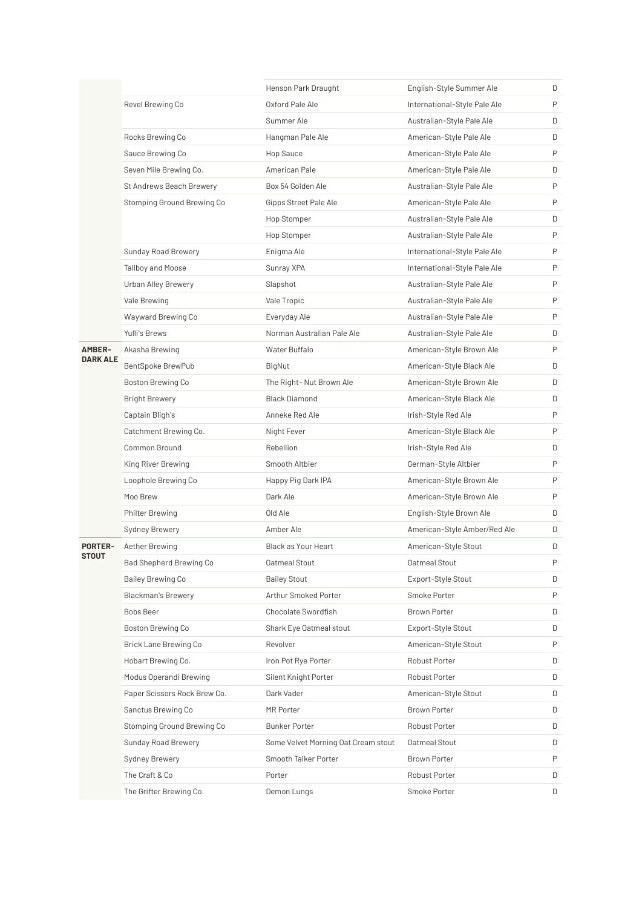| | | | | |
|---|---|---|---|---|
| | | Henson Park Draught | English-Style Summer Ale | D |
| | Revel Brewing Co | Oxford Pale Ale | International-Style Pale Ale | P |
| | | Summer Ale | Australian-Style Pale Ale | D |
| | Rocks Brewing Co | Hangman Pale Ale | American-Style Pale Ale | D |
| | Sauce Brewing Co | Hop Sauce | American-Style Pale Ale | P |
| | Seven Mile Brewing Co. | American Pale | American-Style Pale Ale | D |
| | St Andrews Beach Brewery | Box 54 Golden Ale | Australian-Style Pale Ale | P |
| | Stomping Ground Brewing Co | Gipps Street Pale Ale | American-Style Pale Ale | P |
| | | Hop Stomper | Australian-Style Pale Ale | D |
| | | Hop Stomper | Australian-Style Pale Ale | P |
| | Sunday Road Brewery | Enigma Ale | International-Style Pale Ale | P |
| | Tallboy and Moose | Sunray XPA | International-Style Pale Ale | P |
| | Urban Alley Brewery | Slapshot | Australian-Style Pale Ale | P |
| | Vale Brewing | Vale Tropic | Australian-Style Pale Ale | P |
| | Wayward Brewing Co | Everyday Ale | Australian-Style Pale Ale | P |
| | Yulli's Brews | Norman Australian Pale Ale | Australian-Style Pale Ale | D |
| **AMBER-DARK ALE** | Akasha Brewing | Water Buffalo | American-Style Brown Ale | P |
| | BentSpoke BrewPub | BigNut | American-Style Black Ale | D |
| | Boston Brewing Co | The Right- Nut Brown Ale | American-Style Brown Ale | D |
| | Bright Brewery | Black Diamond | American-Style Black Ale | D |
| | Captain Bligh's | Anneke Red Ale | Irish-Style Red Ale | P |
| | Catchment Brewing Co. | Night Fever | American-Style Black Ale | P |
| | Common Ground | Rebellion | Irish-Style Red Ale | D |
| | King River Brewing | Smooth Altbier | German-Style Altbier | P |
| | Loophole Brewing Co | Happy Pig Dark IPA | American-Style Brown Ale | P |
| | Moo Brew | Dark Ale | American-Style Brown Ale | P |
| | Philter Brewing | Old Ale | English-Style Brown Ale | D |
| | Sydney Brewery | Amber Ale | American-Style Amber/Red Ale | D |
| **PORTER-STOUT** | Aether Brewing | Black as Your Heart | American-Style Stout | D |
| | Bad Shepherd Brewing Co | Oatmeal Stout | Oatmeal Stout | P |
| | Bailey Brewing Co | Bailey Stout | Export-Style Stout | D |
| | Blackman's Brewery | Arthur Smoked Porter | Smoke Porter | P |
| | Bobs Beer | Chocolate Swordfish | Brown Porter | D |
| | Boston Brewing Co | Shark Eye Oatmeal stout | Export-Style Stout | D |
| | Brick Lane Brewing Co | Revolver | American-Style Stout | P |
| | Hobart Brewing Co. | Iron Pot Rye Porter | Robust Porter | D |
| | Modus Operandi Brewing | Silent Knight Porter | Robust Porter | D |
| | Paper Scissors Rock Brew Co. | Dark Vader | American-Style Stout | D |
| | Sanctus Brewing Co | MR Porter | Brown Porter | D |
| | Stomping Ground Brewing Co | Bunker Porter | Robust Porter | D |
| | Sunday Road Brewery | Some Velvet Morning Oat Cream stout | Oatmeal Stout | D |
| | Sydney Brewery | Smooth Talker Porter | Brown Porter | P |
| | The Craft & Co | Porter | Robust Porter | D |
| | The Grifter Brewing Co. | Demon Lungs | Smoke Porter | D |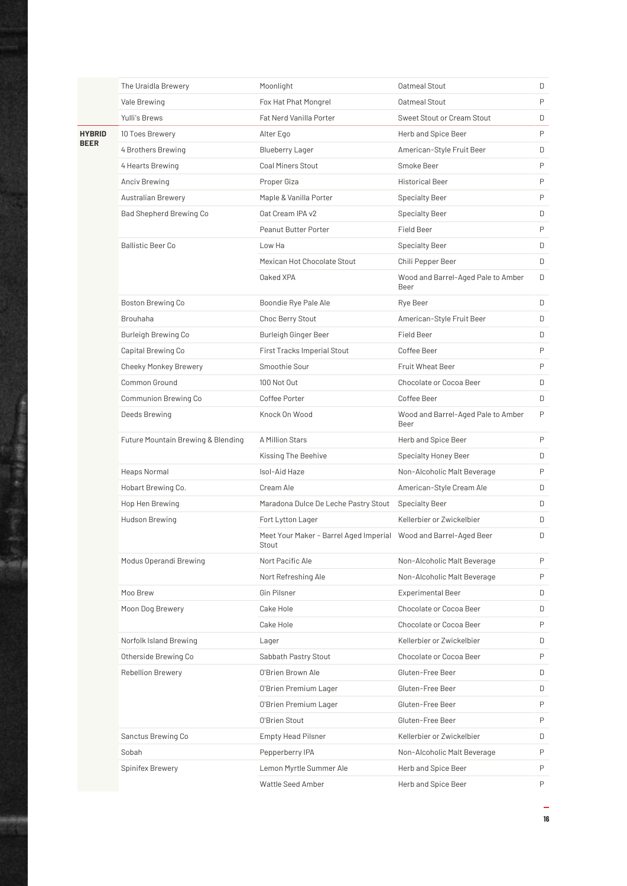|  | Brewery | Beer | Category | Medal |
|---|---|---|---|---|
|  | The Uraidla Brewery | Moonlight | Oatmeal Stout | D |
|  | Vale Brewing | Fox Hat Phat Mongrel | Oatmeal Stout | P |
|  | Yulli's Brews | Fat Nerd Vanilla Porter | Sweet Stout or Cream Stout | D |
| **HYBRID BEER** | 10 Toes Brewery | Alter Ego | Herb and Spice Beer | P |
|  | 4 Brothers Brewing | Blueberry Lager | American-Style Fruit Beer | D |
|  | 4 Hearts Brewing | Coal Miners Stout | Smoke Beer | P |
|  | Anciv Brewing | Proper Giza | Historical Beer | P |
|  | Australian Brewery | Maple & Vanilla Porter | Specialty Beer | P |
|  | Bad Shepherd Brewing Co | Oat Cream IPA v2 | Specialty Beer | D |
|  |  | Peanut Butter Porter | Field Beer | P |
|  | Ballistic Beer Co | Low Ha | Specialty Beer | D |
|  |  | Mexican Hot Chocolate Stout | Chili Pepper Beer | D |
|  |  | Oaked XPA | Wood and Barrel-Aged Pale to Amber Beer | D |
|  | Boston Brewing Co | Boondie Rye Pale Ale | Rye Beer | D |
|  | Brouhaha | Choc Berry Stout | American-Style Fruit Beer | D |
|  | Burleigh Brewing Co | Burleigh Ginger Beer | Field Beer | D |
|  | Capital Brewing Co | First Tracks Imperial Stout | Coffee Beer | P |
|  | Cheeky Monkey Brewery | Smoothie Sour | Fruit Wheat Beer | P |
|  | Common Ground | 100 Not Out | Chocolate or Cocoa Beer | D |
|  | Communion Brewing Co | Coffee Porter | Coffee Beer | D |
|  | Deeds Brewing | Knock On Wood | Wood and Barrel-Aged Pale to Amber Beer | P |
|  | Future Mountain Brewing & Blending | A Million Stars | Herb and Spice Beer | P |
|  |  | Kissing The Beehive | Specialty Honey Beer | D |
|  | Heaps Normal | Isol-Aid Haze | Non-Alcoholic Malt Beverage | P |
|  | Hobart Brewing Co. | Cream Ale | American-Style Cream Ale | D |
|  | Hop Hen Brewing | Maradona Dulce De Leche Pastry Stout | Specialty Beer | D |
|  | Hudson Brewing | Fort Lytton Lager | Kellerbier or Zwickelbier | D |
|  |  | Meet Your Maker - Barrel Aged Imperial Stout | Wood and Barrel-Aged Beer | D |
|  | Modus Operandi Brewing | Nort Pacific Ale | Non-Alcoholic Malt Beverage | P |
|  |  | Nort Refreshing Ale | Non-Alcoholic Malt Beverage | P |
|  | Moo Brew | Gin Pilsner | Experimental Beer | D |
|  | Moon Dog Brewery | Cake Hole | Chocolate or Cocoa Beer | D |
|  |  | Cake Hole | Chocolate or Cocoa Beer | P |
|  | Norfolk Island Brewing | Lager | Kellerbier or Zwickelbier | D |
|  | Otherside Brewing Co | Sabbath Pastry Stout | Chocolate or Cocoa Beer | P |
|  | Rebellion Brewery | O'Brien Brown Ale | Gluten-Free Beer | D |
|  |  | O'Brien Premium Lager | Gluten-Free Beer | D |
|  |  | O'Brien Premium Lager | Gluten-Free Beer | P |
|  |  | O'Brien Stout | Gluten-Free Beer | P |
|  | Sanctus Brewing Co | Empty Head Pilsner | Kellerbier or Zwickelbier | D |
|  | Sobah | Pepperberry IPA | Non-Alcoholic Malt Beverage | P |
|  | Spinifex Brewery | Lemon Myrtle Summer Ale | Herb and Spice Beer | P |
|  |  | Wattle Seed Amber | Herb and Spice Beer | P |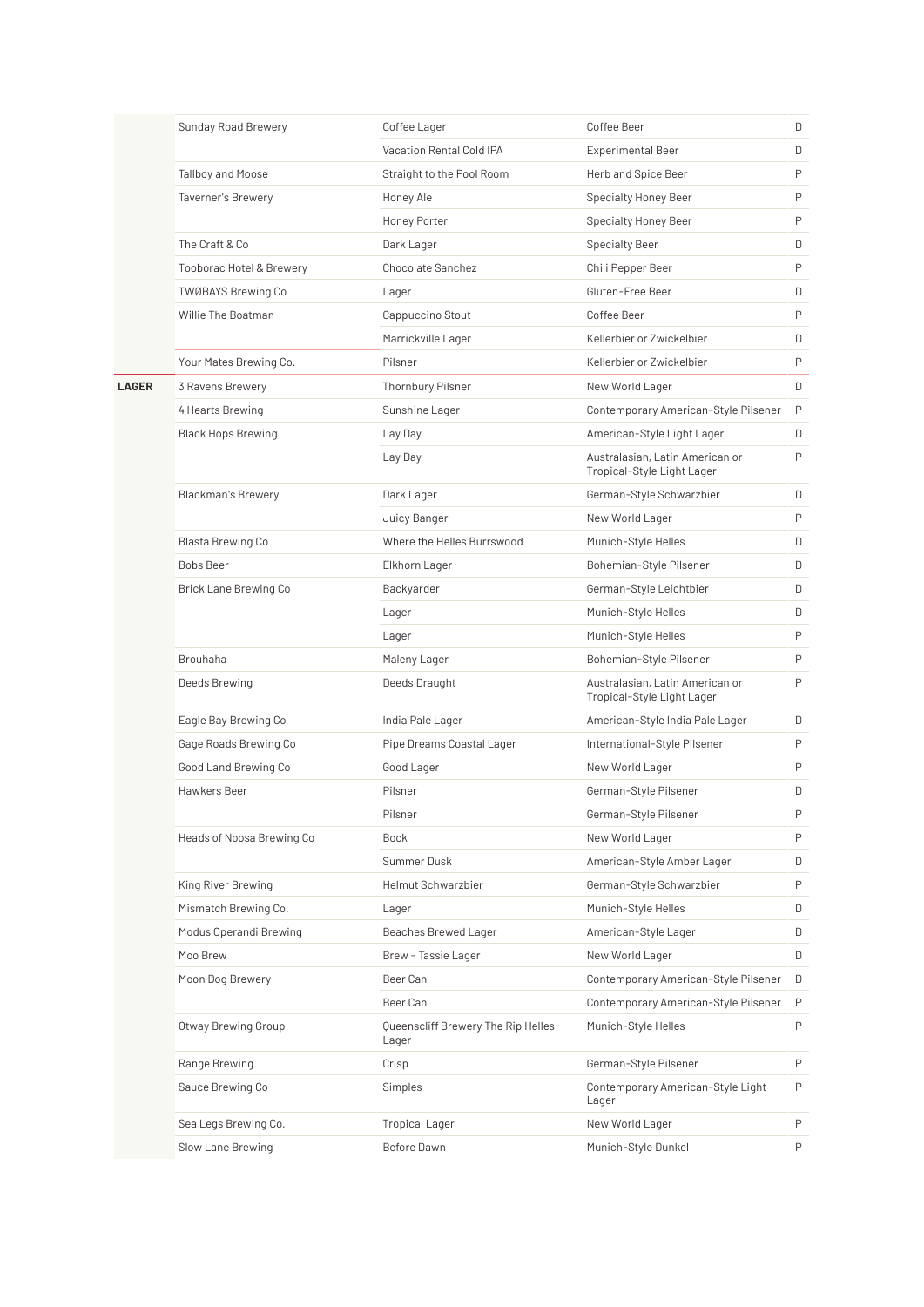| | | | | |
|---|---|---|---|---|
| | Sunday Road Brewery | Coffee Lager | Coffee Beer | D |
| | | Vacation Rental Cold IPA | Experimental Beer | D |
| | Tallboy and Moose | Straight to the Pool Room | Herb and Spice Beer | P |
| | Taverner's Brewery | Honey Ale | Specialty Honey Beer | P |
| | | Honey Porter | Specialty Honey Beer | P |
| | The Craft & Co | Dark Lager | Specialty Beer | D |
| | Tooborac Hotel & Brewery | Chocolate Sanchez | Chili Pepper Beer | P |
| | TWØBAYS Brewing Co | Lager | Gluten-Free Beer | D |
| | Willie The Boatman | Cappuccino Stout | Coffee Beer | P |
| | | Marrickville Lager | Kellerbier or Zwickelbier | D |
| | Your Mates Brewing Co. | Pilsner | Kellerbier or Zwickelbier | P |
| **LAGER** | 3 Ravens Brewery | Thornbury Pilsner | New World Lager | D |
| | 4 Hearts Brewing | Sunshine Lager | Contemporary American-Style Pilsener | P |
| | Black Hops Brewing | Lay Day | American-Style Light Lager | D |
| | | Lay Day | Australasian, Latin American or Tropical-Style Light Lager | P |
| | Blackman's Brewery | Dark Lager | German-Style Schwarzbier | D |
| | | Juicy Banger | New World Lager | P |
| | Blasta Brewing Co | Where the Helles Burrswood | Munich-Style Helles | D |
| | Bobs Beer | Elkhorn Lager | Bohemian-Style Pilsener | D |
| | Brick Lane Brewing Co | Backyarder | German-Style Leichtbier | D |
| | | Lager | Munich-Style Helles | D |
| | | Lager | Munich-Style Helles | P |
| | Brouhaha | Maleny Lager | Bohemian-Style Pilsener | P |
| | Deeds Brewing | Deeds Draught | Australasian, Latin American or Tropical-Style Light Lager | P |
| | Eagle Bay Brewing Co | India Pale Lager | American-Style India Pale Lager | D |
| | Gage Roads Brewing Co | Pipe Dreams Coastal Lager | International-Style Pilsener | P |
| | Good Land Brewing Co | Good Lager | New World Lager | P |
| | Hawkers Beer | Pilsner | German-Style Pilsener | D |
| | | Pilsner | German-Style Pilsener | P |
| | Heads of Noosa Brewing Co | Bock | New World Lager | P |
| | | Summer Dusk | American-Style Amber Lager | D |
| | King River Brewing | Helmut Schwarzbier | German-Style Schwarzbier | P |
| | Mismatch Brewing Co. | Lager | Munich-Style Helles | D |
| | Modus Operandi Brewing | Beaches Brewed Lager | American-Style Lager | D |
| | Moo Brew | Brew - Tassie Lager | New World Lager | D |
| | Moon Dog Brewery | Beer Can | Contemporary American-Style Pilsener | D |
| | | Beer Can | Contemporary American-Style Pilsener | P |
| | Otway Brewing Group | Queenscliff Brewery The Rip Helles Lager | Munich-Style Helles | P |
| | Range Brewing | Crisp | German-Style Pilsener | P |
| | Sauce Brewing Co | Simples | Contemporary American-Style Light Lager | P |
| | Sea Legs Brewing Co. | Tropical Lager | New World Lager | P |
| | Slow Lane Brewing | Before Dawn | Munich-Style Dunkel | P |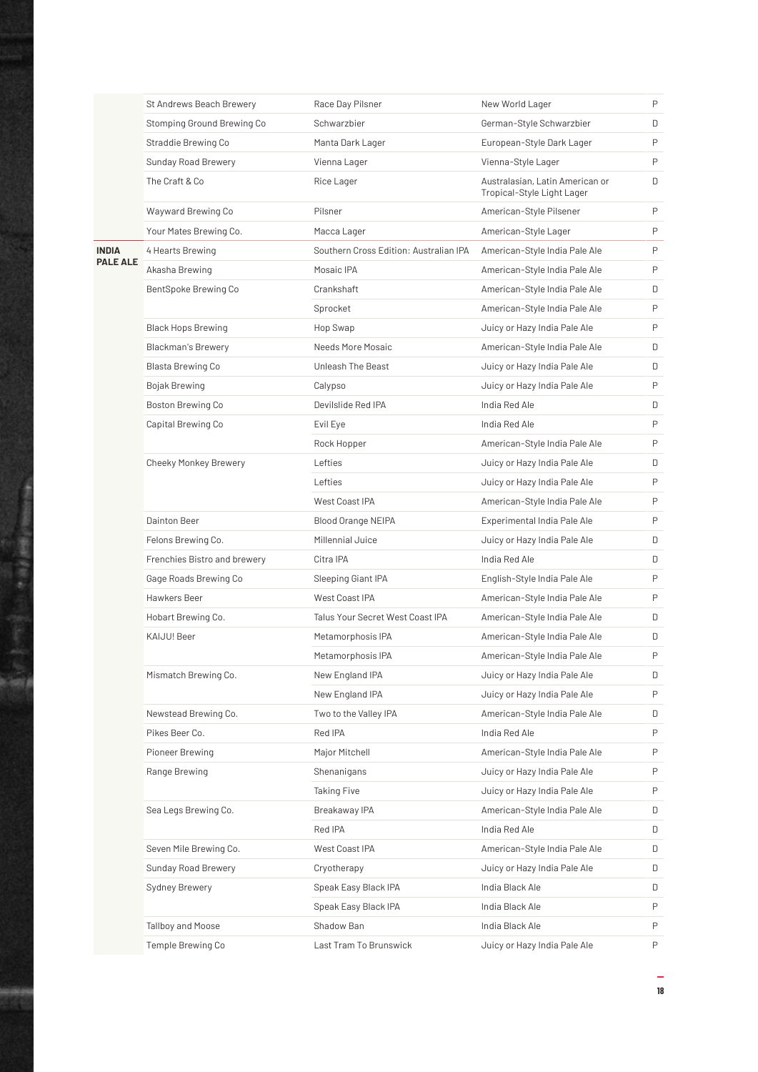| | | | | |
|---|---|---|---|---|
| | St Andrews Beach Brewery | Race Day Pilsner | New World Lager | P |
| | Stomping Ground Brewing Co | Schwarzbier | German-Style Schwarzbier | D |
| | Straddie Brewing Co | Manta Dark Lager | European-Style Dark Lager | P |
| | Sunday Road Brewery | Vienna Lager | Vienna-Style Lager | P |
| | The Craft & Co | Rice Lager | Australasian, Latin American or Tropical-Style Light Lager | D |
| | Wayward Brewing Co | Pilsner | American-Style Pilsener | P |
| | Your Mates Brewing Co. | Macca Lager | American-Style Lager | P |
| **INDIA PALE ALE** | 4 Hearts Brewing | Southern Cross Edition: Australian IPA | American-Style India Pale Ale | P |
| | Akasha Brewing | Mosaic IPA | American-Style India Pale Ale | P |
| | BentSpoke Brewing Co | Crankshaft | American-Style India Pale Ale | D |
| | | Sprocket | American-Style India Pale Ale | P |
| | Black Hops Brewing | Hop Swap | Juicy or Hazy India Pale Ale | P |
| | Blackman's Brewery | Needs More Mosaic | American-Style India Pale Ale | D |
| | Blasta Brewing Co | Unleash The Beast | Juicy or Hazy India Pale Ale | D |
| | Bojak Brewing | Calypso | Juicy or Hazy India Pale Ale | P |
| | Boston Brewing Co | Devilslide Red IPA | India Red Ale | D |
| | Capital Brewing Co | Evil Eye | India Red Ale | P |
| | | Rock Hopper | American-Style India Pale Ale | P |
| | Cheeky Monkey Brewery | Lefties | Juicy or Hazy India Pale Ale | D |
| | | Lefties | Juicy or Hazy India Pale Ale | P |
| | | West Coast IPA | American-Style India Pale Ale | P |
| | Dainton Beer | Blood Orange NEIPA | Experimental India Pale Ale | P |
| | Felons Brewing Co. | Millennial Juice | Juicy or Hazy India Pale Ale | D |
| | Frenchies Bistro and brewery | Citra IPA | India Red Ale | D |
| | Gage Roads Brewing Co | Sleeping Giant IPA | English-Style India Pale Ale | P |
| | Hawkers Beer | West Coast IPA | American-Style India Pale Ale | P |
| | Hobart Brewing Co. | Talus Your Secret West Coast IPA | American-Style India Pale Ale | D |
| | KAIJU! Beer | Metamorphosis IPA | American-Style India Pale Ale | D |
| | | Metamorphosis IPA | American-Style India Pale Ale | P |
| | Mismatch Brewing Co. | New England IPA | Juicy or Hazy India Pale Ale | D |
| | | New England IPA | Juicy or Hazy India Pale Ale | P |
| | Newstead Brewing Co. | Two to the Valley IPA | American-Style India Pale Ale | D |
| | Pikes Beer Co. | Red IPA | India Red Ale | P |
| | Pioneer Brewing | Major Mitchell | American-Style India Pale Ale | P |
| | Range Brewing | Shenanigans | Juicy or Hazy India Pale Ale | P |
| | | Taking Five | Juicy or Hazy India Pale Ale | P |
| | Sea Legs Brewing Co. | Breakaway IPA | American-Style India Pale Ale | D |
| | | Red IPA | India Red Ale | D |
| | Seven Mile Brewing Co. | West Coast IPA | American-Style India Pale Ale | D |
| | Sunday Road Brewery | Cryotherapy | Juicy or Hazy India Pale Ale | D |
| | Sydney Brewery | Speak Easy Black IPA | India Black Ale | D |
| | | Speak Easy Black IPA | India Black Ale | P |
| | Tallboy and Moose | Shadow Ban | India Black Ale | P |
| | Temple Brewing Co | Last Tram To Brunswick | Juicy or Hazy India Pale Ale | P |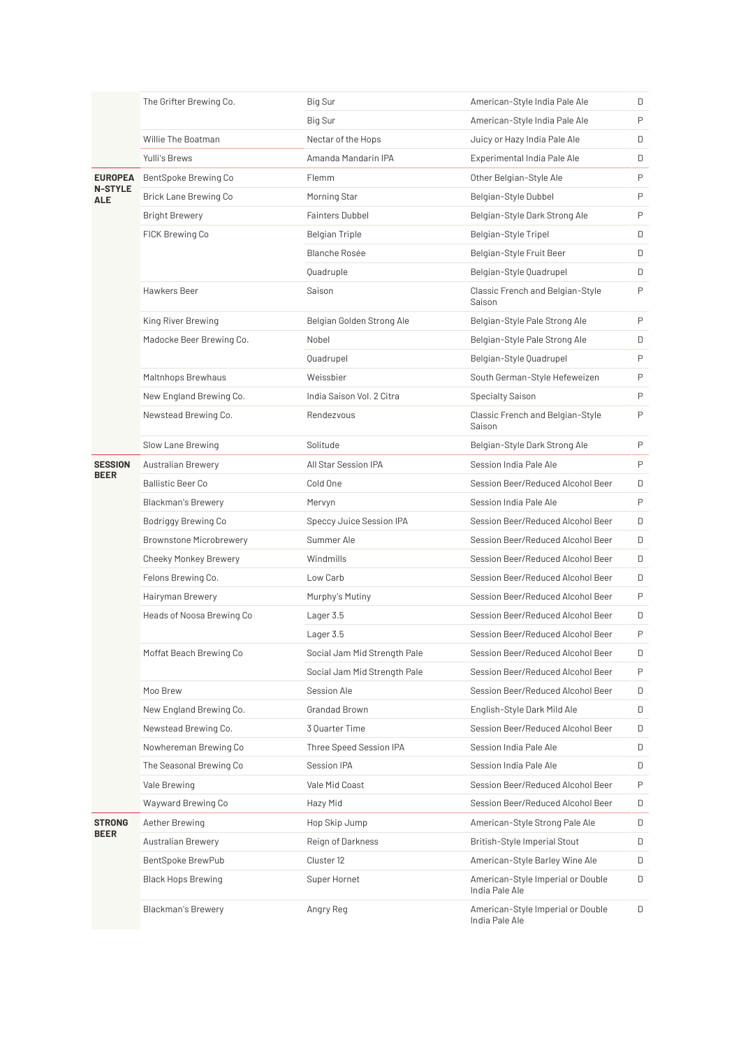| | | | | |
|---|---|---|---|---|
| | The Grifter Brewing Co. | Big Sur | American-Style India Pale Ale | D |
| | | Big Sur | American-Style India Pale Ale | P |
| | Willie The Boatman | Nectar of the Hops | Juicy or Hazy India Pale Ale | D |
| | Yulli's Brews | Amanda Mandarin IPA | Experimental India Pale Ale | D |
| **EUROPEAN-STYLE ALE** | BentSpoke Brewing Co | Flemm | Other Belgian-Style Ale | P |
| | Brick Lane Brewing Co | Morning Star | Belgian-Style Dubbel | P |
| | Bright Brewery | Fainters Dubbel | Belgian-Style Dark Strong Ale | P |
| | FICK Brewing Co | Belgian Triple | Belgian-Style Tripel | D |
| | | Blanche Rosée | Belgian-Style Fruit Beer | D |
| | | Quadruple | Belgian-Style Quadrupel | D |
| | Hawkers Beer | Saison | Classic French and Belgian-Style Saison | P |
| | King River Brewing | Belgian Golden Strong Ale | Belgian-Style Pale Strong Ale | P |
| | Madocke Beer Brewing Co. | Nobel | Belgian-Style Pale Strong Ale | D |
| | | Quadrupel | Belgian-Style Quadrupel | P |
| | Maltnhops Brewhaus | Weissbier | South German-Style Hefeweizen | P |
| | New England Brewing Co. | India Saison Vol. 2 Citra | Specialty Saison | P |
| | Newstead Brewing Co. | Rendezvous | Classic French and Belgian-Style Saison | P |
| | Slow Lane Brewing | Solitude | Belgian-Style Dark Strong Ale | P |
| **SESSION BEER** | Australian Brewery | All Star Session IPA | Session India Pale Ale | P |
| | Ballistic Beer Co | Cold One | Session Beer/Reduced Alcohol Beer | D |
| | Blackman's Brewery | Mervyn | Session India Pale Ale | P |
| | Bodriggy Brewing Co | Speccy Juice Session IPA | Session Beer/Reduced Alcohol Beer | D |
| | Brownstone Microbrewery | Summer Ale | Session Beer/Reduced Alcohol Beer | D |
| | Cheeky Monkey Brewery | Windmills | Session Beer/Reduced Alcohol Beer | D |
| | Felons Brewing Co. | Low Carb | Session Beer/Reduced Alcohol Beer | D |
| | Hairyman Brewery | Murphy's Mutiny | Session Beer/Reduced Alcohol Beer | P |
| | Heads of Noosa Brewing Co | Lager 3.5 | Session Beer/Reduced Alcohol Beer | D |
| | | Lager 3.5 | Session Beer/Reduced Alcohol Beer | P |
| | Moffat Beach Brewing Co | Social Jam Mid Strength Pale | Session Beer/Reduced Alcohol Beer | D |
| | | Social Jam Mid Strength Pale | Session Beer/Reduced Alcohol Beer | P |
| | Moo Brew | Session Ale | Session Beer/Reduced Alcohol Beer | D |
| | New England Brewing Co. | Grandad Brown | English-Style Dark Mild Ale | D |
| | Newstead Brewing Co. | 3 Quarter Time | Session Beer/Reduced Alcohol Beer | D |
| | Nowhereman Brewing Co | Three Speed Session IPA | Session India Pale Ale | D |
| | The Seasonal Brewing Co | Session IPA | Session India Pale Ale | D |
| | Vale Brewing | Vale Mid Coast | Session Beer/Reduced Alcohol Beer | P |
| | Wayward Brewing Co | Hazy Mid | Session Beer/Reduced Alcohol Beer | D |
| **STRONG BEER** | Aether Brewing | Hop Skip Jump | American-Style Strong Pale Ale | D |
| | Australian Brewery | Reign of Darkness | British-Style Imperial Stout | D |
| | BentSpoke BrewPub | Cluster 12 | American-Style Barley Wine Ale | D |
| | Black Hops Brewing | Super Hornet | American-Style Imperial or Double India Pale Ale | D |
| | Blackman's Brewery | Angry Reg | American-Style Imperial or Double India Pale Ale | D |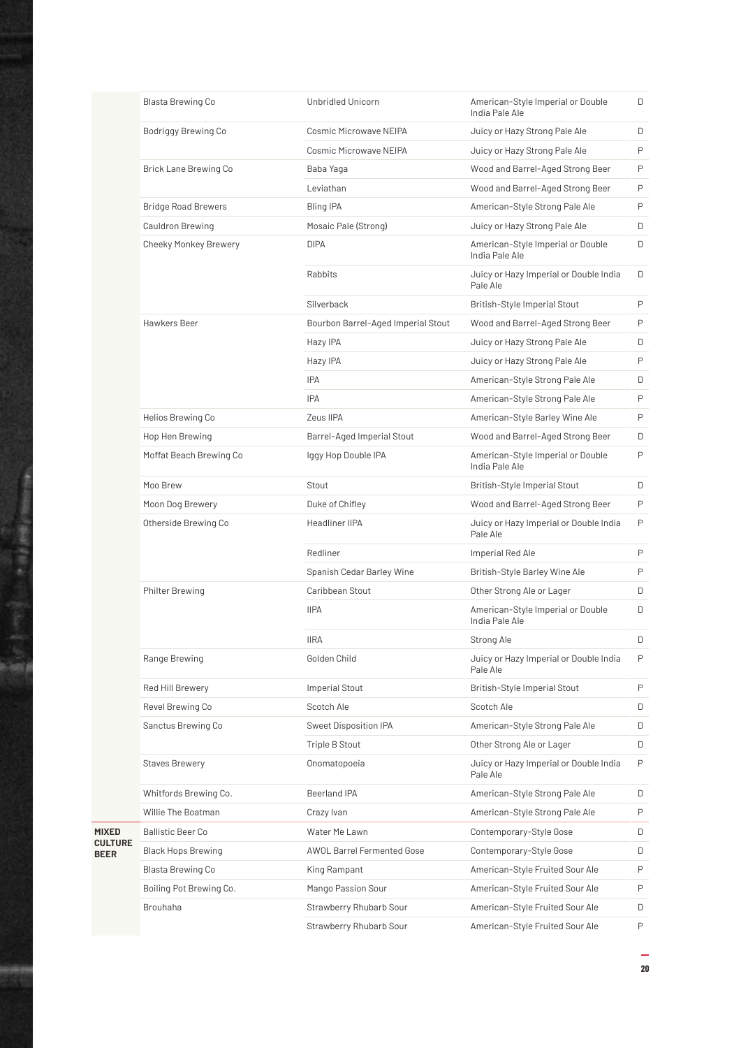| | | | | |
|---|---|---|---|---|
| | Blasta Brewing Co | Unbridled Unicorn | American-Style Imperial or Double India Pale Ale | D |
| | Bodriggy Brewing Co | Cosmic Microwave NEIPA | Juicy or Hazy Strong Pale Ale | D |
| | | Cosmic Microwave NEIPA | Juicy or Hazy Strong Pale Ale | P |
| | Brick Lane Brewing Co | Baba Yaga | Wood and Barrel-Aged Strong Beer | P |
| | | Leviathan | Wood and Barrel-Aged Strong Beer | P |
| | Bridge Road Brewers | Bling IPA | American-Style Strong Pale Ale | P |
| | Cauldron Brewing | Mosaic Pale (Strong) | Juicy or Hazy Strong Pale Ale | D |
| | Cheeky Monkey Brewery | DIPA | American-Style Imperial or Double India Pale Ale | D |
| | | Rabbits | Juicy or Hazy Imperial or Double India Pale Ale | D |
| | | Silverback | British-Style Imperial Stout | P |
| | Hawkers Beer | Bourbon Barrel-Aged Imperial Stout | Wood and Barrel-Aged Strong Beer | P |
| | | Hazy IPA | Juicy or Hazy Strong Pale Ale | D |
| | | Hazy IPA | Juicy or Hazy Strong Pale Ale | P |
| | | IPA | American-Style Strong Pale Ale | D |
| | | IPA | American-Style Strong Pale Ale | P |
| | Helios Brewing Co | Zeus IIPA | American-Style Barley Wine Ale | P |
| | Hop Hen Brewing | Barrel-Aged Imperial Stout | Wood and Barrel-Aged Strong Beer | D |
| | Moffat Beach Brewing Co | Iggy Hop Double IPA | American-Style Imperial or Double India Pale Ale | P |
| | Moo Brew | Stout | British-Style Imperial Stout | D |
| | Moon Dog Brewery | Duke of Chifley | Wood and Barrel-Aged Strong Beer | P |
| | Otherside Brewing Co | Headliner IIPA | Juicy or Hazy Imperial or Double India Pale Ale | P |
| | | Redliner | Imperial Red Ale | P |
| | | Spanish Cedar Barley Wine | British-Style Barley Wine Ale | P |
| | Philter Brewing | Caribbean Stout | Other Strong Ale or Lager | D |
| | | IIPA | American-Style Imperial or Double India Pale Ale | D |
| | | IIRA | Strong Ale | D |
| | Range Brewing | Golden Child | Juicy or Hazy Imperial or Double India Pale Ale | P |
| | Red Hill Brewery | Imperial Stout | British-Style Imperial Stout | P |
| | Revel Brewing Co | Scotch Ale | Scotch Ale | D |
| | Sanctus Brewing Co | Sweet Disposition IPA | American-Style Strong Pale Ale | D |
| | | Triple B Stout | Other Strong Ale or Lager | D |
| | Staves Brewery | Onomatopoeia | Juicy or Hazy Imperial or Double India Pale Ale | P |
| | Whitfords Brewing Co. | Beerland IPA | American-Style Strong Pale Ale | D |
| | Willie The Boatman | Crazy Ivan | American-Style Strong Pale Ale | P |
| **MIXED CULTURE BEER** | Ballistic Beer Co | Water Me Lawn | Contemporary-Style Gose | D |
| | Black Hops Brewing | AWOL Barrel Fermented Gose | Contemporary-Style Gose | D |
| | Blasta Brewing Co | King Rampant | American-Style Fruited Sour Ale | P |
| | Boiling Pot Brewing Co. | Mango Passion Sour | American-Style Fruited Sour Ale | P |
| | Brouhaha | Strawberry Rhubarb Sour | American-Style Fruited Sour Ale | D |
| | | Strawberry Rhubarb Sour | American-Style Fruited Sour Ale | P |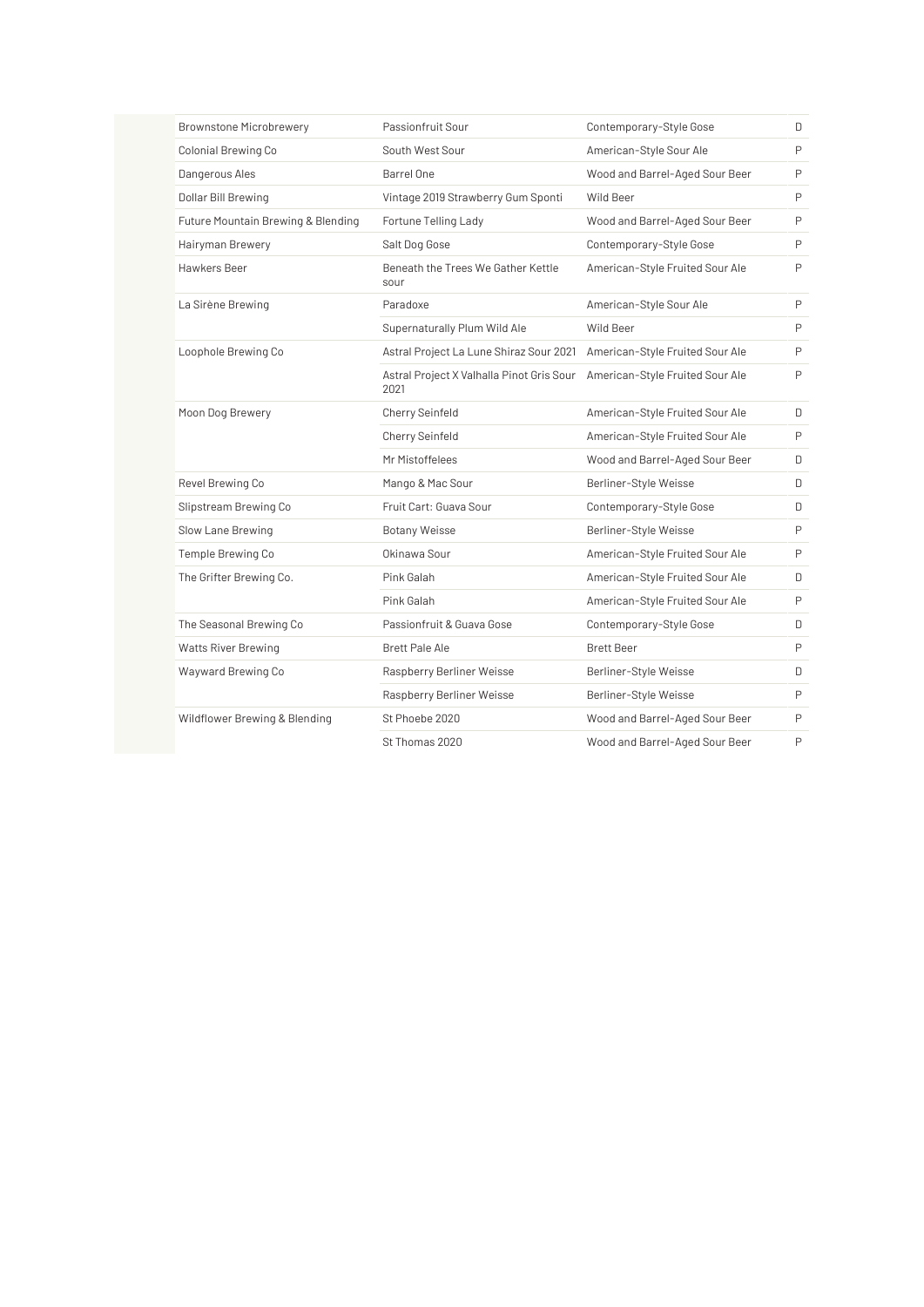| | | | |
|---|---|---|---|
| Brownstone Microbrewery | Passionfruit Sour | Contemporary-Style Gose | D |
| Colonial Brewing Co | South West Sour | American-Style Sour Ale | P |
| Dangerous Ales | Barrel One | Wood and Barrel-Aged Sour Beer | P |
| Dollar Bill Brewing | Vintage 2019 Strawberry Gum Sponti | Wild Beer | P |
| Future Mountain Brewing & Blending | Fortune Telling Lady | Wood and Barrel-Aged Sour Beer | P |
| Hairyman Brewery | Salt Dog Gose | Contemporary-Style Gose | P |
| Hawkers Beer | Beneath the Trees We Gather Kettle sour | American-Style Fruited Sour Ale | P |
| La Sirène Brewing | Paradoxe | American-Style Sour Ale | P |
| | Supernaturally Plum Wild Ale | Wild Beer | P |
| Loophole Brewing Co | Astral Project La Lune Shiraz Sour 2021 | American-Style Fruited Sour Ale | P |
| | Astral Project X Valhalla Pinot Gris Sour 2021 | American-Style Fruited Sour Ale | P |
| Moon Dog Brewery | Cherry Seinfeld | American-Style Fruited Sour Ale | D |
| | Cherry Seinfeld | American-Style Fruited Sour Ale | P |
| | Mr Mistoffelees | Wood and Barrel-Aged Sour Beer | D |
| Revel Brewing Co | Mango & Mac Sour | Berliner-Style Weisse | D |
| Slipstream Brewing Co | Fruit Cart: Guava Sour | Contemporary-Style Gose | D |
| Slow Lane Brewing | Botany Weisse | Berliner-Style Weisse | P |
| Temple Brewing Co | Okinawa Sour | American-Style Fruited Sour Ale | P |
| The Grifter Brewing Co. | Pink Galah | American-Style Fruited Sour Ale | D |
| | Pink Galah | American-Style Fruited Sour Ale | P |
| The Seasonal Brewing Co | Passionfruit & Guava Gose | Contemporary-Style Gose | D |
| Watts River Brewing | Brett Pale Ale | Brett Beer | P |
| Wayward Brewing Co | Raspberry Berliner Weisse | Berliner-Style Weisse | D |
| | Raspberry Berliner Weisse | Berliner-Style Weisse | P |
| Wildflower Brewing & Blending | St Phoebe 2020 | Wood and Barrel-Aged Sour Beer | P |
| | St Thomas 2020 | Wood and Barrel-Aged Sour Beer | P |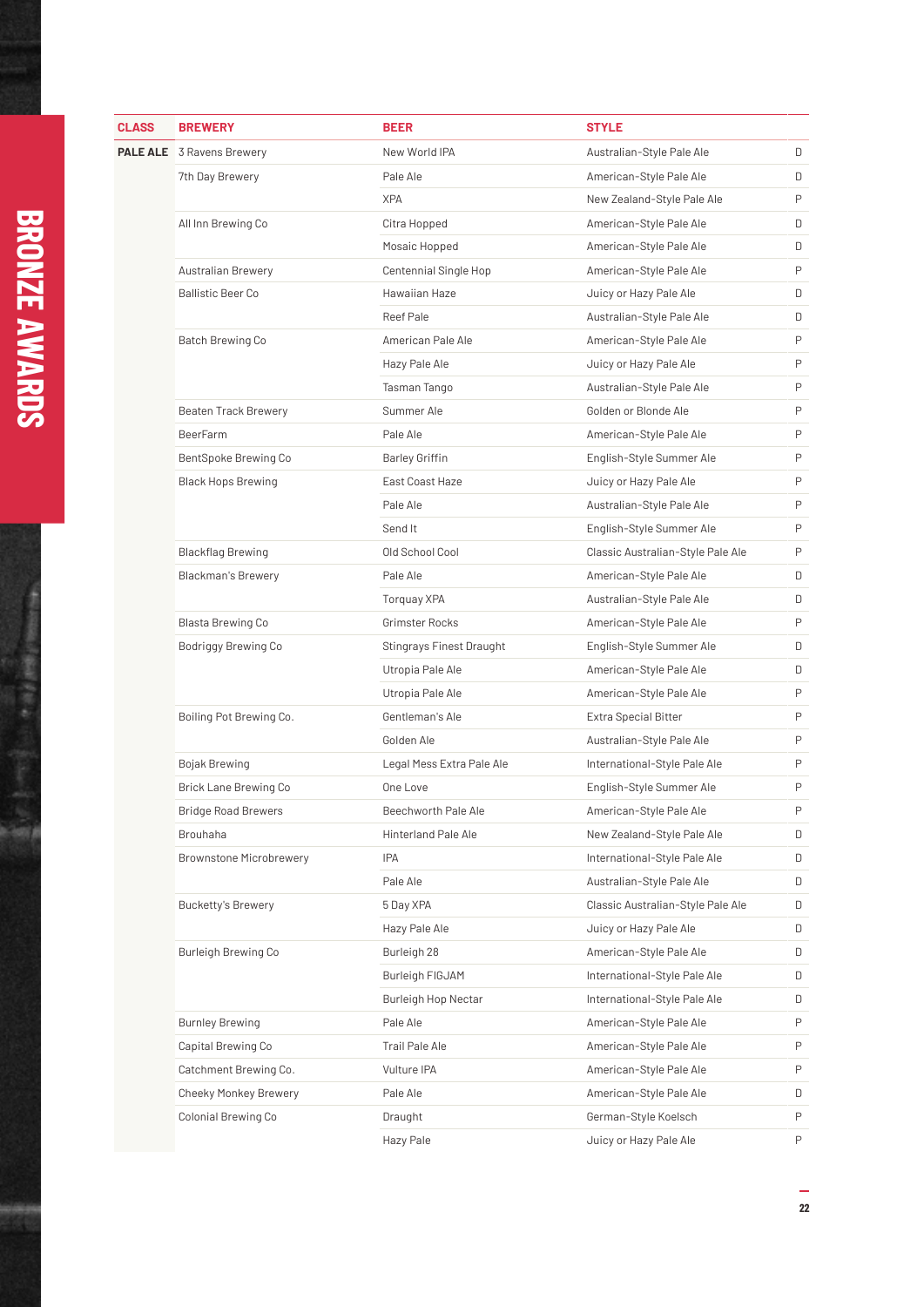# BRONZE AWARDS

| CLASS | BREWERY | BEER | STYLE | |
|---|---|---|---|---|
| PALE ALE | 3 Ravens Brewery | New World IPA | Australian-Style Pale Ale | D |
| | 7th Day Brewery | Pale Ale | American-Style Pale Ale | D |
| | | XPA | New Zealand-Style Pale Ale | P |
| | All Inn Brewing Co | Citra Hopped | American-Style Pale Ale | D |
| | | Mosaic Hopped | American-Style Pale Ale | D |
| | Australian Brewery | Centennial Single Hop | American-Style Pale Ale | P |
| | Ballistic Beer Co | Hawaiian Haze | Juicy or Hazy Pale Ale | D |
| | | Reef Pale | Australian-Style Pale Ale | D |
| | Batch Brewing Co | American Pale Ale | American-Style Pale Ale | P |
| | | Hazy Pale Ale | Juicy or Hazy Pale Ale | P |
| | | Tasman Tango | Australian-Style Pale Ale | P |
| | Beaten Track Brewery | Summer Ale | Golden or Blonde Ale | P |
| | BeerFarm | Pale Ale | American-Style Pale Ale | P |
| | BentSpoke Brewing Co | Barley Griffin | English-Style Summer Ale | P |
| | Black Hops Brewing | East Coast Haze | Juicy or Hazy Pale Ale | P |
| | | Pale Ale | Australian-Style Pale Ale | P |
| | | Send It | English-Style Summer Ale | P |
| | Blackflag Brewing | Old School Cool | Classic Australian-Style Pale Ale | P |
| | Blackman's Brewery | Pale Ale | American-Style Pale Ale | D |
| | | Torquay XPA | Australian-Style Pale Ale | D |
| | Blasta Brewing Co | Grimster Rocks | American-Style Pale Ale | P |
| | Bodriggy Brewing Co | Stingrays Finest Draught | English-Style Summer Ale | D |
| | | Utropia Pale Ale | American-Style Pale Ale | D |
| | | Utropia Pale Ale | American-Style Pale Ale | P |
| | Boiling Pot Brewing Co. | Gentleman's Ale | Extra Special Bitter | P |
| | | Golden Ale | Australian-Style Pale Ale | P |
| | Bojak Brewing | Legal Mess Extra Pale Ale | International-Style Pale Ale | P |
| | Brick Lane Brewing Co | One Love | English-Style Summer Ale | P |
| | Bridge Road Brewers | Beechworth Pale Ale | American-Style Pale Ale | P |
| | Brouhaha | Hinterland Pale Ale | New Zealand-Style Pale Ale | D |
| | Brownstone Microbrewery | IPA | International-Style Pale Ale | D |
| | | Pale Ale | Australian-Style Pale Ale | D |
| | Bucketty's Brewery | 5 Day XPA | Classic Australian-Style Pale Ale | D |
| | | Hazy Pale Ale | Juicy or Hazy Pale Ale | D |
| | Burleigh Brewing Co | Burleigh 28 | American-Style Pale Ale | D |
| | | Burleigh FIGJAM | International-Style Pale Ale | D |
| | | Burleigh Hop Nectar | International-Style Pale Ale | D |
| | Burnley Brewing | Pale Ale | American-Style Pale Ale | P |
| | Capital Brewing Co | Trail Pale Ale | American-Style Pale Ale | P |
| | Catchment Brewing Co. | Vulture IPA | American-Style Pale Ale | P |
| | Cheeky Monkey Brewery | Pale Ale | American-Style Pale Ale | D |
| | Colonial Brewing Co | Draught | German-Style Koelsch | P |
| | | Hazy Pale | Juicy or Hazy Pale Ale | P |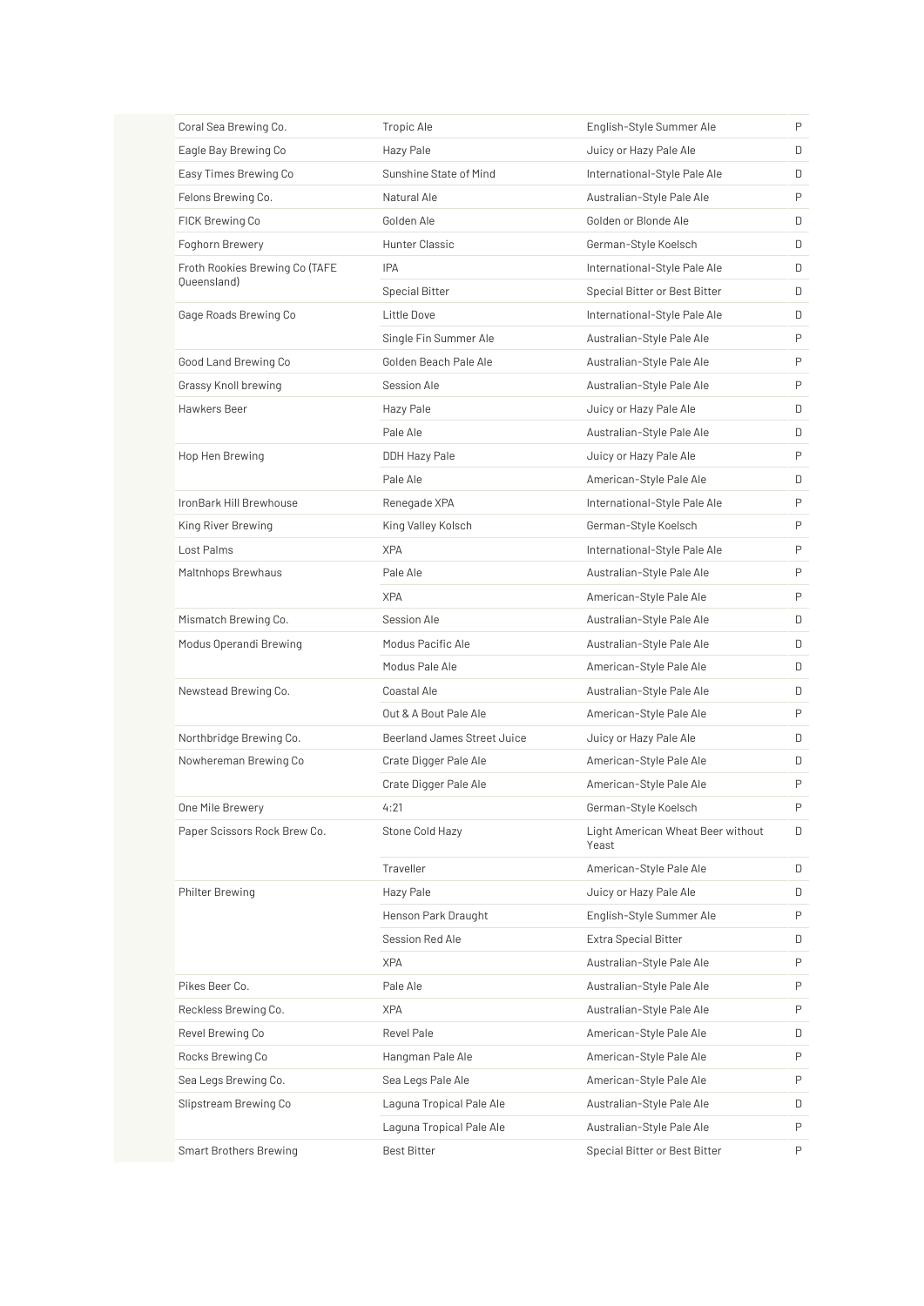| | | | |
|---|---|---|---|
| Coral Sea Brewing Co. | Tropic Ale | English-Style Summer Ale | P |
| Eagle Bay Brewing Co | Hazy Pale | Juicy or Hazy Pale Ale | D |
| Easy Times Brewing Co | Sunshine State of Mind | International-Style Pale Ale | D |
| Felons Brewing Co. | Natural Ale | Australian-Style Pale Ale | P |
| FICK Brewing Co | Golden Ale | Golden or Blonde Ale | D |
| Foghorn Brewery | Hunter Classic | German-Style Koelsch | D |
| Froth Rookies Brewing Co (TAFE Queensland) | IPA | International-Style Pale Ale | D |
| | Special Bitter | Special Bitter or Best Bitter | D |
| Gage Roads Brewing Co | Little Dove | International-Style Pale Ale | D |
| | Single Fin Summer Ale | Australian-Style Pale Ale | P |
| Good Land Brewing Co | Golden Beach Pale Ale | Australian-Style Pale Ale | P |
| Grassy Knoll brewing | Session Ale | Australian-Style Pale Ale | P |
| Hawkers Beer | Hazy Pale | Juicy or Hazy Pale Ale | D |
| | Pale Ale | Australian-Style Pale Ale | D |
| Hop Hen Brewing | DDH Hazy Pale | Juicy or Hazy Pale Ale | P |
| | Pale Ale | American-Style Pale Ale | D |
| IronBark Hill Brewhouse | Renegade XPA | International-Style Pale Ale | P |
| King River Brewing | King Valley Kolsch | German-Style Koelsch | P |
| Lost Palms | XPA | International-Style Pale Ale | P |
| Maltnhops Brewhaus | Pale Ale | Australian-Style Pale Ale | P |
| | XPA | American-Style Pale Ale | P |
| Mismatch Brewing Co. | Session Ale | Australian-Style Pale Ale | D |
| Modus Operandi Brewing | Modus Pacific Ale | Australian-Style Pale Ale | D |
| | Modus Pale Ale | American-Style Pale Ale | D |
| Newstead Brewing Co. | Coastal Ale | Australian-Style Pale Ale | D |
| | Out & A Bout Pale Ale | American-Style Pale Ale | P |
| Northbridge Brewing Co. | Beerland James Street Juice | Juicy or Hazy Pale Ale | D |
| Nowhereman Brewing Co | Crate Digger Pale Ale | American-Style Pale Ale | D |
| | Crate Digger Pale Ale | American-Style Pale Ale | P |
| One Mile Brewery | 4:21 | German-Style Koelsch | P |
| Paper Scissors Rock Brew Co. | Stone Cold Hazy | Light American Wheat Beer without Yeast | D |
| | Traveller | American-Style Pale Ale | D |
| Philter Brewing | Hazy Pale | Juicy or Hazy Pale Ale | D |
| | Henson Park Draught | English-Style Summer Ale | P |
| | Session Red Ale | Extra Special Bitter | D |
| | XPA | Australian-Style Pale Ale | P |
| Pikes Beer Co. | Pale Ale | Australian-Style Pale Ale | P |
| Reckless Brewing Co. | XPA | Australian-Style Pale Ale | P |
| Revel Brewing Co | Revel Pale | American-Style Pale Ale | D |
| Rocks Brewing Co | Hangman Pale Ale | American-Style Pale Ale | P |
| Sea Legs Brewing Co. | Sea Legs Pale Ale | American-Style Pale Ale | P |
| Slipstream Brewing Co | Laguna Tropical Pale Ale | Australian-Style Pale Ale | D |
| | Laguna Tropical Pale Ale | Australian-Style Pale Ale | P |
| Smart Brothers Brewing | Best Bitter | Special Bitter or Best Bitter | P |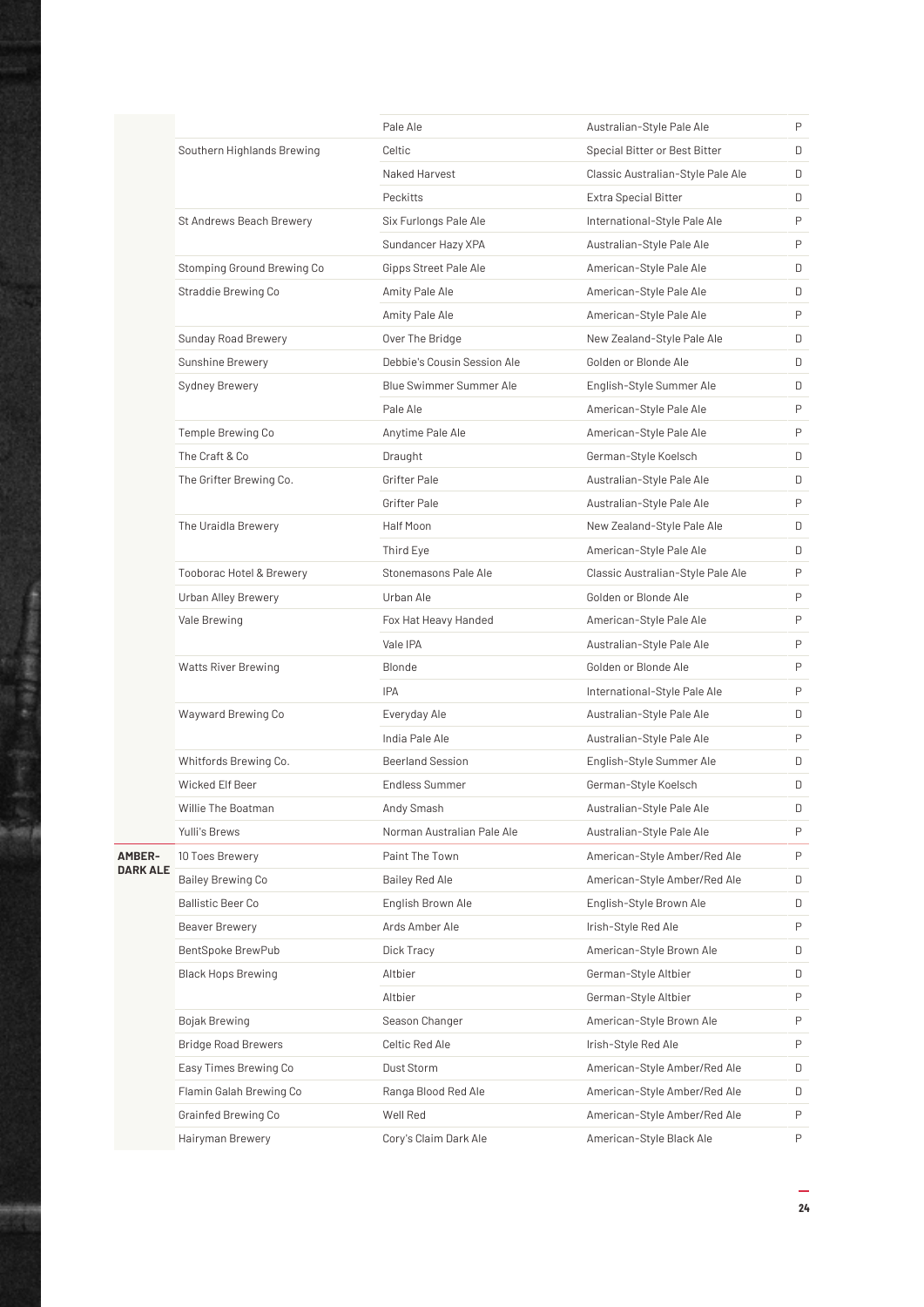| | | | | |
|---|---|---|---|---|
| | | Pale Ale | Australian-Style Pale Ale | P |
| | Southern Highlands Brewing | Celtic | Special Bitter or Best Bitter | D |
| | | Naked Harvest | Classic Australian-Style Pale Ale | D |
| | | Peckitts | Extra Special Bitter | D |
| | St Andrews Beach Brewery | Six Furlongs Pale Ale | International-Style Pale Ale | P |
| | | Sundancer Hazy XPA | Australian-Style Pale Ale | P |
| | Stomping Ground Brewing Co | Gipps Street Pale Ale | American-Style Pale Ale | D |
| | Straddie Brewing Co | Amity Pale Ale | American-Style Pale Ale | D |
| | | Amity Pale Ale | American-Style Pale Ale | P |
| | Sunday Road Brewery | Over The Bridge | New Zealand-Style Pale Ale | D |
| | Sunshine Brewery | Debbie's Cousin Session Ale | Golden or Blonde Ale | D |
| | Sydney Brewery | Blue Swimmer Summer Ale | English-Style Summer Ale | D |
| | | Pale Ale | American-Style Pale Ale | P |
| | Temple Brewing Co | Anytime Pale Ale | American-Style Pale Ale | P |
| | The Craft & Co | Draught | German-Style Koelsch | D |
| | The Grifter Brewing Co. | Grifter Pale | Australian-Style Pale Ale | D |
| | | Grifter Pale | Australian-Style Pale Ale | P |
| | The Uraidla Brewery | Half Moon | New Zealand-Style Pale Ale | D |
| | | Third Eye | American-Style Pale Ale | D |
| | Tooborac Hotel & Brewery | Stonemasons Pale Ale | Classic Australian-Style Pale Ale | P |
| | Urban Alley Brewery | Urban Ale | Golden or Blonde Ale | P |
| | Vale Brewing | Fox Hat Heavy Handed | American-Style Pale Ale | P |
| | | Vale IPA | Australian-Style Pale Ale | P |
| | Watts River Brewing | Blonde | Golden or Blonde Ale | P |
| | | IPA | International-Style Pale Ale | P |
| | Wayward Brewing Co | Everyday Ale | Australian-Style Pale Ale | D |
| | | India Pale Ale | Australian-Style Pale Ale | P |
| | Whitfords Brewing Co. | Beerland Session | English-Style Summer Ale | D |
| | Wicked Elf Beer | Endless Summer | German-Style Koelsch | D |
| | Willie The Boatman | Andy Smash | Australian-Style Pale Ale | D |
| | Yulli's Brews | Norman Australian Pale Ale | Australian-Style Pale Ale | P |
| **AMBER-DARK ALE** | 10 Toes Brewery | Paint The Town | American-Style Amber/Red Ale | P |
| | Bailey Brewing Co | Bailey Red Ale | American-Style Amber/Red Ale | D |
| | Ballistic Beer Co | English Brown Ale | English-Style Brown Ale | D |
| | Beaver Brewery | Ards Amber Ale | Irish-Style Red Ale | P |
| | BentSpoke BrewPub | Dick Tracy | American-Style Brown Ale | D |
| | Black Hops Brewing | Altbier | German-Style Altbier | D |
| | | Altbier | German-Style Altbier | P |
| | Bojak Brewing | Season Changer | American-Style Brown Ale | P |
| | Bridge Road Brewers | Celtic Red Ale | Irish-Style Red Ale | P |
| | Easy Times Brewing Co | Dust Storm | American-Style Amber/Red Ale | D |
| | Flamin Galah Brewing Co | Ranga Blood Red Ale | American-Style Amber/Red Ale | D |
| | Grainfed Brewing Co | Well Red | American-Style Amber/Red Ale | P |
| | Hairyman Brewery | Cory's Claim Dark Ale | American-Style Black Ale | P |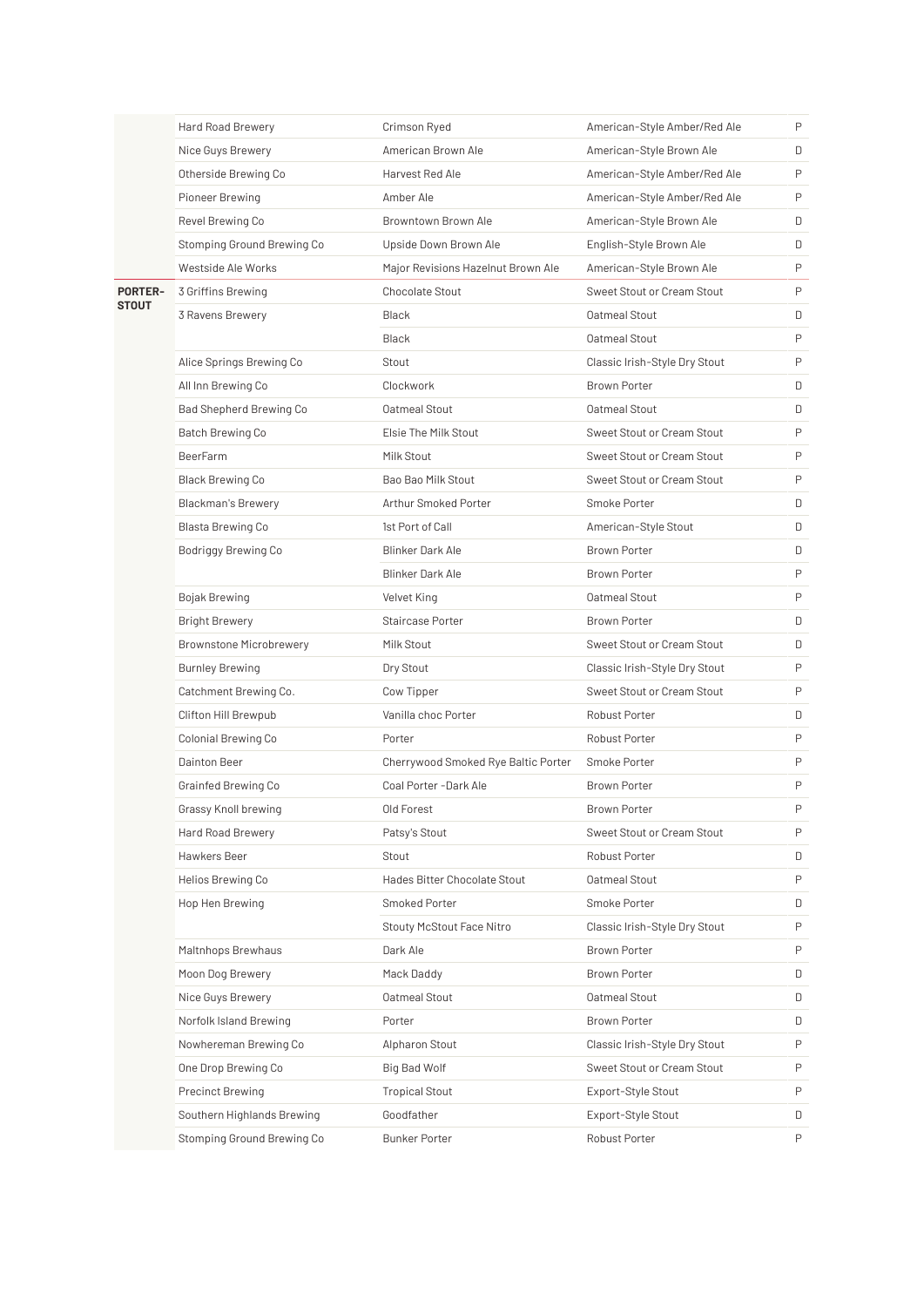| | | | | |
|---|---|---|---|---|
| | Hard Road Brewery | Crimson Ryed | American-Style Amber/Red Ale | P |
| | Nice Guys Brewery | American Brown Ale | American-Style Brown Ale | D |
| | Otherside Brewing Co | Harvest Red Ale | American-Style Amber/Red Ale | P |
| | Pioneer Brewing | Amber Ale | American-Style Amber/Red Ale | P |
| | Revel Brewing Co | Browntown Brown Ale | American-Style Brown Ale | D |
| | Stomping Ground Brewing Co | Upside Down Brown Ale | English-Style Brown Ale | D |
| | Westside Ale Works | Major Revisions Hazelnut Brown Ale | American-Style Brown Ale | P |
| **PORTER-STOUT** | 3 Griffins Brewing | Chocolate Stout | Sweet Stout or Cream Stout | P |
| | 3 Ravens Brewery | Black | Oatmeal Stout | D |
| | | Black | Oatmeal Stout | P |
| | Alice Springs Brewing Co | Stout | Classic Irish-Style Dry Stout | P |
| | All Inn Brewing Co | Clockwork | Brown Porter | D |
| | Bad Shepherd Brewing Co | Oatmeal Stout | Oatmeal Stout | D |
| | Batch Brewing Co | Elsie The Milk Stout | Sweet Stout or Cream Stout | P |
| | BeerFarm | Milk Stout | Sweet Stout or Cream Stout | P |
| | Black Brewing Co | Bao Bao Milk Stout | Sweet Stout or Cream Stout | P |
| | Blackman's Brewery | Arthur Smoked Porter | Smoke Porter | D |
| | Blasta Brewing Co | 1st Port of Call | American-Style Stout | D |
| | Bodriggy Brewing Co | Blinker Dark Ale | Brown Porter | D |
| | | Blinker Dark Ale | Brown Porter | P |
| | Bojak Brewing | Velvet King | Oatmeal Stout | P |
| | Bright Brewery | Staircase Porter | Brown Porter | D |
| | Brownstone Microbrewery | Milk Stout | Sweet Stout or Cream Stout | D |
| | Burnley Brewing | Dry Stout | Classic Irish-Style Dry Stout | P |
| | Catchment Brewing Co. | Cow Tipper | Sweet Stout or Cream Stout | P |
| | Clifton Hill Brewpub | Vanilla choc Porter | Robust Porter | D |
| | Colonial Brewing Co | Porter | Robust Porter | P |
| | Dainton Beer | Cherrywood Smoked Rye Baltic Porter | Smoke Porter | P |
| | Grainfed Brewing Co | Coal Porter -Dark Ale | Brown Porter | P |
| | Grassy Knoll brewing | Old Forest | Brown Porter | P |
| | Hard Road Brewery | Patsy's Stout | Sweet Stout or Cream Stout | P |
| | Hawkers Beer | Stout | Robust Porter | D |
| | Helios Brewing Co | Hades Bitter Chocolate Stout | Oatmeal Stout | P |
| | Hop Hen Brewing | Smoked Porter | Smoke Porter | D |
| | | Stouty McStout Face Nitro | Classic Irish-Style Dry Stout | P |
| | Maltnhops Brewhaus | Dark Ale | Brown Porter | P |
| | Moon Dog Brewery | Mack Daddy | Brown Porter | D |
| | Nice Guys Brewery | Oatmeal Stout | Oatmeal Stout | D |
| | Norfolk Island Brewing | Porter | Brown Porter | D |
| | Nowhereman Brewing Co | Alpharon Stout | Classic Irish-Style Dry Stout | P |
| | One Drop Brewing Co | Big Bad Wolf | Sweet Stout or Cream Stout | P |
| | Precinct Brewing | Tropical Stout | Export-Style Stout | P |
| | Southern Highlands Brewing | Goodfather | Export-Style Stout | D |
| | Stomping Ground Brewing Co | Bunker Porter | Robust Porter | P |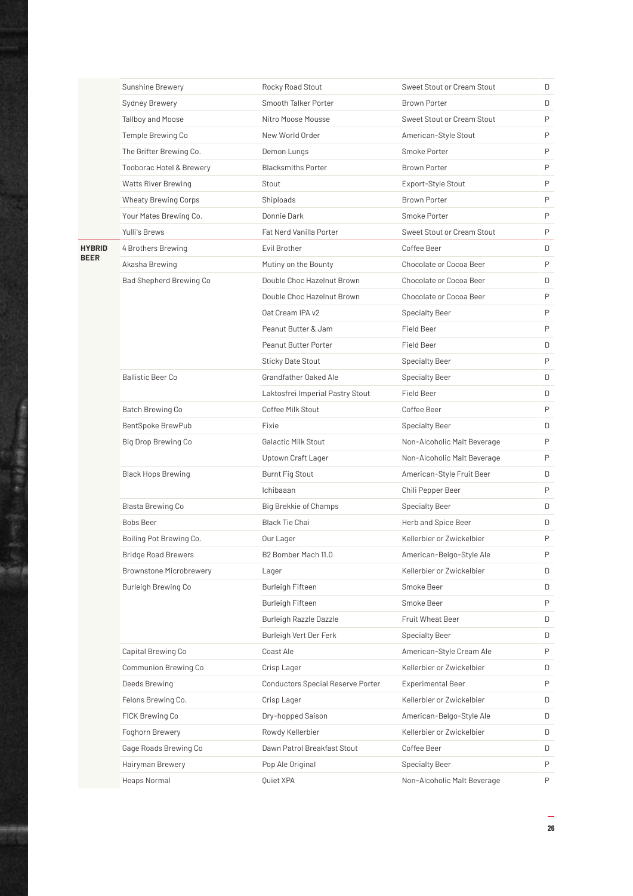| | | | | |
|---|---|---|---|---|
| | Sunshine Brewery | Rocky Road Stout | Sweet Stout or Cream Stout | D |
| | Sydney Brewery | Smooth Talker Porter | Brown Porter | D |
| | Tallboy and Moose | Nitro Moose Mousse | Sweet Stout or Cream Stout | P |
| | Temple Brewing Co | New World Order | American-Style Stout | P |
| | The Grifter Brewing Co. | Demon Lungs | Smoke Porter | P |
| | Tooborac Hotel & Brewery | Blacksmiths Porter | Brown Porter | P |
| | Watts River Brewing | Stout | Export-Style Stout | P |
| | Wheaty Brewing Corps | Shiploads | Brown Porter | P |
| | Your Mates Brewing Co. | Donnie Dark | Smoke Porter | P |
| | Yulli's Brews | Fat Nerd Vanilla Porter | Sweet Stout or Cream Stout | P |
| **HYBRID BEER** | 4 Brothers Brewing | Evil Brother | Coffee Beer | D |
| | Akasha Brewing | Mutiny on the Bounty | Chocolate or Cocoa Beer | P |
| | Bad Shepherd Brewing Co | Double Choc Hazelnut Brown | Chocolate or Cocoa Beer | D |
| | | Double Choc Hazelnut Brown | Chocolate or Cocoa Beer | P |
| | | Oat Cream IPA v2 | Specialty Beer | P |
| | | Peanut Butter & Jam | Field Beer | P |
| | | Peanut Butter Porter | Field Beer | D |
| | | Sticky Date Stout | Specialty Beer | P |
| | Ballistic Beer Co | Grandfather Oaked Ale | Specialty Beer | D |
| | | Laktosfrei Imperial Pastry Stout | Field Beer | D |
| | Batch Brewing Co | Coffee Milk Stout | Coffee Beer | P |
| | BentSpoke BrewPub | Fixie | Specialty Beer | D |
| | Big Drop Brewing Co | Galactic Milk Stout | Non-Alcoholic Malt Beverage | P |
| | | Uptown Craft Lager | Non-Alcoholic Malt Beverage | P |
| | Black Hops Brewing | Burnt Fig Stout | American-Style Fruit Beer | D |
| | | Ichibaaan | Chili Pepper Beer | P |
| | Blasta Brewing Co | Big Brekkie of Champs | Specialty Beer | D |
| | Bobs Beer | Black Tie Chai | Herb and Spice Beer | D |
| | Boiling Pot Brewing Co. | Our Lager | Kellerbier or Zwickelbier | P |
| | Bridge Road Brewers | B2 Bomber Mach 11.0 | American-Belgo-Style Ale | P |
| | Brownstone Microbrewery | Lager | Kellerbier or Zwickelbier | D |
| | Burleigh Brewing Co | Burleigh Fifteen | Smoke Beer | D |
| | | Burleigh Fifteen | Smoke Beer | P |
| | | Burleigh Razzle Dazzle | Fruit Wheat Beer | D |
| | | Burleigh Vert Der Ferk | Specialty Beer | D |
| | Capital Brewing Co | Coast Ale | American-Style Cream Ale | P |
| | Communion Brewing Co | Crisp Lager | Kellerbier or Zwickelbier | D |
| | Deeds Brewing | Conductors Special Reserve Porter | Experimental Beer | P |
| | Felons Brewing Co. | Crisp Lager | Kellerbier or Zwickelbier | D |
| | FICK Brewing Co | Dry-hopped Saison | American-Belgo-Style Ale | D |
| | Foghorn Brewery | Rowdy Kellerbier | Kellerbier or Zwickelbier | D |
| | Gage Roads Brewing Co | Dawn Patrol Breakfast Stout | Coffee Beer | D |
| | Hairyman Brewery | Pop Ale Original | Specialty Beer | P |
| | Heaps Normal | Quiet XPA | Non-Alcoholic Malt Beverage | P |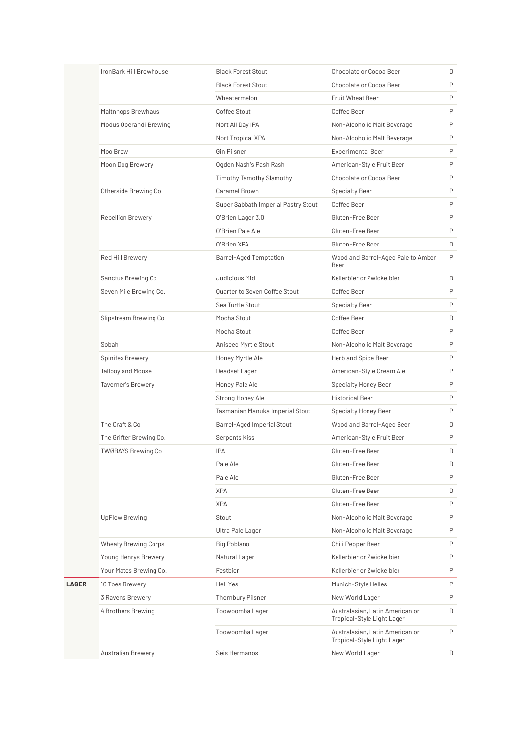| | | | | |
|---|---|---|---|---|
| | IronBark Hill Brewhouse | Black Forest Stout | Chocolate or Cocoa Beer | D |
| | | Black Forest Stout | Chocolate or Cocoa Beer | P |
| | | Wheatermelon | Fruit Wheat Beer | P |
| | Maltnhops Brewhaus | Coffee Stout | Coffee Beer | P |
| | Modus Operandi Brewing | Nort All Day IPA | Non-Alcoholic Malt Beverage | P |
| | | Nort Tropical XPA | Non-Alcoholic Malt Beverage | P |
| | Moo Brew | Gin Pilsner | Experimental Beer | P |
| | Moon Dog Brewery | Ogden Nash's Pash Rash | American-Style Fruit Beer | P |
| | | Timothy Tamothy Slamothy | Chocolate or Cocoa Beer | P |
| | Otherside Brewing Co | Caramel Brown | Specialty Beer | P |
| | | Super Sabbath Imperial Pastry Stout | Coffee Beer | P |
| | Rebellion Brewery | O'Brien Lager 3.0 | Gluten-Free Beer | P |
| | | O'Brien Pale Ale | Gluten-Free Beer | P |
| | | O'Brien XPA | Gluten-Free Beer | D |
| | Red Hill Brewery | Barrel-Aged Temptation | Wood and Barrel-Aged Pale to Amber Beer | P |
| | Sanctus Brewing Co | Judicious Mid | Kellerbier or Zwickelbier | D |
| | Seven Mile Brewing Co. | Quarter to Seven Coffee Stout | Coffee Beer | P |
| | | Sea Turtle Stout | Specialty Beer | P |
| | Slipstream Brewing Co | Mocha Stout | Coffee Beer | D |
| | | Mocha Stout | Coffee Beer | P |
| | Sobah | Aniseed Myrtle Stout | Non-Alcoholic Malt Beverage | P |
| | Spinifex Brewery | Honey Myrtle Ale | Herb and Spice Beer | P |
| | Tallboy and Moose | Deadset Lager | American-Style Cream Ale | P |
| | Taverner's Brewery | Honey Pale Ale | Specialty Honey Beer | P |
| | | Strong Honey Ale | Historical Beer | P |
| | | Tasmanian Manuka Imperial Stout | Specialty Honey Beer | P |
| | The Craft & Co | Barrel-Aged Imperial Stout | Wood and Barrel-Aged Beer | D |
| | The Grifter Brewing Co. | Serpents Kiss | American-Style Fruit Beer | P |
| | TWØBAYS Brewing Co | IPA | Gluten-Free Beer | D |
| | | Pale Ale | Gluten-Free Beer | D |
| | | Pale Ale | Gluten-Free Beer | P |
| | | XPA | Gluten-Free Beer | D |
| | | XPA | Gluten-Free Beer | P |
| | UpFlow Brewing | Stout | Non-Alcoholic Malt Beverage | P |
| | | Ultra Pale Lager | Non-Alcoholic Malt Beverage | P |
| | Wheaty Brewing Corps | Big Poblano | Chili Pepper Beer | P |
| | Young Henrys Brewery | Natural Lager | Kellerbier or Zwickelbier | P |
| | Your Mates Brewing Co. | Festbier | Kellerbier or Zwickelbier | P |
| **LAGER** | 10 Toes Brewery | Hell Yes | Munich-Style Helles | P |
| | 3 Ravens Brewery | Thornbury Pilsner | New World Lager | P |
| | 4 Brothers Brewing | Toowoomba Lager | Australasian, Latin American or Tropical-Style Light Lager | D |
| | | Toowoomba Lager | Australasian, Latin American or Tropical-Style Light Lager | P |
| | Australian Brewery | Seis Hermanos | New World Lager | D |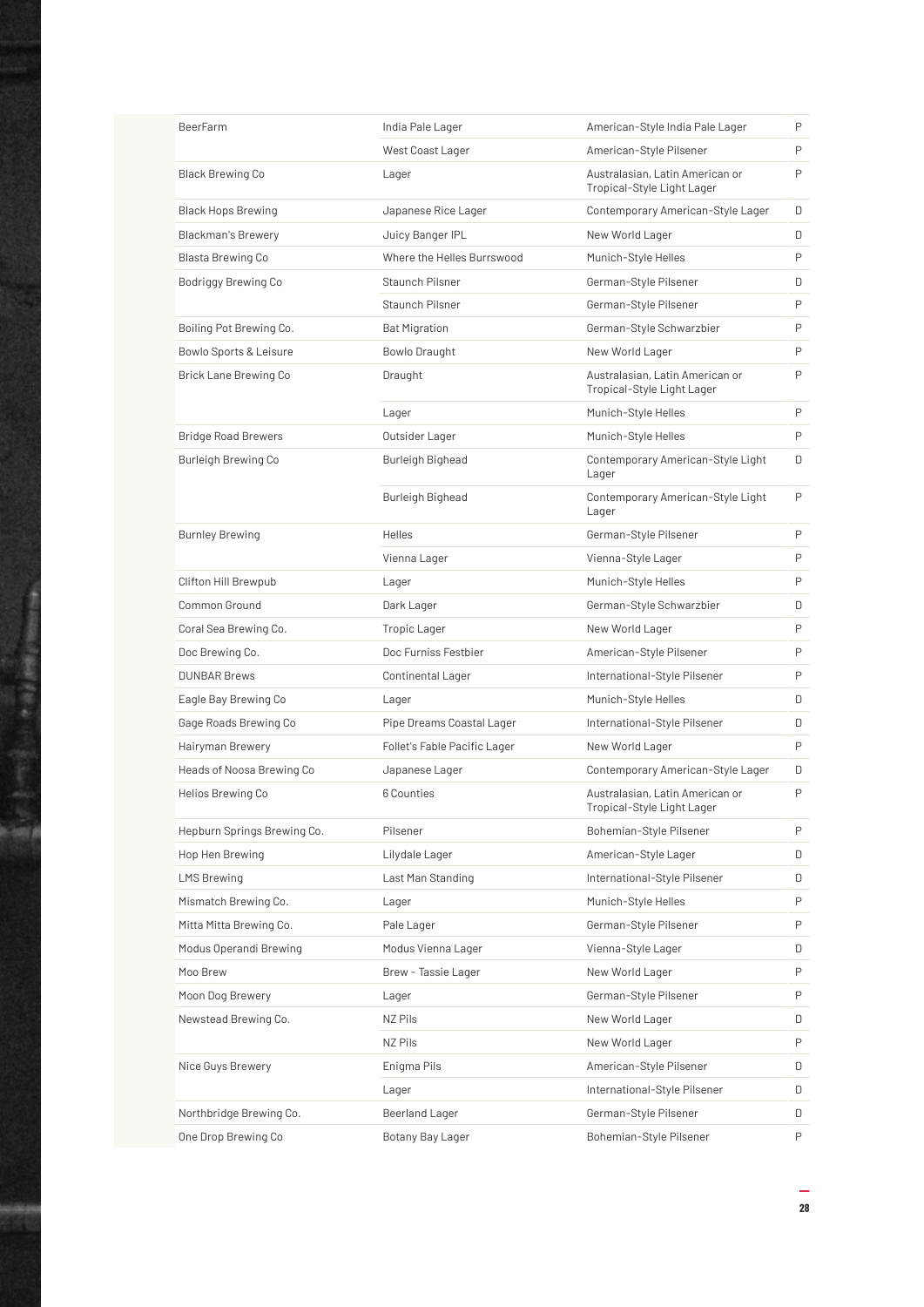| | | | |
|---|---|---|---|
| BeerFarm | India Pale Lager | American-Style India Pale Lager | P |
| | West Coast Lager | American-Style Pilsener | P |
| Black Brewing Co | Lager | Australasian, Latin American or Tropical-Style Light Lager | P |
| Black Hops Brewing | Japanese Rice Lager | Contemporary American-Style Lager | D |
| Blackman's Brewery | Juicy Banger IPL | New World Lager | D |
| Blasta Brewing Co | Where the Helles Burrswood | Munich-Style Helles | P |
| Bodriggy Brewing Co | Staunch Pilsner | German-Style Pilsener | D |
| | Staunch Pilsner | German-Style Pilsener | P |
| Boiling Pot Brewing Co. | Bat Migration | German-Style Schwarzbier | P |
| Bowlo Sports & Leisure | Bowlo Draught | New World Lager | P |
| Brick Lane Brewing Co | Draught | Australasian, Latin American or Tropical-Style Light Lager | P |
| | Lager | Munich-Style Helles | P |
| Bridge Road Brewers | Outsider Lager | Munich-Style Helles | P |
| Burleigh Brewing Co | Burleigh Bighead | Contemporary American-Style Light Lager | D |
| | Burleigh Bighead | Contemporary American-Style Light Lager | P |
| Burnley Brewing | Helles | German-Style Pilsener | P |
| | Vienna Lager | Vienna-Style Lager | P |
| Clifton Hill Brewpub | Lager | Munich-Style Helles | P |
| Common Ground | Dark Lager | German-Style Schwarzbier | D |
| Coral Sea Brewing Co. | Tropic Lager | New World Lager | P |
| Doc Brewing Co. | Doc Furniss Festbier | American-Style Pilsener | P |
| DUNBAR Brews | Continental Lager | International-Style Pilsener | P |
| Eagle Bay Brewing Co | Lager | Munich-Style Helles | D |
| Gage Roads Brewing Co | Pipe Dreams Coastal Lager | International-Style Pilsener | D |
| Hairyman Brewery | Follet's Fable Pacific Lager | New World Lager | P |
| Heads of Noosa Brewing Co | Japanese Lager | Contemporary American-Style Lager | D |
| Helios Brewing Co | 6 Counties | Australasian, Latin American or Tropical-Style Light Lager | P |
| Hepburn Springs Brewing Co. | Pilsener | Bohemian-Style Pilsener | P |
| Hop Hen Brewing | Lilydale Lager | American-Style Lager | D |
| LMS Brewing | Last Man Standing | International-Style Pilsener | D |
| Mismatch Brewing Co. | Lager | Munich-Style Helles | P |
| Mitta Mitta Brewing Co. | Pale Lager | German-Style Pilsener | P |
| Modus Operandi Brewing | Modus Vienna Lager | Vienna-Style Lager | D |
| Moo Brew | Brew - Tassie Lager | New World Lager | P |
| Moon Dog Brewery | Lager | German-Style Pilsener | P |
| Newstead Brewing Co. | NZ Pils | New World Lager | D |
| | NZ Pils | New World Lager | P |
| Nice Guys Brewery | Enigma Pils | American-Style Pilsener | D |
| | Lager | International-Style Pilsener | D |
| Northbridge Brewing Co. | Beerland Lager | German-Style Pilsener | D |
| One Drop Brewing Co | Botany Bay Lager | Bohemian-Style Pilsener | P |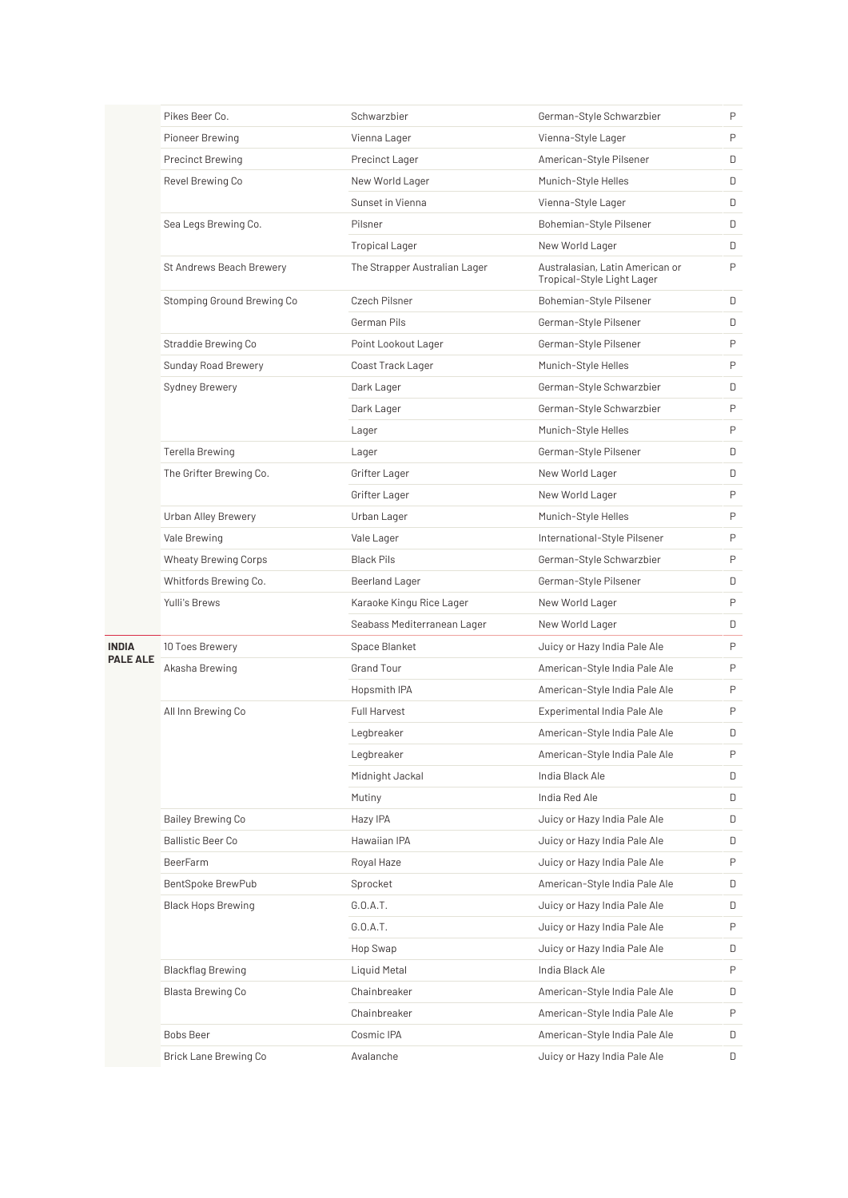| | | | | |
|---|---|---|---|---|
| | Pikes Beer Co. | Schwarzbier | German-Style Schwarzbier | P |
| | Pioneer Brewing | Vienna Lager | Vienna-Style Lager | P |
| | Precinct Brewing | Precinct Lager | American-Style Pilsener | D |
| | Revel Brewing Co | New World Lager | Munich-Style Helles | D |
| | | Sunset in Vienna | Vienna-Style Lager | D |
| | Sea Legs Brewing Co. | Pilsner | Bohemian-Style Pilsener | D |
| | | Tropical Lager | New World Lager | D |
| | St Andrews Beach Brewery | The Strapper Australian Lager | Australasian, Latin American or Tropical-Style Light Lager | P |
| | Stomping Ground Brewing Co | Czech Pilsner | Bohemian-Style Pilsener | D |
| | | German Pils | German-Style Pilsener | D |
| | Straddie Brewing Co | Point Lookout Lager | German-Style Pilsener | P |
| | Sunday Road Brewery | Coast Track Lager | Munich-Style Helles | P |
| | Sydney Brewery | Dark Lager | German-Style Schwarzbier | D |
| | | Dark Lager | German-Style Schwarzbier | P |
| | | Lager | Munich-Style Helles | P |
| | Terella Brewing | Lager | German-Style Pilsener | D |
| | The Grifter Brewing Co. | Grifter Lager | New World Lager | D |
| | | Grifter Lager | New World Lager | P |
| | Urban Alley Brewery | Urban Lager | Munich-Style Helles | P |
| | Vale Brewing | Vale Lager | International-Style Pilsener | P |
| | Wheaty Brewing Corps | Black Pils | German-Style Schwarzbier | P |
| | Whitfords Brewing Co. | Beerland Lager | German-Style Pilsener | D |
| | Yulli's Brews | Karaoke Kingu Rice Lager | New World Lager | P |
| | | Seabass Mediterranean Lager | New World Lager | D |
| **INDIA PALE ALE** | 10 Toes Brewery | Space Blanket | Juicy or Hazy India Pale Ale | P |
| | Akasha Brewing | Grand Tour | American-Style India Pale Ale | P |
| | | Hopsmith IPA | American-Style India Pale Ale | P |
| | All Inn Brewing Co | Full Harvest | Experimental India Pale Ale | P |
| | | Legbreaker | American-Style India Pale Ale | D |
| | | Legbreaker | American-Style India Pale Ale | P |
| | | Midnight Jackal | India Black Ale | D |
| | | Mutiny | India Red Ale | D |
| | Bailey Brewing Co | Hazy IPA | Juicy or Hazy India Pale Ale | D |
| | Ballistic Beer Co | Hawaiian IPA | Juicy or Hazy India Pale Ale | D |
| | BeerFarm | Royal Haze | Juicy or Hazy India Pale Ale | P |
| | BentSpoke BrewPub | Sprocket | American-Style India Pale Ale | D |
| | Black Hops Brewing | G.O.A.T. | Juicy or Hazy India Pale Ale | D |
| | | G.O.A.T. | Juicy or Hazy India Pale Ale | P |
| | | Hop Swap | Juicy or Hazy India Pale Ale | D |
| | Blackflag Brewing | Liquid Metal | India Black Ale | P |
| | Blasta Brewing Co | Chainbreaker | American-Style India Pale Ale | D |
| | | Chainbreaker | American-Style India Pale Ale | P |
| | Bobs Beer | Cosmic IPA | American-Style India Pale Ale | D |
| | Brick Lane Brewing Co | Avalanche | Juicy or Hazy India Pale Ale | D |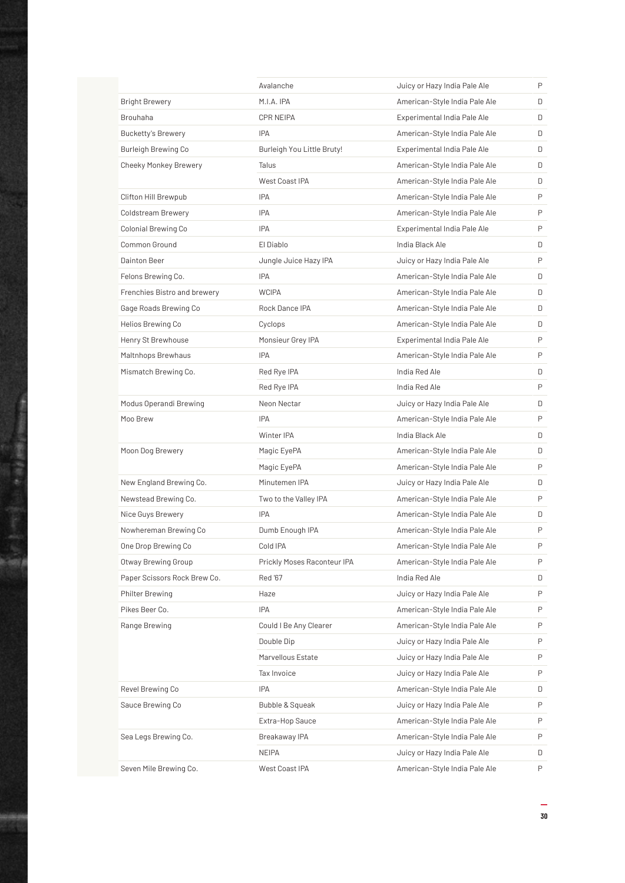|  |  |  |  |
|---|---|---|---|
|  | Avalanche | Juicy or Hazy India Pale Ale | P |
| Bright Brewery | M.I.A. IPA | American-Style India Pale Ale | D |
| Brouhaha | CPR NEIPA | Experimental India Pale Ale | D |
| Bucketty's Brewery | IPA | American-Style India Pale Ale | D |
| Burleigh Brewing Co | Burleigh You Little Bruty! | Experimental India Pale Ale | D |
| Cheeky Monkey Brewery | Talus | American-Style India Pale Ale | D |
|  | West Coast IPA | American-Style India Pale Ale | D |
| Clifton Hill Brewpub | IPA | American-Style India Pale Ale | P |
| Coldstream Brewery | IPA | American-Style India Pale Ale | P |
| Colonial Brewing Co | IPA | Experimental India Pale Ale | P |
| Common Ground | El Diablo | India Black Ale | D |
| Dainton Beer | Jungle Juice Hazy IPA | Juicy or Hazy India Pale Ale | P |
| Felons Brewing Co. | IPA | American-Style India Pale Ale | D |
| Frenchies Bistro and brewery | WCIPA | American-Style India Pale Ale | D |
| Gage Roads Brewing Co | Rock Dance IPA | American-Style India Pale Ale | D |
| Helios Brewing Co | Cyclops | American-Style India Pale Ale | D |
| Henry St Brewhouse | Monsieur Grey IPA | Experimental India Pale Ale | P |
| Maltnhops Brewhaus | IPA | American-Style India Pale Ale | P |
| Mismatch Brewing Co. | Red Rye IPA | India Red Ale | D |
|  | Red Rye IPA | India Red Ale | P |
| Modus Operandi Brewing | Neon Nectar | Juicy or Hazy India Pale Ale | D |
| Moo Brew | IPA | American-Style India Pale Ale | P |
|  | Winter IPA | India Black Ale | D |
| Moon Dog Brewery | Magic EyePA | American-Style India Pale Ale | D |
|  | Magic EyePA | American-Style India Pale Ale | P |
| New England Brewing Co. | Minutemen IPA | Juicy or Hazy India Pale Ale | D |
| Newstead Brewing Co. | Two to the Valley IPA | American-Style India Pale Ale | P |
| Nice Guys Brewery | IPA | American-Style India Pale Ale | D |
| Nowhereman Brewing Co | Dumb Enough IPA | American-Style India Pale Ale | P |
| One Drop Brewing Co | Cold IPA | American-Style India Pale Ale | P |
| Otway Brewing Group | Prickly Moses Raconteur IPA | American-Style India Pale Ale | P |
| Paper Scissors Rock Brew Co. | Red '67 | India Red Ale | D |
| Philter Brewing | Haze | Juicy or Hazy India Pale Ale | P |
| Pikes Beer Co. | IPA | American-Style India Pale Ale | P |
| Range Brewing | Could I Be Any Clearer | American-Style India Pale Ale | P |
|  | Double Dip | Juicy or Hazy India Pale Ale | P |
|  | Marvellous Estate | Juicy or Hazy India Pale Ale | P |
|  | Tax Invoice | Juicy or Hazy India Pale Ale | P |
| Revel Brewing Co | IPA | American-Style India Pale Ale | D |
| Sauce Brewing Co | Bubble & Squeak | Juicy or Hazy India Pale Ale | P |
|  | Extra-Hop Sauce | American-Style India Pale Ale | P |
| Sea Legs Brewing Co. | Breakaway IPA | American-Style India Pale Ale | P |
|  | NEIPA | Juicy or Hazy India Pale Ale | D |
| Seven Mile Brewing Co. | West Coast IPA | American-Style India Pale Ale | P |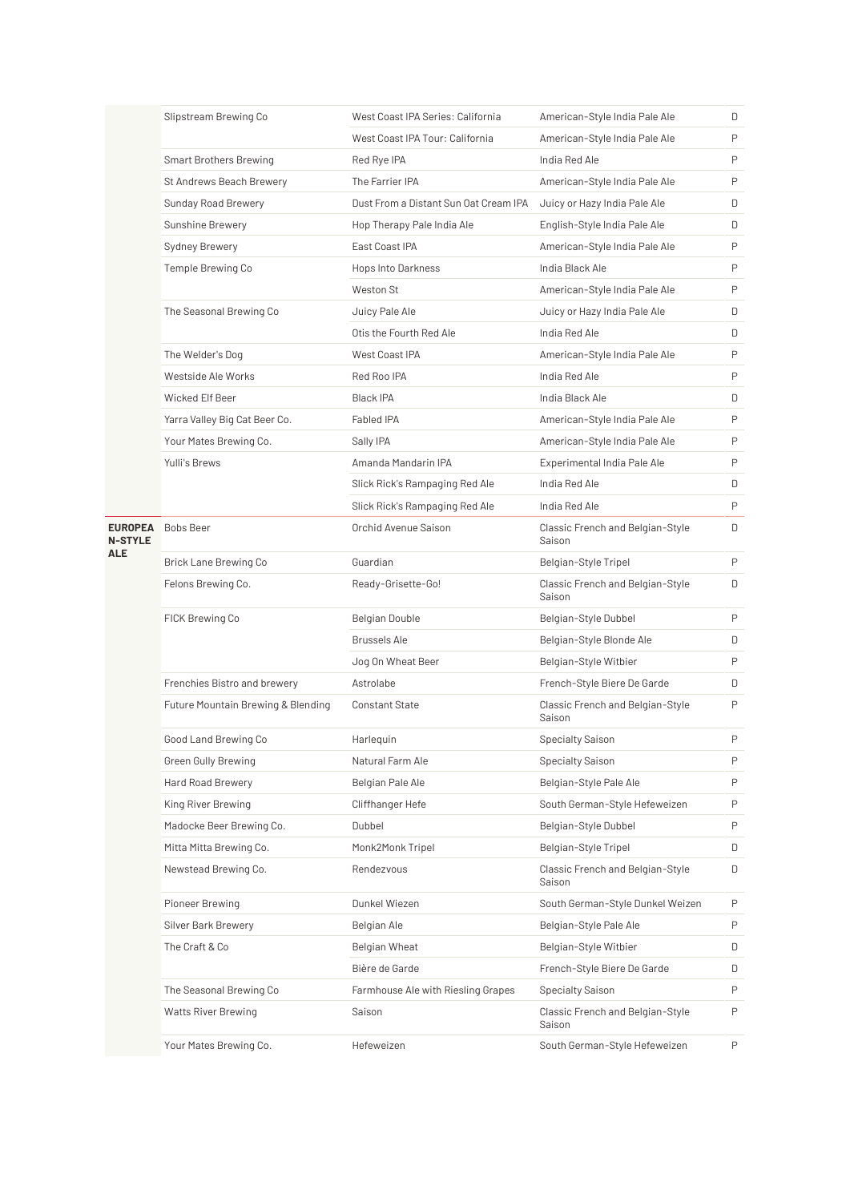| | | | | |
|---|---|---|---|---|
| | Slipstream Brewing Co | West Coast IPA Series: California | American-Style India Pale Ale | D |
| | | West Coast IPA Tour: California | American-Style India Pale Ale | P |
| | Smart Brothers Brewing | Red Rye IPA | India Red Ale | P |
| | St Andrews Beach Brewery | The Farrier IPA | American-Style India Pale Ale | P |
| | Sunday Road Brewery | Dust From a Distant Sun Oat Cream IPA | Juicy or Hazy India Pale Ale | D |
| | Sunshine Brewery | Hop Therapy Pale India Ale | English-Style India Pale Ale | D |
| | Sydney Brewery | East Coast IPA | American-Style India Pale Ale | P |
| | Temple Brewing Co | Hops Into Darkness | India Black Ale | P |
| | | Weston St | American-Style India Pale Ale | P |
| | The Seasonal Brewing Co | Juicy Pale Ale | Juicy or Hazy India Pale Ale | D |
| | | Otis the Fourth Red Ale | India Red Ale | D |
| | The Welder's Dog | West Coast IPA | American-Style India Pale Ale | P |
| | Westside Ale Works | Red Roo IPA | India Red Ale | P |
| | Wicked Elf Beer | Black IPA | India Black Ale | D |
| | Yarra Valley Big Cat Beer Co. | Fabled IPA | American-Style India Pale Ale | P |
| | Your Mates Brewing Co. | Sally IPA | American-Style India Pale Ale | P |
| | Yulli's Brews | Amanda Mandarin IPA | Experimental India Pale Ale | P |
| | | Slick Rick's Rampaging Red Ale | India Red Ale | D |
| | | Slick Rick's Rampaging Red Ale | India Red Ale | P |
| **EUROPEAN-STYLE ALE** | Bobs Beer | Orchid Avenue Saison | Classic French and Belgian-Style Saison | D |
| | Brick Lane Brewing Co | Guardian | Belgian-Style Tripel | P |
| | Felons Brewing Co. | Ready-Grisette-Go! | Classic French and Belgian-Style Saison | D |
| | FICK Brewing Co | Belgian Double | Belgian-Style Dubbel | P |
| | | Brussels Ale | Belgian-Style Blonde Ale | D |
| | | Jog On Wheat Beer | Belgian-Style Witbier | P |
| | Frenchies Bistro and brewery | Astrolabe | French-Style Biere De Garde | D |
| | Future Mountain Brewing & Blending | Constant State | Classic French and Belgian-Style Saison | P |
| | Good Land Brewing Co | Harlequin | Specialty Saison | P |
| | Green Gully Brewing | Natural Farm Ale | Specialty Saison | P |
| | Hard Road Brewery | Belgian Pale Ale | Belgian-Style Pale Ale | P |
| | King River Brewing | Cliffhanger Hefe | South German-Style Hefeweizen | P |
| | Madocke Beer Brewing Co. | Dubbel | Belgian-Style Dubbel | P |
| | Mitta Mitta Brewing Co. | Monk2Monk Tripel | Belgian-Style Tripel | D |
| | Newstead Brewing Co. | Rendezvous | Classic French and Belgian-Style Saison | D |
| | Pioneer Brewing | Dunkel Wiezen | South German-Style Dunkel Weizen | P |
| | Silver Bark Brewery | Belgian Ale | Belgian-Style Pale Ale | P |
| | The Craft & Co | Belgian Wheat | Belgian-Style Witbier | D |
| | | Bière de Garde | French-Style Biere De Garde | D |
| | The Seasonal Brewing Co | Farmhouse Ale with Riesling Grapes | Specialty Saison | P |
| | Watts River Brewing | Saison | Classic French and Belgian-Style Saison | P |
| | Your Mates Brewing Co. | Hefeweizen | South German-Style Hefeweizen | P |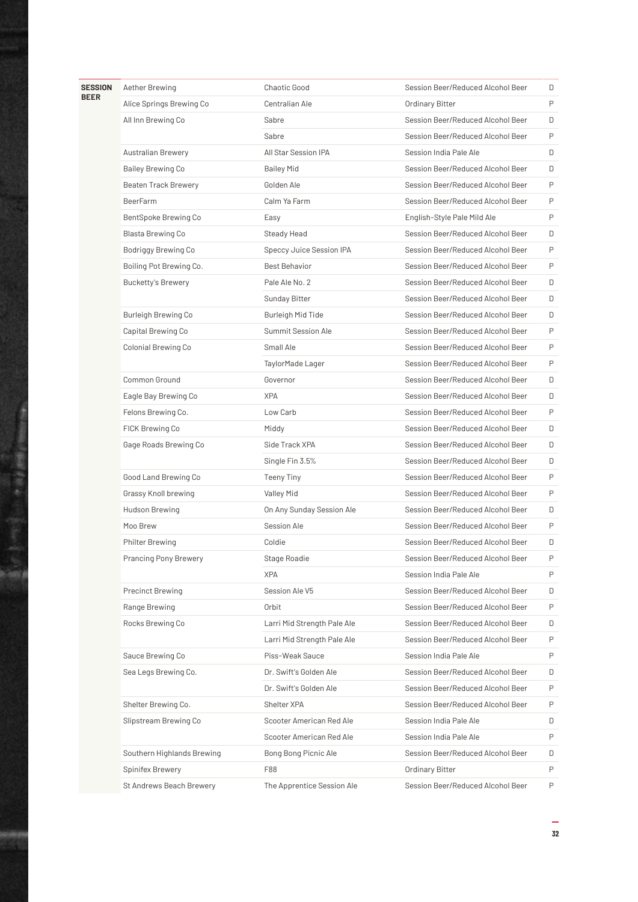| | | | | |
|---|---|---|---|---|
| **SESSION BEER** | Aether Brewing | Chaotic Good | Session Beer/Reduced Alcohol Beer | D |
| | Alice Springs Brewing Co | Centralian Ale | Ordinary Bitter | P |
| | All Inn Brewing Co | Sabre | Session Beer/Reduced Alcohol Beer | D |
| | | Sabre | Session Beer/Reduced Alcohol Beer | P |
| | Australian Brewery | All Star Session IPA | Session India Pale Ale | D |
| | Bailey Brewing Co | Bailey Mid | Session Beer/Reduced Alcohol Beer | D |
| | Beaten Track Brewery | Golden Ale | Session Beer/Reduced Alcohol Beer | P |
| | BeerFarm | Calm Ya Farm | Session Beer/Reduced Alcohol Beer | P |
| | BentSpoke Brewing Co | Easy | English-Style Pale Mild Ale | P |
| | Blasta Brewing Co | Steady Head | Session Beer/Reduced Alcohol Beer | D |
| | Bodriggy Brewing Co | Speccy Juice Session IPA | Session Beer/Reduced Alcohol Beer | P |
| | Boiling Pot Brewing Co. | Best Behavior | Session Beer/Reduced Alcohol Beer | P |
| | Bucketty's Brewery | Pale Ale No. 2 | Session Beer/Reduced Alcohol Beer | D |
| | | Sunday Bitter | Session Beer/Reduced Alcohol Beer | D |
| | Burleigh Brewing Co | Burleigh Mid Tide | Session Beer/Reduced Alcohol Beer | D |
| | Capital Brewing Co | Summit Session Ale | Session Beer/Reduced Alcohol Beer | P |
| | Colonial Brewing Co | Small Ale | Session Beer/Reduced Alcohol Beer | P |
| | | TaylorMade Lager | Session Beer/Reduced Alcohol Beer | P |
| | Common Ground | Governor | Session Beer/Reduced Alcohol Beer | D |
| | Eagle Bay Brewing Co | XPA | Session Beer/Reduced Alcohol Beer | D |
| | Felons Brewing Co. | Low Carb | Session Beer/Reduced Alcohol Beer | P |
| | FICK Brewing Co | Middy | Session Beer/Reduced Alcohol Beer | D |
| | Gage Roads Brewing Co | Side Track XPA | Session Beer/Reduced Alcohol Beer | D |
| | | Single Fin 3.5% | Session Beer/Reduced Alcohol Beer | D |
| | Good Land Brewing Co | Teeny Tiny | Session Beer/Reduced Alcohol Beer | P |
| | Grassy Knoll brewing | Valley Mid | Session Beer/Reduced Alcohol Beer | P |
| | Hudson Brewing | On Any Sunday Session Ale | Session Beer/Reduced Alcohol Beer | D |
| | Moo Brew | Session Ale | Session Beer/Reduced Alcohol Beer | P |
| | Philter Brewing | Coldie | Session Beer/Reduced Alcohol Beer | D |
| | Prancing Pony Brewery | Stage Roadie | Session Beer/Reduced Alcohol Beer | P |
| | | XPA | Session India Pale Ale | P |
| | Precinct Brewing | Session Ale V5 | Session Beer/Reduced Alcohol Beer | D |
| | Range Brewing | Orbit | Session Beer/Reduced Alcohol Beer | P |
| | Rocks Brewing Co | Larri Mid Strength Pale Ale | Session Beer/Reduced Alcohol Beer | D |
| | | Larri Mid Strength Pale Ale | Session Beer/Reduced Alcohol Beer | P |
| | Sauce Brewing Co | Piss-Weak Sauce | Session India Pale Ale | P |
| | Sea Legs Brewing Co. | Dr. Swift's Golden Ale | Session Beer/Reduced Alcohol Beer | D |
| | | Dr. Swift's Golden Ale | Session Beer/Reduced Alcohol Beer | P |
| | Shelter Brewing Co. | Shelter XPA | Session Beer/Reduced Alcohol Beer | P |
| | Slipstream Brewing Co | Scooter American Red Ale | Session India Pale Ale | D |
| | | Scooter American Red Ale | Session India Pale Ale | P |
| | Southern Highlands Brewing | Bong Bong Picnic Ale | Session Beer/Reduced Alcohol Beer | D |
| | Spinifex Brewery | F88 | Ordinary Bitter | P |
| | St Andrews Beach Brewery | The Apprentice Session Ale | Session Beer/Reduced Alcohol Beer | P |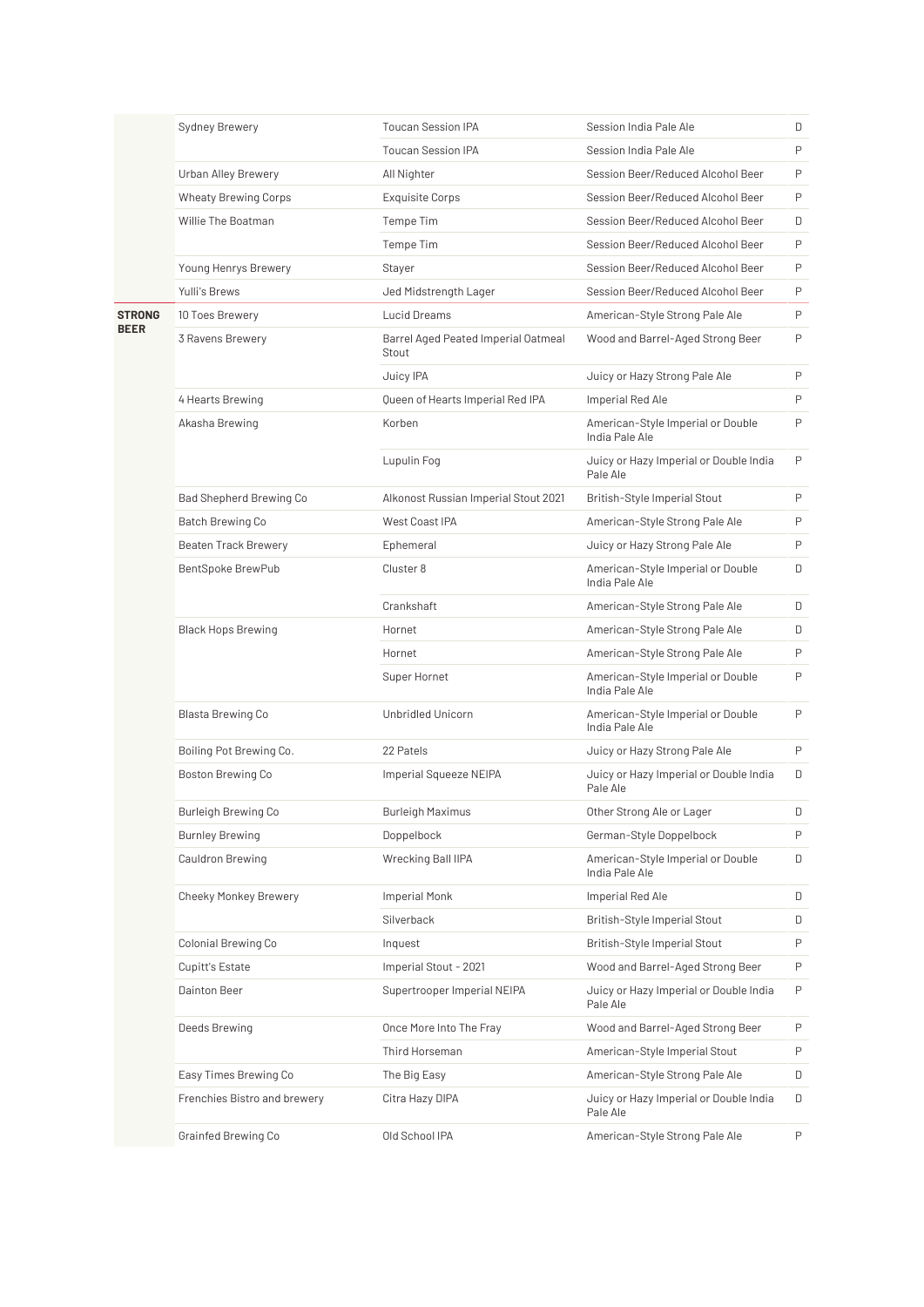| | | | | |
|---|---|---|---|---|
| | Sydney Brewery | Toucan Session IPA | Session India Pale Ale | D |
| | | Toucan Session IPA | Session India Pale Ale | P |
| | Urban Alley Brewery | All Nighter | Session Beer/Reduced Alcohol Beer | P |
| | Wheaty Brewing Corps | Exquisite Corps | Session Beer/Reduced Alcohol Beer | P |
| | Willie The Boatman | Tempe Tim | Session Beer/Reduced Alcohol Beer | D |
| | | Tempe Tim | Session Beer/Reduced Alcohol Beer | P |
| | Young Henrys Brewery | Stayer | Session Beer/Reduced Alcohol Beer | P |
| | Yulli's Brews | Jed Midstrength Lager | Session Beer/Reduced Alcohol Beer | P |
| **STRONG BEER** | 10 Toes Brewery | Lucid Dreams | American-Style Strong Pale Ale | P |
| | 3 Ravens Brewery | Barrel Aged Peated Imperial Oatmeal Stout | Wood and Barrel-Aged Strong Beer | P |
| | | Juicy IPA | Juicy or Hazy Strong Pale Ale | P |
| | 4 Hearts Brewing | Queen of Hearts Imperial Red IPA | Imperial Red Ale | P |
| | Akasha Brewing | Korben | American-Style Imperial or Double India Pale Ale | P |
| | | Lupulin Fog | Juicy or Hazy Imperial or Double India Pale Ale | P |
| | Bad Shepherd Brewing Co | Alkonost Russian Imperial Stout 2021 | British-Style Imperial Stout | P |
| | Batch Brewing Co | West Coast IPA | American-Style Strong Pale Ale | P |
| | Beaten Track Brewery | Ephemeral | Juicy or Hazy Strong Pale Ale | P |
| | BentSpoke BrewPub | Cluster 8 | American-Style Imperial or Double India Pale Ale | D |
| | | Crankshaft | American-Style Strong Pale Ale | D |
| | Black Hops Brewing | Hornet | American-Style Strong Pale Ale | D |
| | | Hornet | American-Style Strong Pale Ale | P |
| | | Super Hornet | American-Style Imperial or Double India Pale Ale | P |
| | Blasta Brewing Co | Unbridled Unicorn | American-Style Imperial or Double India Pale Ale | P |
| | Boiling Pot Brewing Co. | 22 Patels | Juicy or Hazy Strong Pale Ale | P |
| | Boston Brewing Co | Imperial Squeeze NEIPA | Juicy or Hazy Imperial or Double India Pale Ale | D |
| | Burleigh Brewing Co | Burleigh Maximus | Other Strong Ale or Lager | D |
| | Burnley Brewing | Doppelbock | German-Style Doppelbock | P |
| | Cauldron Brewing | Wrecking Ball IIPA | American-Style Imperial or Double India Pale Ale | D |
| | Cheeky Monkey Brewery | Imperial Monk | Imperial Red Ale | D |
| | | Silverback | British-Style Imperial Stout | D |
| | Colonial Brewing Co | Inquest | British-Style Imperial Stout | P |
| | Cupitt's Estate | Imperial Stout - 2021 | Wood and Barrel-Aged Strong Beer | P |
| | Dainton Beer | Supertrooper Imperial NEIPA | Juicy or Hazy Imperial or Double India Pale Ale | P |
| | Deeds Brewing | Once More Into The Fray | Wood and Barrel-Aged Strong Beer | P |
| | | Third Horseman | American-Style Imperial Stout | P |
| | Easy Times Brewing Co | The Big Easy | American-Style Strong Pale Ale | D |
| | Frenchies Bistro and brewery | Citra Hazy DIPA | Juicy or Hazy Imperial or Double India Pale Ale | D |
| | Grainfed Brewing Co | Old School IPA | American-Style Strong Pale Ale | P |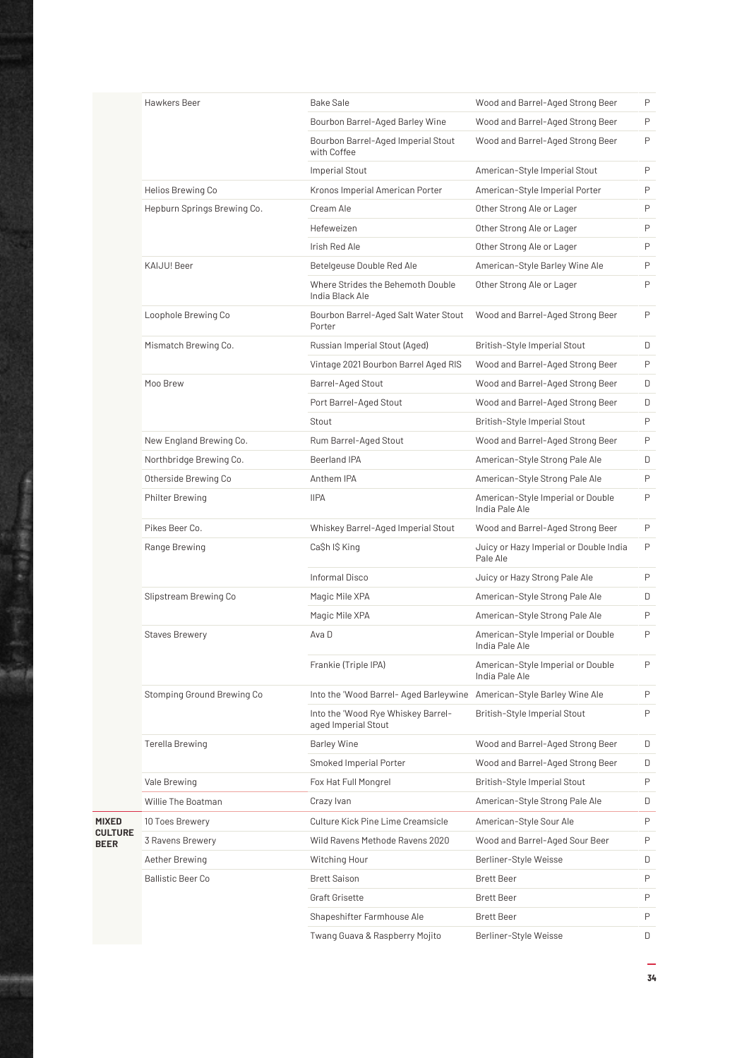| | | | | |
|---|---|---|---|---|
| | Hawkers Beer | Bake Sale | Wood and Barrel-Aged Strong Beer | P |
| | | Bourbon Barrel-Aged Barley Wine | Wood and Barrel-Aged Strong Beer | P |
| | | Bourbon Barrel-Aged Imperial Stout with Coffee | Wood and Barrel-Aged Strong Beer | P |
| | | Imperial Stout | American-Style Imperial Stout | P |
| | Helios Brewing Co | Kronos Imperial American Porter | American-Style Imperial Porter | P |
| | Hepburn Springs Brewing Co. | Cream Ale | Other Strong Ale or Lager | P |
| | | Hefeweizen | Other Strong Ale or Lager | P |
| | | Irish Red Ale | Other Strong Ale or Lager | P |
| | KAIJU! Beer | Betelgeuse Double Red Ale | American-Style Barley Wine Ale | P |
| | | Where Strides the Behemoth Double India Black Ale | Other Strong Ale or Lager | P |
| | Loophole Brewing Co | Bourbon Barrel-Aged Salt Water Stout Porter | Wood and Barrel-Aged Strong Beer | P |
| | Mismatch Brewing Co. | Russian Imperial Stout (Aged) | British-Style Imperial Stout | D |
| | | Vintage 2021 Bourbon Barrel Aged RIS | Wood and Barrel-Aged Strong Beer | P |
| | Moo Brew | Barrel-Aged Stout | Wood and Barrel-Aged Strong Beer | D |
| | | Port Barrel-Aged Stout | Wood and Barrel-Aged Strong Beer | D |
| | | Stout | British-Style Imperial Stout | P |
| | New England Brewing Co. | Rum Barrel-Aged Stout | Wood and Barrel-Aged Strong Beer | P |
| | Northbridge Brewing Co. | Beerland IPA | American-Style Strong Pale Ale | D |
| | Otherside Brewing Co | Anthem IPA | American-Style Strong Pale Ale | P |
| | Philter Brewing | IIPA | American-Style Imperial or Double India Pale Ale | P |
| | Pikes Beer Co. | Whiskey Barrel-Aged Imperial Stout | Wood and Barrel-Aged Strong Beer | P |
| | Range Brewing | Ca$h I$ King | Juicy or Hazy Imperial or Double India Pale Ale | P |
| | | Informal Disco | Juicy or Hazy Strong Pale Ale | P |
| | Slipstream Brewing Co | Magic Mile XPA | American-Style Strong Pale Ale | D |
| | | Magic Mile XPA | American-Style Strong Pale Ale | P |
| | Staves Brewery | Ava D | American-Style Imperial or Double India Pale Ale | P |
| | | Frankie (Triple IPA) | American-Style Imperial or Double India Pale Ale | P |
| | Stomping Ground Brewing Co | Into the 'Wood Barrel- Aged Barleywine | American-Style Barley Wine Ale | P |
| | | Into the 'Wood Rye Whiskey Barrel-aged Imperial Stout | British-Style Imperial Stout | P |
| | Terella Brewing | Barley Wine | Wood and Barrel-Aged Strong Beer | D |
| | | Smoked Imperial Porter | Wood and Barrel-Aged Strong Beer | D |
| | Vale Brewing | Fox Hat Full Mongrel | British-Style Imperial Stout | P |
| | Willie The Boatman | Crazy Ivan | American-Style Strong Pale Ale | D |
| **MIXED CULTURE BEER** | 10 Toes Brewery | Culture Kick Pine Lime Creamsicle | American-Style Sour Ale | P |
| | 3 Ravens Brewery | Wild Ravens Methode Ravens 2020 | Wood and Barrel-Aged Sour Beer | P |
| | Aether Brewing | Witching Hour | Berliner-Style Weisse | D |
| | Ballistic Beer Co | Brett Saison | Brett Beer | P |
| | | Graft Grisette | Brett Beer | P |
| | | Shapeshifter Farmhouse Ale | Brett Beer | P |
| | | Twang Guava & Raspberry Mojito | Berliner-Style Weisse | D |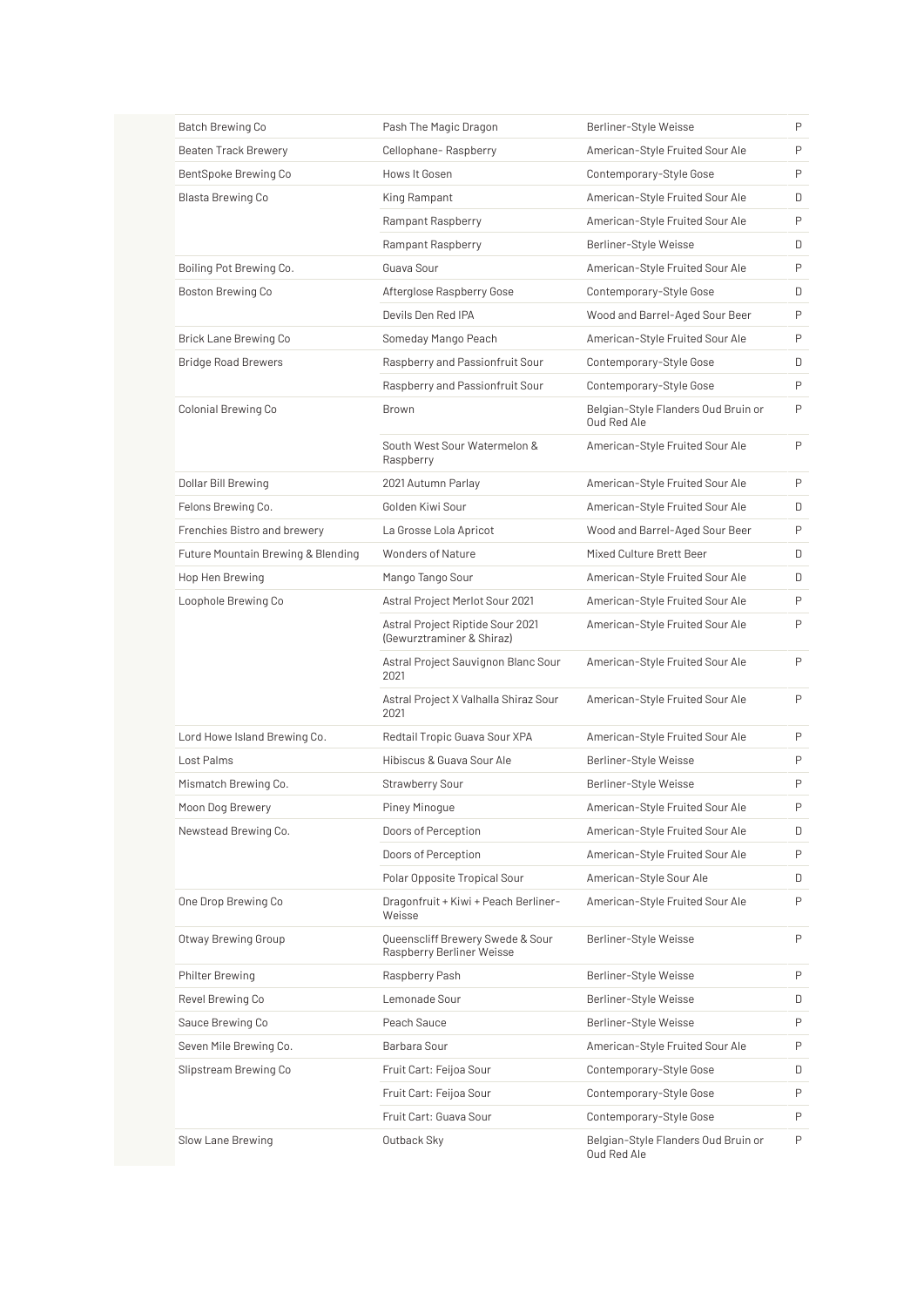| | | | |
|---|---|---|---|
| Batch Brewing Co | Pash The Magic Dragon | Berliner-Style Weisse | P |
| Beaten Track Brewery | Cellophane- Raspberry | American-Style Fruited Sour Ale | P |
| BentSpoke Brewing Co | Hows It Gosen | Contemporary-Style Gose | P |
| Blasta Brewing Co | King Rampant | American-Style Fruited Sour Ale | D |
| | Rampant Raspberry | American-Style Fruited Sour Ale | P |
| | Rampant Raspberry | Berliner-Style Weisse | D |
| Boiling Pot Brewing Co. | Guava Sour | American-Style Fruited Sour Ale | P |
| Boston Brewing Co | Afterglose Raspberry Gose | Contemporary-Style Gose | D |
| | Devils Den Red IPA | Wood and Barrel-Aged Sour Beer | P |
| Brick Lane Brewing Co | Someday Mango Peach | American-Style Fruited Sour Ale | P |
| Bridge Road Brewers | Raspberry and Passionfruit Sour | Contemporary-Style Gose | D |
| | Raspberry and Passionfruit Sour | Contemporary-Style Gose | P |
| Colonial Brewing Co | Brown | Belgian-Style Flanders Oud Bruin or Oud Red Ale | P |
| | South West Sour Watermelon & Raspberry | American-Style Fruited Sour Ale | P |
| Dollar Bill Brewing | 2021 Autumn Parlay | American-Style Fruited Sour Ale | P |
| Felons Brewing Co. | Golden Kiwi Sour | American-Style Fruited Sour Ale | D |
| Frenchies Bistro and brewery | La Grosse Lola Apricot | Wood and Barrel-Aged Sour Beer | P |
| Future Mountain Brewing & Blending | Wonders of Nature | Mixed Culture Brett Beer | D |
| Hop Hen Brewing | Mango Tango Sour | American-Style Fruited Sour Ale | D |
| Loophole Brewing Co | Astral Project Merlot Sour 2021 | American-Style Fruited Sour Ale | P |
| | Astral Project Riptide Sour 2021 (Gewurztraminer & Shiraz) | American-Style Fruited Sour Ale | P |
| | Astral Project Sauvignon Blanc Sour 2021 | American-Style Fruited Sour Ale | P |
| | Astral Project X Valhalla Shiraz Sour 2021 | American-Style Fruited Sour Ale | P |
| Lord Howe Island Brewing Co. | Redtail Tropic Guava Sour XPA | American-Style Fruited Sour Ale | P |
| Lost Palms | Hibiscus & Guava Sour Ale | Berliner-Style Weisse | P |
| Mismatch Brewing Co. | Strawberry Sour | Berliner-Style Weisse | P |
| Moon Dog Brewery | Piney Minogue | American-Style Fruited Sour Ale | P |
| Newstead Brewing Co. | Doors of Perception | American-Style Fruited Sour Ale | D |
| | Doors of Perception | American-Style Fruited Sour Ale | P |
| | Polar Opposite Tropical Sour | American-Style Sour Ale | D |
| One Drop Brewing Co | Dragonfruit + Kiwi + Peach Berliner-Weisse | American-Style Fruited Sour Ale | P |
| Otway Brewing Group | Queenscliff Brewery Swede & Sour Raspberry Berliner Weisse | Berliner-Style Weisse | P |
| Philter Brewing | Raspberry Pash | Berliner-Style Weisse | P |
| Revel Brewing Co | Lemonade Sour | Berliner-Style Weisse | D |
| Sauce Brewing Co | Peach Sauce | Berliner-Style Weisse | P |
| Seven Mile Brewing Co. | Barbara Sour | American-Style Fruited Sour Ale | P |
| Slipstream Brewing Co | Fruit Cart: Feijoa Sour | Contemporary-Style Gose | D |
| | Fruit Cart: Feijoa Sour | Contemporary-Style Gose | P |
| | Fruit Cart: Guava Sour | Contemporary-Style Gose | P |
| Slow Lane Brewing | Outback Sky | Belgian-Style Flanders Oud Bruin or Oud Red Ale | P |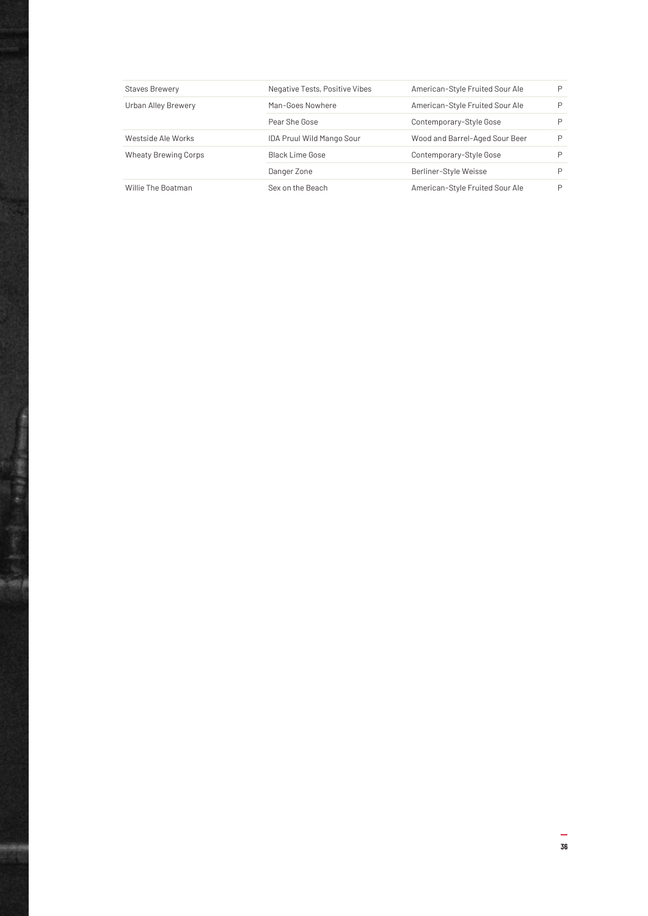| | | | |
|---|---|---|---|
| Staves Brewery | Negative Tests, Positive Vibes | American-Style Fruited Sour Ale | P |
| Urban Alley Brewery | Man-Goes Nowhere | American-Style Fruited Sour Ale | P |
| | Pear She Gose | Contemporary-Style Gose | P |
| Westside Ale Works | IDA Pruul Wild Mango Sour | Wood and Barrel-Aged Sour Beer | P |
| Wheaty Brewing Corps | Black Lime Gose | Contemporary-Style Gose | P |
| | Danger Zone | Berliner-Style Weisse | P |
| Willie The Boatman | Sex on the Beach | American-Style Fruited Sour Ale | P |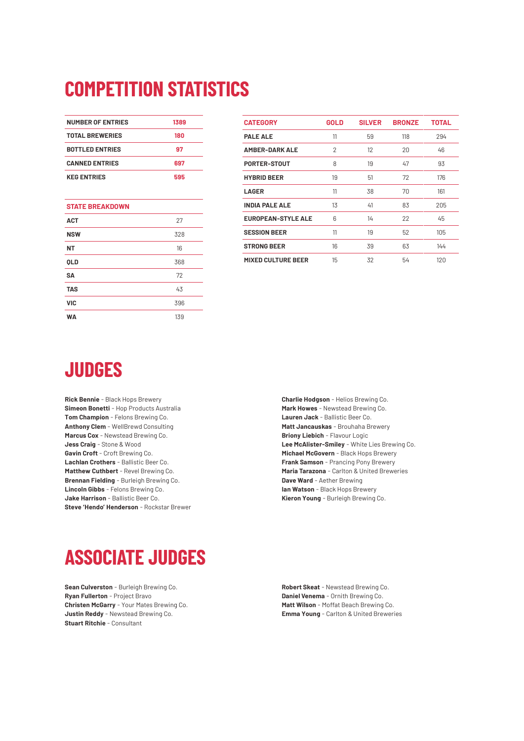# COMPETITION STATISTICS

| NUMBER OF ENTRIES | 1389 |
|---|---|
| TOTAL BREWERIES | 180 |
| BOTTLED ENTRIES | 97 |
| CANNED ENTRIES | 697 |
| KEG ENTRIES | 595 |

| STATE BREAKDOWN | |
|---|---|
| ACT | 27 |
| NSW | 328 |
| NT | 16 |
| QLD | 368 |
| SA | 72 |
| TAS | 43 |
| VIC | 396 |
| WA | 139 |

| CATEGORY | GOLD | SILVER | BRONZE | TOTAL |
|---|---|---|---|---|
| PALE ALE | 11 | 59 | 118 | 294 |
| AMBER-DARK ALE | 2 | 12 | 20 | 46 |
| PORTER-STOUT | 8 | 19 | 47 | 93 |
| HYBRID BEER | 19 | 51 | 72 | 176 |
| LAGER | 11 | 38 | 70 | 161 |
| INDIA PALE ALE | 13 | 41 | 83 | 205 |
| EUROPEAN-STYLE ALE | 6 | 14 | 22 | 45 |
| SESSION BEER | 11 | 19 | 52 | 105 |
| STRONG BEER | 16 | 39 | 63 | 144 |
| MIXED CULTURE BEER | 15 | 32 | 54 | 120 |

# JUDGES

**Rick Bennie** - Black Hops Brewery
**Simeon Bonetti** - Hop Products Australia
**Tom Champion** - Felons Brewing Co.
**Anthony Clem** - WellBrewd Consulting
**Marcus Cox** - Newstead Brewing Co.
**Jess Craig** - Stone & Wood
**Gavin Croft** - Croft Brewing Co.
**Lachlan Crothers** - Ballistic Beer Co.
**Matthew Cuthbert** - Revel Brewing Co.
**Brennan Fielding** - Burleigh Brewing Co.
**Lincoln Gibbs** - Felons Brewing Co.
**Jake Harrison** - Ballistic Beer Co.
**Steve 'Hendo' Henderson** - Rockstar Brewer
**Charlie Hodgson** - Helios Brewing Co.
**Mark Howes** - Newstead Brewing Co.
**Lauren Jack** - Ballistic Beer Co.
**Matt Jancauskas** - Brouhaha Brewery
**Briony Liebich** - Flavour Logic
**Lee McAlister-Smiley** - White Lies Brewing Co.
**Michael McGovern** - Black Hops Brewery
**Frank Samson** - Prancing Pony Brewery
**Maria Tarazona** - Carlton & United Breweries
**Dave Ward** - Aether Brewing
**Ian Watson** - Black Hops Brewery
**Kieron Young** - Burleigh Brewing Co.

# ASSOCIATE JUDGES

**Sean Culverston** - Burleigh Brewing Co.
**Ryan Fullerton** - Project Bravo
**Christen McGarry** - Your Mates Brewing Co.
**Justin Reddy** - Newstead Brewing Co.
**Stuart Ritchie** - Consultant
**Robert Skeat** - Newstead Brewing Co.
**Daniel Venema** - Ornith Brewing Co.
**Matt Wilson** - Moffat Beach Brewing Co.
**Emma Young** - Carlton & United Breweries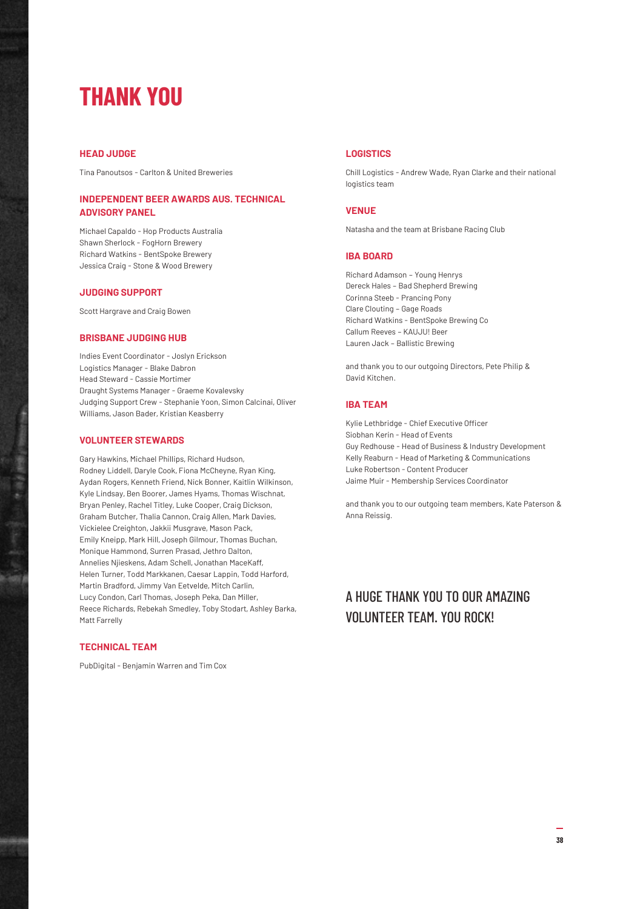# THANK YOU

## HEAD JUDGE

Tina Panoutsos - Carlton & United Breweries

## INDEPENDENT BEER AWARDS AUS. TECHNICAL ADVISORY PANEL

Michael Capaldo - Hop Products Australia
Shawn Sherlock - FogHorn Brewery
Richard Watkins - BentSpoke Brewery
Jessica Craig - Stone & Wood Brewery

## JUDGING SUPPORT

Scott Hargrave and Craig Bowen

## BRISBANE JUDGING HUB

Indies Event Coordinator - Joslyn Erickson
Logistics Manager - Blake Dabron
Head Steward - Cassie Mortimer
Draught Systems Manager - Graeme Kovalevsky
Judging Support Crew - Stephanie Yoon, Simon Calcinai, Oliver Williams, Jason Bader, Kristian Keasberry

## VOLUNTEER STEWARDS

Gary Hawkins, Michael Phillips, Richard Hudson, Rodney Liddell, Daryle Cook, Fiona McCheyne, Ryan King, Aydan Rogers, Kenneth Friend, Nick Bonner, Kaitlin Wilkinson, Kyle Lindsay, Ben Boorer, James Hyams, Thomas Wischnat, Bryan Penley, Rachel Titley, Luke Cooper, Craig Dickson, Graham Butcher, Thalia Cannon, Craig Allen, Mark Davies, Vickielee Creighton, Jakkii Musgrave, Mason Pack, Emily Kneipp, Mark Hill, Joseph Gilmour, Thomas Buchan, Monique Hammond, Surren Prasad, Jethro Dalton, Annelies Njieskens, Adam Schell, Jonathan MaceKaff, Helen Turner, Todd Markkanen, Caesar Lappin, Todd Harford, Martin Bradford, Jimmy Van Eetvelde, Mitch Carlin, Lucy Condon, Carl Thomas, Joseph Peka, Dan Miller, Reece Richards, Rebekah Smedley, Toby Stodart, Ashley Barka, Matt Farrelly

## TECHNICAL TEAM

PubDigital - Benjamin Warren and Tim Cox

## LOGISTICS

Chill Logistics - Andrew Wade, Ryan Clarke and their national logistics team

## VENUE

Natasha and the team at Brisbane Racing Club

## IBA BOARD

Richard Adamson – Young Henrys
Dereck Hales – Bad Shepherd Brewing
Corinna Steeb - Prancing Pony
Clare Clouting – Gage Roads
Richard Watkins - BentSpoke Brewing Co
Callum Reeves – KAUJU! Beer
Lauren Jack – Ballistic Brewing

and thank you to our outgoing Directors, Pete Philip & David Kitchen.

## IBA TEAM

Kylie Lethbridge - Chief Executive Officer
Siobhan Kerin - Head of Events
Guy Redhouse - Head of Business & Industry Development
Kelly Reaburn - Head of Marketing & Communications
Luke Robertson - Content Producer
Jaime Muir - Membership Services Coordinator

and thank you to our outgoing team members, Kate Paterson & Anna Reissig.

## A HUGE THANK YOU TO OUR AMAZING VOLUNTEER TEAM. YOU ROCK!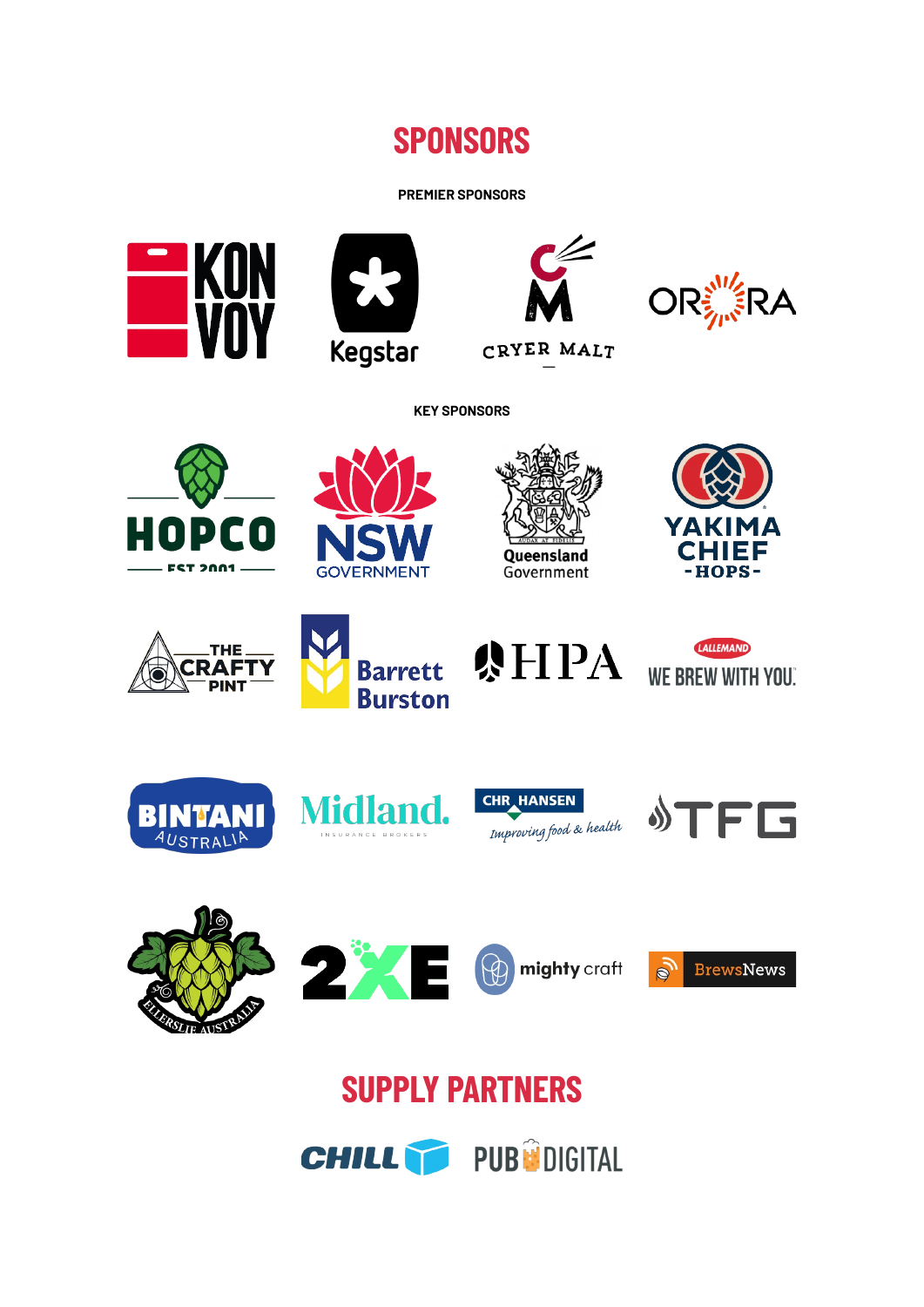# SPONSORS

### PREMIER SPONSORS

KONVOY

Kegstar

CRYER MALT

ORORA

### KEY SPONSORS

HOPCO EST 2001

NSW GOVERNMENT

Queensland Government

YAKIMA CHIEF -HOPS-

THE CRAFTY PINT

Barrett Burston

HPA

LALLEMAND WE BREW WITH YOU.

BINTANI AUSTRALIA

Midland. INSURANCE BROKERS

CHR HANSEN Improving food & health

TFG

ELLERSLIE AUSTRALIA

2XE

mighty craft

BrewsNews

# SUPPLY PARTNERS

CHILL

PUB DIGITAL